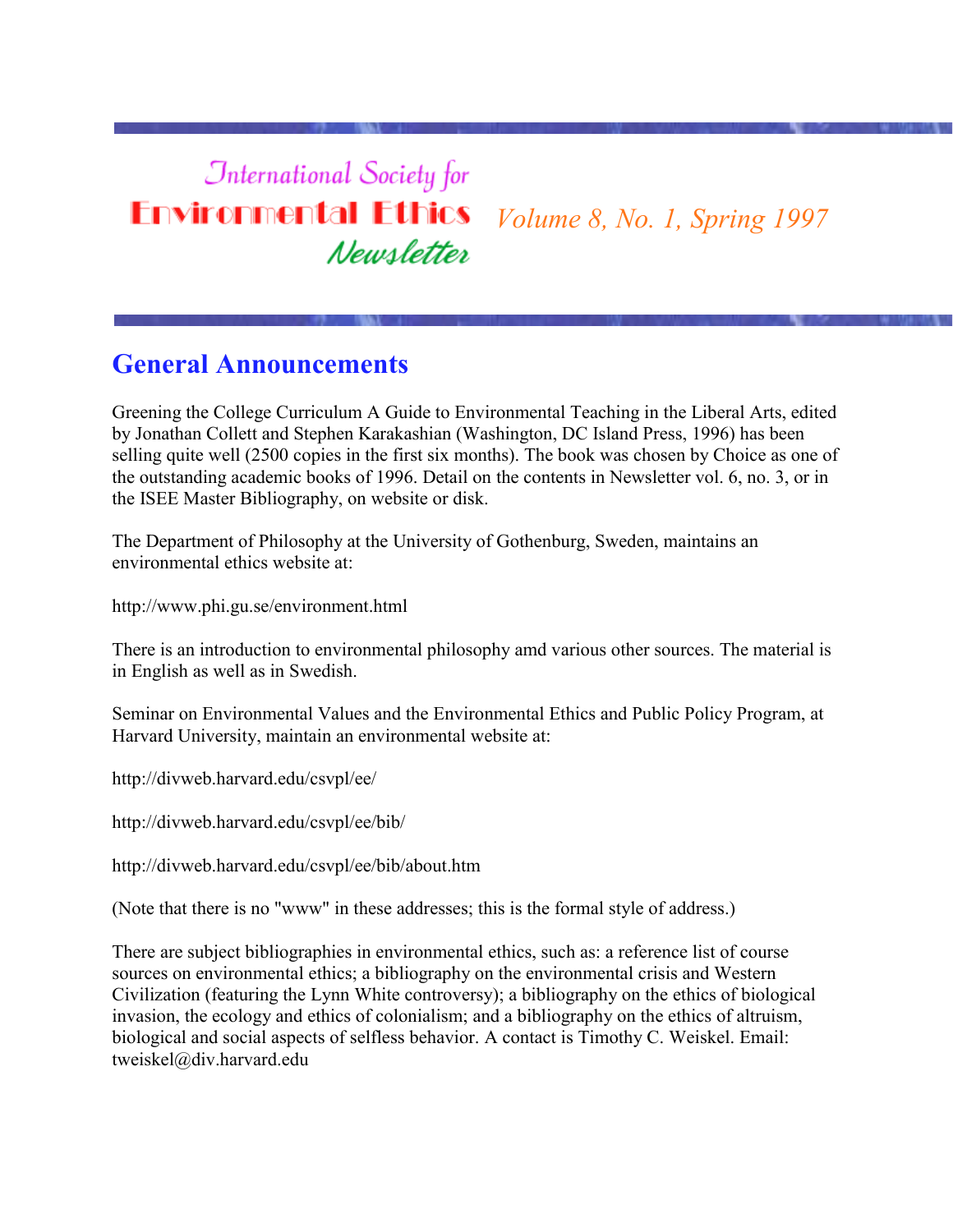# International Society for Environmental Ethics Newsletter

*Volume 8, No. 1, Spring 1997*

## General Announcements

Greening the College Curriculum A Guide to Environmental Teaching in the Liberal Arts, edited by Jonathan Collett and Stephen Karakashian (Washington, DC Island Press, 1996) has been selling quite well (2500 copies in the first six months). The book was chosen by Choice as one of the outstanding academic books of 1996. Detail on the contents in Newsletter vol. 6, no. 3, or in the ISEE Master Bibliography, on website or disk.

The Department of Philosophy at the University of Gothenburg, Sweden, maintains an environmental ethics website at:

http://www.phi.gu.se/environment.html

There is an introduction to environmental philosophy amd various other sources. The material is in English as well as in Swedish.

Seminar on Environmental Values and the Environmental Ethics and Public Policy Program, at Harvard University, maintain an environmental website at:

http://divweb.harvard.edu/csvpl/ee/

http://divweb.harvard.edu/csvpl/ee/bib/

http://divweb.harvard.edu/csvpl/ee/bib/about.htm

(Note that there is no "www" in these addresses; this is the formal style of address.)

There are subject bibliographies in environmental ethics, such as: a reference list of course sources on environmental ethics; a bibliography on the environmental crisis and Western Civilization (featuring the Lynn White controversy); a bibliography on the ethics of biological invasion, the ecology and ethics of colonialism; and a bibliography on the ethics of altruism, biological and social aspects of selfless behavior. A contact is Timothy C. Weiskel. Email: tweiskel@div.harvard.edu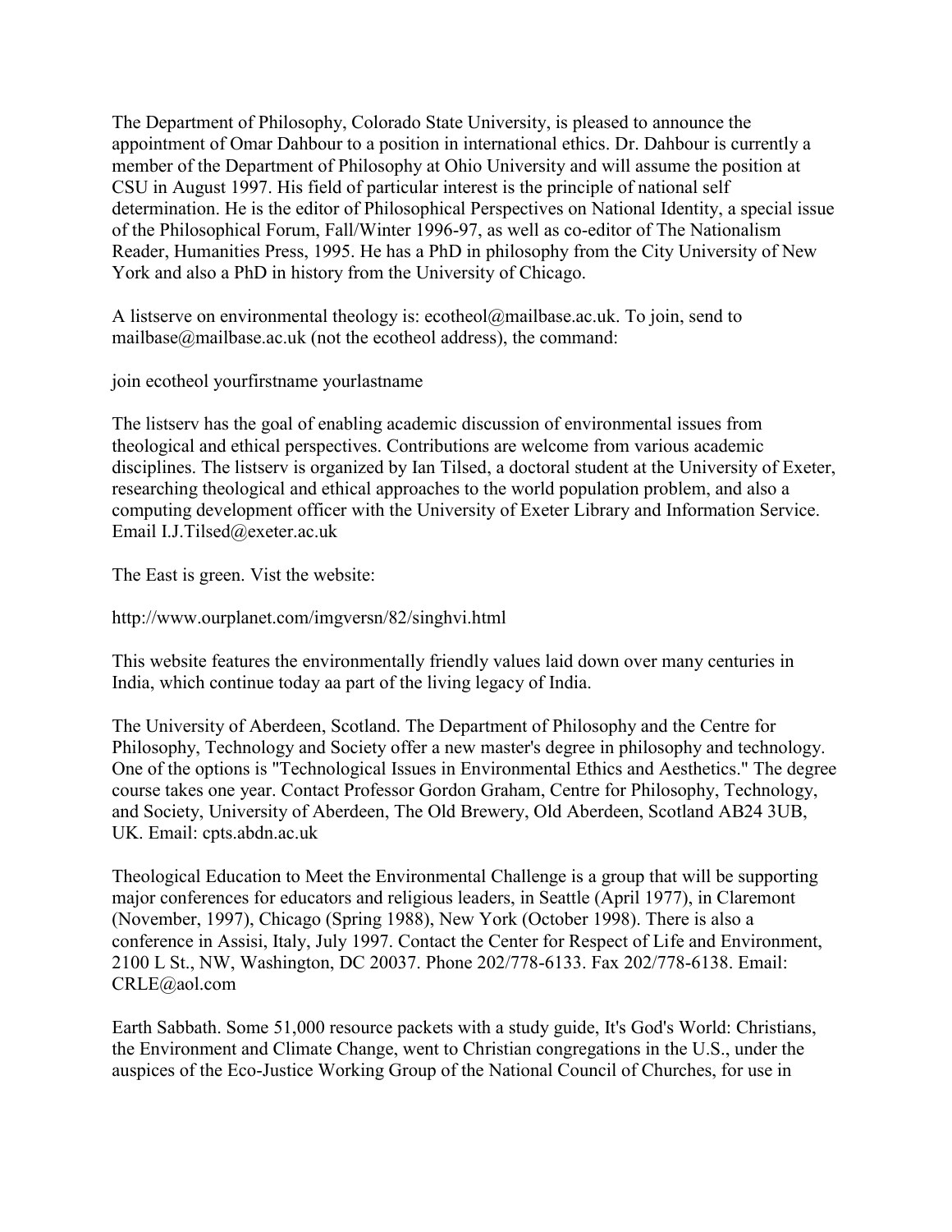The Department of Philosophy, Colorado State University, is pleased to announce the appointment of Omar Dahbour to a position in international ethics. Dr. Dahbour is currently a member of the Department of Philosophy at Ohio University and will assume the position at CSU in August 1997. His field of particular interest is the principle of national self determination. He is the editor of Philosophical Perspectives on National Identity, a special issue of the Philosophical Forum, Fall/Winter 1996-97, as well as co-editor of The Nationalism Reader, Humanities Press, 1995. He has a PhD in philosophy from the City University of New York and also a PhD in history from the University of Chicago.

A listserve on environmental theology is: ecotheol@mailbase.ac.uk. To join, send to mailbase@mailbase.ac.uk (not the ecotheol address), the command:

join ecotheol yourfirstname yourlastname

The listserv has the goal of enabling academic discussion of environmental issues from theological and ethical perspectives. Contributions are welcome from various academic disciplines. The listserv is organized by Ian Tilsed, a doctoral student at the University of Exeter, researching theological and ethical approaches to the world population problem, and also a computing development officer with the University of Exeter Library and Information Service. Email I.J.Tilsed@exeter.ac.uk

The East is green. Vist the website:

http://www.ourplanet.com/imgversn/82/singhvi.html

This website features the environmentally friendly values laid down over many centuries in India, which continue today aa part of the living legacy of India.

The University of Aberdeen, Scotland. The Department of Philosophy and the Centre for Philosophy, Technology and Society offer a new master's degree in philosophy and technology. One of the options is "Technological Issues in Environmental Ethics and Aesthetics." The degree course takes one year. Contact Professor Gordon Graham, Centre for Philosophy, Technology, and Society, University of Aberdeen, The Old Brewery, Old Aberdeen, Scotland AB24 3UB, UK. Email: cpts.abdn.ac.uk

Theological Education to Meet the Environmental Challenge is a group that will be supporting major conferences for educators and religious leaders, in Seattle (April 1977), in Claremont (November, 1997), Chicago (Spring 1988), New York (October 1998). There is also a conference in Assisi, Italy, July 1997. Contact the Center for Respect of Life and Environment, 2100 L St., NW, Washington, DC 20037. Phone 202/778-6133. Fax 202/778-6138. Email: CRLE@aol.com

Earth Sabbath. Some 51,000 resource packets with a study guide, It's God's World: Christians, the Environment and Climate Change, went to Christian congregations in the U.S., under the auspices of the Eco-Justice Working Group of the National Council of Churches, for use in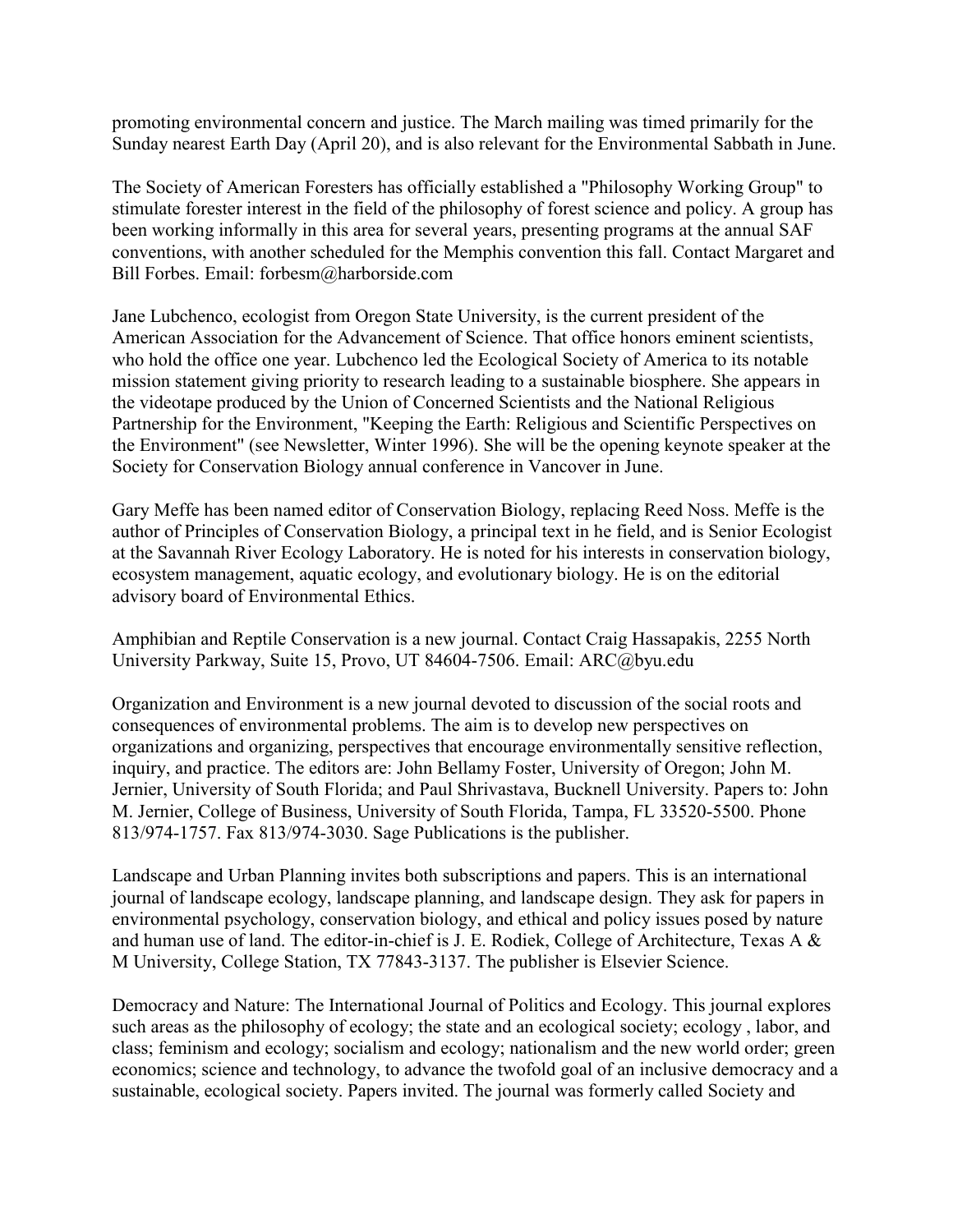promoting environmental concern and justice. The March mailing was timed primarily for the Sunday nearest Earth Day (April 20), and is also relevant for the Environmental Sabbath in June.

The Society of American Foresters has officially established a "Philosophy Working Group" to stimulate forester interest in the field of the philosophy of forest science and policy. A group has been working informally in this area for several years, presenting programs at the annual SAF conventions, with another scheduled for the Memphis convention this fall. Contact Margaret and Bill Forbes. Email: forbesm@harborside.com

Jane Lubchenco, ecologist from Oregon State University, is the current president of the American Association for the Advancement of Science. That office honors eminent scientists, who hold the office one year. Lubchenco led the Ecological Society of America to its notable mission statement giving priority to research leading to a sustainable biosphere. She appears in the videotape produced by the Union of Concerned Scientists and the National Religious Partnership for the Environment, "Keeping the Earth: Religious and Scientific Perspectives on the Environment" (see Newsletter, Winter 1996). She will be the opening keynote speaker at the Society for Conservation Biology annual conference in Vancouver in June.

Gary Meffe has been named editor of Conservation Biology, replacing Reed Noss. Meffe is the author of Principles of Conservation Biology, a principal text in he field, and is Senior Ecologist at the Savannah River Ecology Laboratory. He is noted for his interests in conservation biology, ecosystem management, aquatic ecology, and evolutionary biology. He is on the editorial advisory board of Environmental Ethics.

Amphibian and Reptile Conservation is a new journal. Contact Craig Hassapakis, 2255 North University Parkway, Suite 15, Provo, UT 84604-7506. Email: ARC@byu.edu

Organization and Environment is a new journal devoted to discussion of the social roots and consequences of environmental problems. The aim is to develop new perspectives on organizations and organizing, perspectives that encourage environmentally sensitive reflection, inquiry, and practice. The editors are: John Bellamy Foster, University of Oregon; John M. Jernier, University of South Florida; and Paul Shrivastava, Bucknell University. Papers to: John M. Jernier, College of Business, University of South Florida, Tampa, FL 33520-5500. Phone 813/974-1757. Fax 813/974-3030. Sage Publications is the publisher.

Landscape and Urban Planning invites both subscriptions and papers. This is an international journal of landscape ecology, landscape planning, and landscape design. They ask for papers in environmental psychology, conservation biology, and ethical and policy issues posed by nature and human use of land. The editor-in-chief is J. E. Rodiek, College of Architecture, Texas A & M University, College Station, TX 77843-3137. The publisher is Elsevier Science.

Democracy and Nature: The International Journal of Politics and Ecology. This journal explores such areas as the philosophy of ecology; the state and an ecological society; ecology , labor, and class; feminism and ecology; socialism and ecology; nationalism and the new world order; green economics; science and technology, to advance the twofold goal of an inclusive democracy and a sustainable, ecological society. Papers invited. The journal was formerly called Society and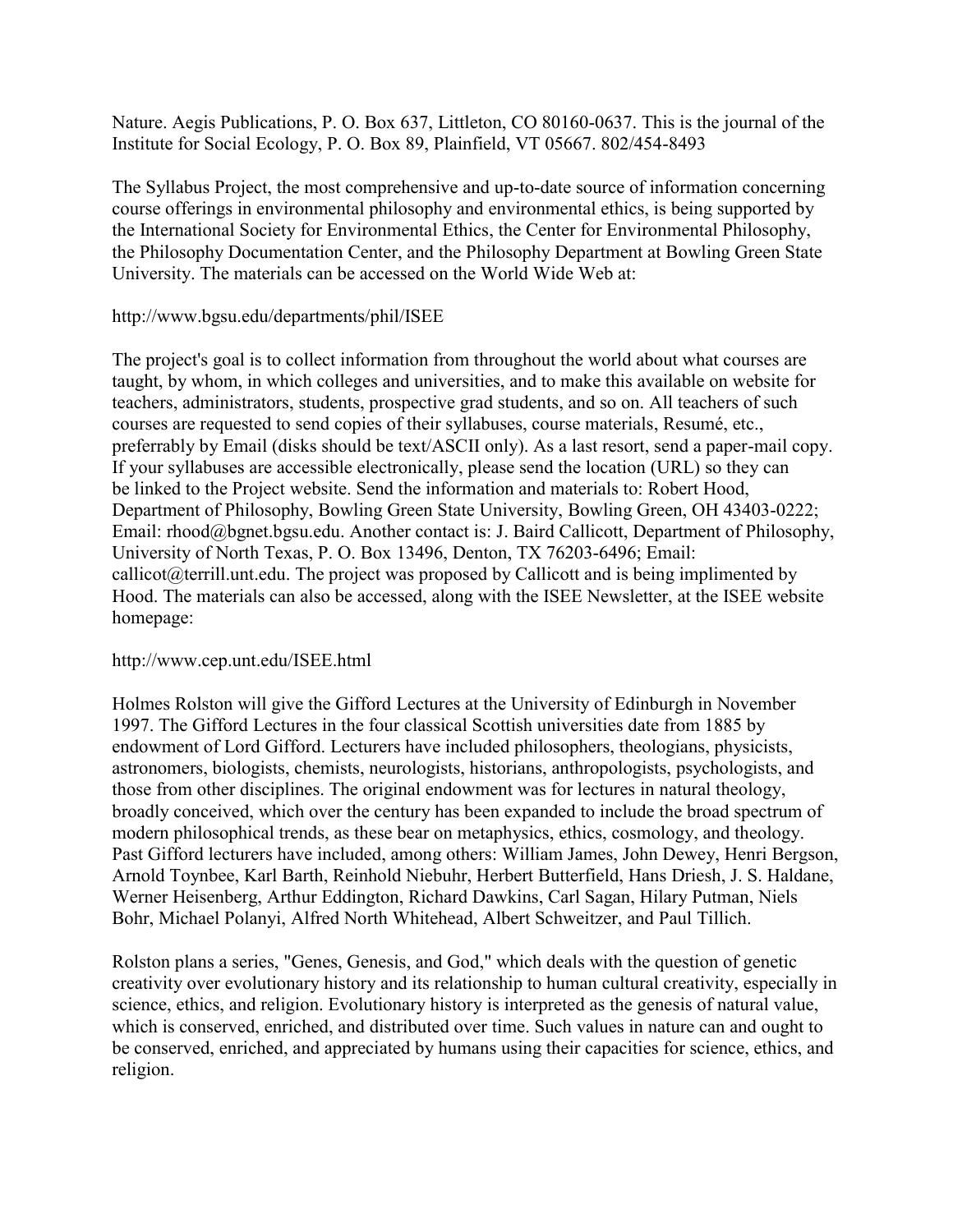Nature. Aegis Publications, P. O. Box 637, Littleton, CO 80160-0637. This is the journal of the Institute for Social Ecology, P. O. Box 89, Plainfield, VT 05667. 802/454-8493

The Syllabus Project, the most comprehensive and up-to-date source of information concerning course offerings in environmental philosophy and environmental ethics, is being supported by the International Society for Environmental Ethics, the Center for Environmental Philosophy, the Philosophy Documentation Center, and the Philosophy Department at Bowling Green State University. The materials can be accessed on the World Wide Web at:

http://www.bgsu.edu/departments/phil/ISEE

The project's goal is to collect information from throughout the world about what courses are taught, by whom, in which colleges and universities, and to make this available on website for teachers, administrators, students, prospective grad students, and so on. All teachers of such courses are requested to send copies of their syllabuses, course materials, Resumé, etc., preferrably by Email (disks should be text/ASCII only). As a last resort, send a paper-mail copy. If your syllabuses are accessible electronically, please send the location (URL) so they can be linked to the Project website. Send the information and materials to: Robert Hood, Department of Philosophy, Bowling Green State University, Bowling Green, OH 43403-0222; Email: rhood@bgnet.bgsu.edu. Another contact is: J. Baird Callicott, Department of Philosophy, University of North Texas, P. O. Box 13496, Denton, TX 76203-6496; Email: callicot@terrill.unt.edu. The project was proposed by Callicott and is being implimented by Hood. The materials can also be accessed, along with the ISEE Newsletter, at the ISEE website homepage:

http://www.cep.unt.edu/ISEE.html

Holmes Rolston will give the Gifford Lectures at the University of Edinburgh in November 1997. The Gifford Lectures in the four classical Scottish universities date from 1885 by endowment of Lord Gifford. Lecturers have included philosophers, theologians, physicists, astronomers, biologists, chemists, neurologists, historians, anthropologists, psychologists, and those from other disciplines. The original endowment was for lectures in natural theology, broadly conceived, which over the century has been expanded to include the broad spectrum of modern philosophical trends, as these bear on metaphysics, ethics, cosmology, and theology. Past Gifford lecturers have included, among others: William James, John Dewey, Henri Bergson, Arnold Toynbee, Karl Barth, Reinhold Niebuhr, Herbert Butterfield, Hans Driesh, J. S. Haldane, Werner Heisenberg, Arthur Eddington, Richard Dawkins, Carl Sagan, Hilary Putman, Niels Bohr, Michael Polanyi, Alfred North Whitehead, Albert Schweitzer, and Paul Tillich.

Rolston plans a series, "Genes, Genesis, and God," which deals with the question of genetic creativity over evolutionary history and its relationship to human cultural creativity, especially in science, ethics, and religion. Evolutionary history is interpreted as the genesis of natural value, which is conserved, enriched, and distributed over time. Such values in nature can and ought to be conserved, enriched, and appreciated by humans using their capacities for science, ethics, and religion.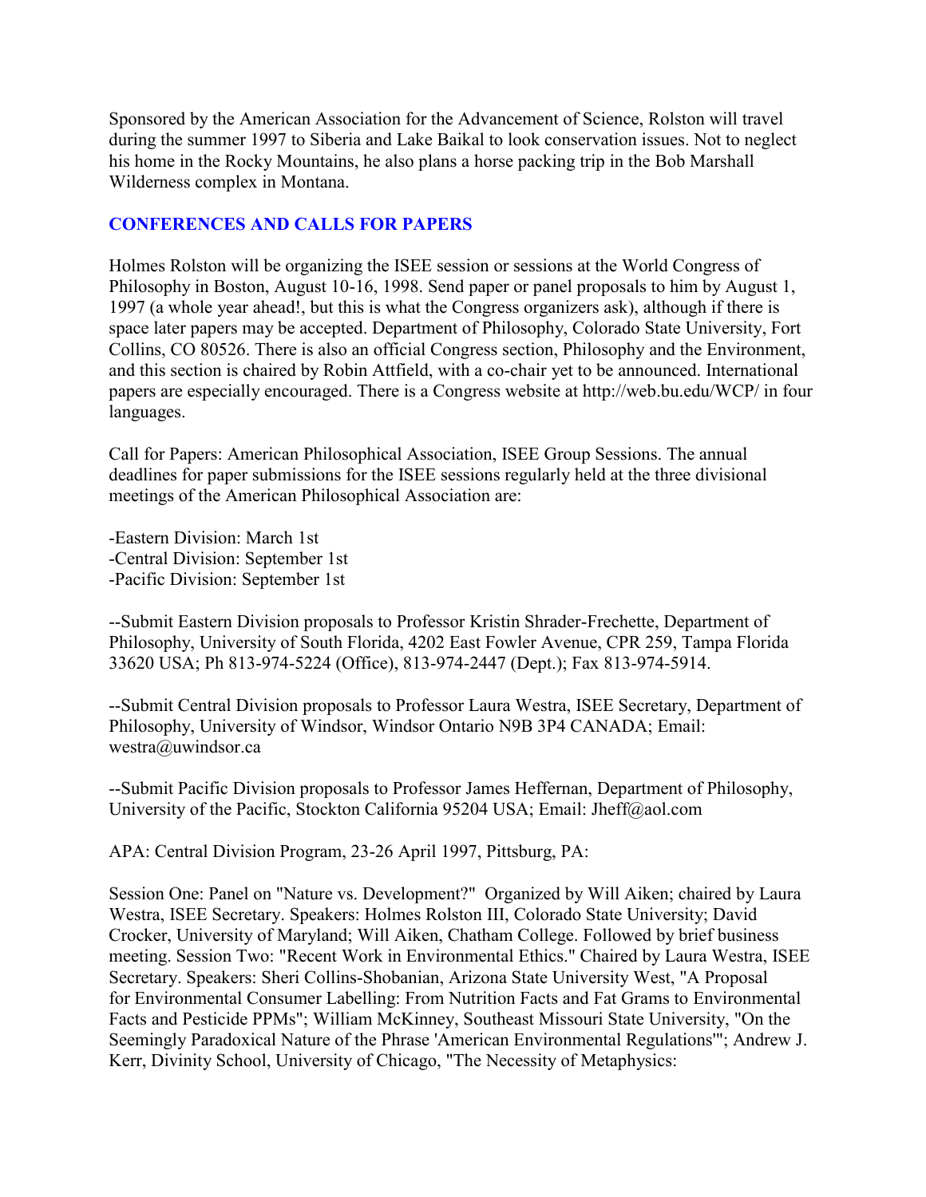Sponsored by the American Association for the Advancement of Science, Rolston will travel during the summer 1997 to Siberia and Lake Baikal to look conservation issues. Not to neglect his home in the Rocky Mountains, he also plans a horse packing trip in the Bob Marshall Wilderness complex in Montana.

## CONFERENCES AND CALLS FOR PAPERS

Holmes Rolston will be organizing the ISEE session or sessions at the World Congress of Philosophy in Boston, August 10-16, 1998. Send paper or panel proposals to him by August 1, 1997 (a whole year ahead!, but this is what the Congress organizers ask), although if there is space later papers may be accepted. Department of Philosophy, Colorado State University, Fort Collins, CO 80526. There is also an official Congress section, Philosophy and the Environment, and this section is chaired by Robin Attfield, with a co-chair yet to be announced. International papers are especially encouraged. There is a Congress website at http://web.bu.edu/WCP/ in four languages.

Call for Papers: American Philosophical Association, ISEE Group Sessions. The annual deadlines for paper submissions for the ISEE sessions regularly held at the three divisional meetings of the American Philosophical Association are:

-Eastern Division: March 1st
-Central Division: September 1st
-Pacific Division: September 1st

--Submit Eastern Division proposals to Professor Kristin Shrader-Frechette, Department of Philosophy, University of South Florida, 4202 East Fowler Avenue, CPR 259, Tampa Florida 33620 USA; Ph 813-974-5224 (Office), 813-974-2447 (Dept.); Fax 813-974-5914.

--Submit Central Division proposals to Professor Laura Westra, ISEE Secretary, Department of Philosophy, University of Windsor, Windsor Ontario N9B 3P4 CANADA; Email: westra@uwindsor.ca

--Submit Pacific Division proposals to Professor James Heffernan, Department of Philosophy, University of the Pacific, Stockton California 95204 USA; Email: Jheff@aol.com

APA: Central Division Program, 23-26 April 1997, Pittsburg, PA:

Session One: Panel on "Nature vs. Development?" Organized by Will Aiken; chaired by Laura Westra, ISEE Secretary. Speakers: Holmes Rolston III, Colorado State University; David Crocker, University of Maryland; Will Aiken, Chatham College. Followed by brief business meeting. Session Two: "Recent Work in Environmental Ethics." Chaired by Laura Westra, ISEE Secretary. Speakers: Sheri Collins-Shobanian, Arizona State University West, "A Proposal for Environmental Consumer Labelling: From Nutrition Facts and Fat Grams to Environmental Facts and Pesticide PPMs"; William McKinney, Southeast Missouri State University, "On the Seemingly Paradoxical Nature of the Phrase 'American Environmental Regulations'"; Andrew J. Kerr, Divinity School, University of Chicago, "The Necessity of Metaphysics: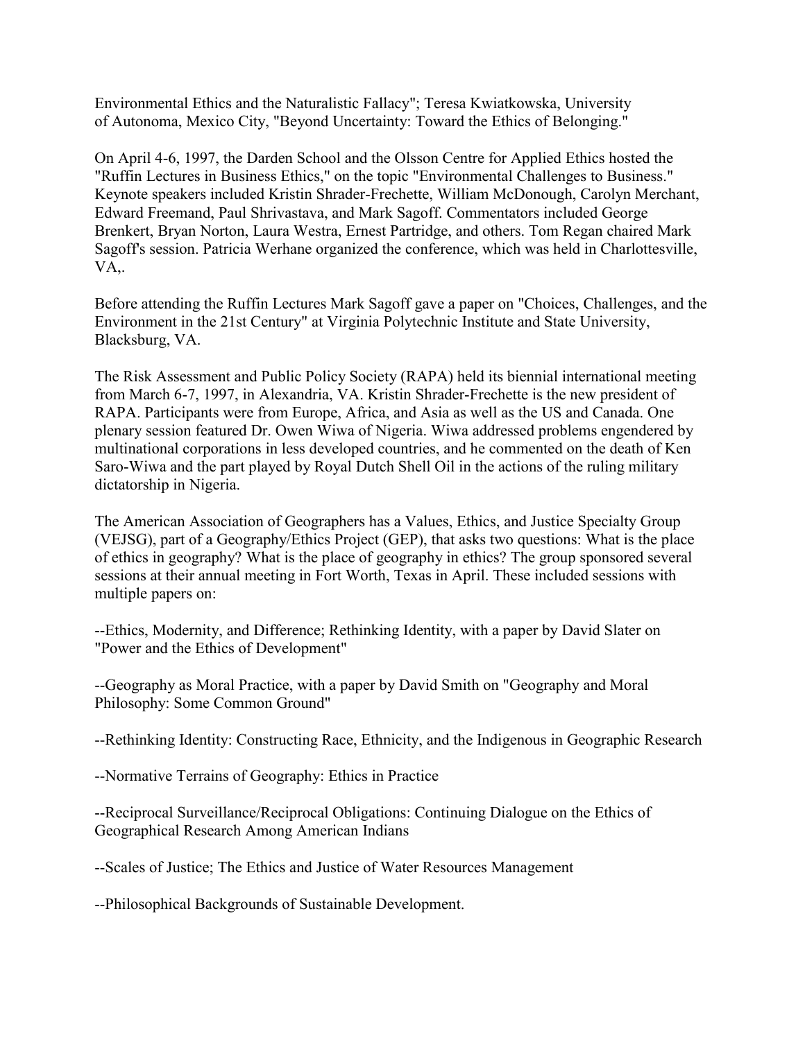Environmental Ethics and the Naturalistic Fallacy"; Teresa Kwiatkowska, University of Autonoma, Mexico City, "Beyond Uncertainty: Toward the Ethics of Belonging."

On April 4-6, 1997, the Darden School and the Olsson Centre for Applied Ethics hosted the "Ruffin Lectures in Business Ethics," on the topic "Environmental Challenges to Business." Keynote speakers included Kristin Shrader-Frechette, William McDonough, Carolyn Merchant, Edward Freemand, Paul Shrivastava, and Mark Sagoff. Commentators included George Brenkert, Bryan Norton, Laura Westra, Ernest Partridge, and others. Tom Regan chaired Mark Sagoff's session. Patricia Werhane organized the conference, which was held in Charlottesville, VA,.

Before attending the Ruffin Lectures Mark Sagoff gave a paper on "Choices, Challenges, and the Environment in the 21st Century" at Virginia Polytechnic Institute and State University, Blacksburg, VA.

The Risk Assessment and Public Policy Society (RAPA) held its biennial international meeting from March 6-7, 1997, in Alexandria, VA. Kristin Shrader-Frechette is the new president of RAPA. Participants were from Europe, Africa, and Asia as well as the US and Canada. One plenary session featured Dr. Owen Wiwa of Nigeria. Wiwa addressed problems engendered by multinational corporations in less developed countries, and he commented on the death of Ken Saro-Wiwa and the part played by Royal Dutch Shell Oil in the actions of the ruling military dictatorship in Nigeria.

The American Association of Geographers has a Values, Ethics, and Justice Specialty Group (VEJSG), part of a Geography/Ethics Project (GEP), that asks two questions: What is the place of ethics in geography? What is the place of geography in ethics? The group sponsored several sessions at their annual meeting in Fort Worth, Texas in April. These included sessions with multiple papers on:

--Ethics, Modernity, and Difference; Rethinking Identity, with a paper by David Slater on "Power and the Ethics of Development"

--Geography as Moral Practice, with a paper by David Smith on "Geography and Moral Philosophy: Some Common Ground"

--Rethinking Identity: Constructing Race, Ethnicity, and the Indigenous in Geographic Research

--Normative Terrains of Geography: Ethics in Practice

--Reciprocal Surveillance/Reciprocal Obligations: Continuing Dialogue on the Ethics of Geographical Research Among American Indians

--Scales of Justice; The Ethics and Justice of Water Resources Management

--Philosophical Backgrounds of Sustainable Development.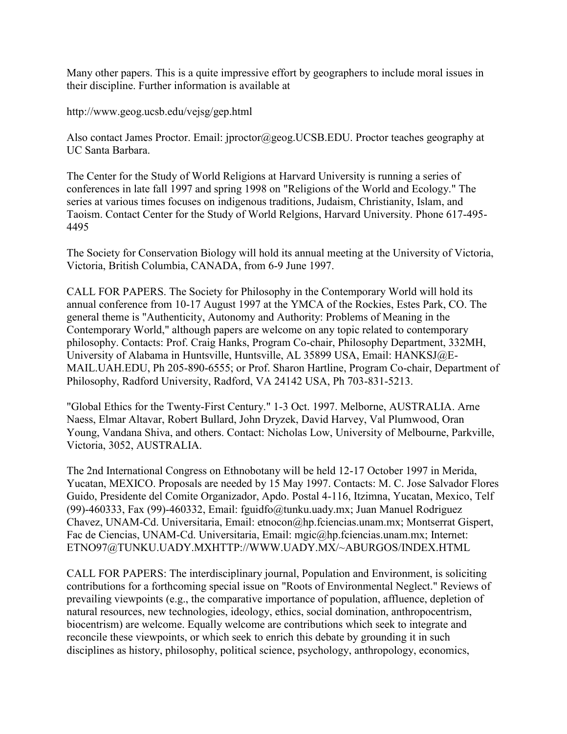Many other papers. This is a quite impressive effort by geographers to include moral issues in their discipline. Further information is available at

http://www.geog.ucsb.edu/vejsg/gep.html

Also contact James Proctor. Email: jproctor@geog.UCSB.EDU. Proctor teaches geography at UC Santa Barbara.

The Center for the Study of World Religions at Harvard University is running a series of conferences in late fall 1997 and spring 1998 on "Religions of the World and Ecology." The series at various times focuses on indigenous traditions, Judaism, Christianity, Islam, and Taoism. Contact Center for the Study of World Relgions, Harvard University. Phone 617-495-4495

The Society for Conservation Biology will hold its annual meeting at the University of Victoria, Victoria, British Columbia, CANADA, from 6-9 June 1997.

CALL FOR PAPERS. The Society for Philosophy in the Contemporary World will hold its annual conference from 10-17 August 1997 at the YMCA of the Rockies, Estes Park, CO. The general theme is "Authenticity, Autonomy and Authority: Problems of Meaning in the Contemporary World," although papers are welcome on any topic related to contemporary philosophy. Contacts: Prof. Craig Hanks, Program Co-chair, Philosophy Department, 332MH, University of Alabama in Huntsville, Huntsville, AL 35899 USA, Email: HANKSJ@E-MAIL.UAH.EDU, Ph 205-890-6555; or Prof. Sharon Hartline, Program Co-chair, Department of Philosophy, Radford University, Radford, VA 24142 USA, Ph 703-831-5213.

"Global Ethics for the Twenty-First Century." 1-3 Oct. 1997. Melborne, AUSTRALIA. Arne Naess, Elmar Altavar, Robert Bullard, John Dryzek, David Harvey, Val Plumwood, Oran Young, Vandana Shiva, and others. Contact: Nicholas Low, University of Melbourne, Parkville, Victoria, 3052, AUSTRALIA.

The 2nd International Congress on Ethnobotany will be held 12-17 October 1997 in Merida, Yucatan, MEXICO. Proposals are needed by 15 May 1997. Contacts: M. C. Jose Salvador Flores Guido, Presidente del Comite Organizador, Apdo. Postal 4-116, Itzimna, Yucatan, Mexico, Telf (99)-460333, Fax (99)-460332, Email: fguidfo@tunku.uady.mx; Juan Manuel Rodriguez Chavez, UNAM-Cd. Universitaria, Email: etnocon@hp.fciencias.unam.mx; Montserrat Gispert, Fac de Ciencias, UNAM-Cd. Universitaria, Email: mgic@hp.fciencias.unam.mx; Internet: ETNO97@TUNKU.UADY.MXHTTP://WWW.UADY.MX/~ABURGOS/INDEX.HTML

CALL FOR PAPERS: The interdisciplinary journal, Population and Environment, is soliciting contributions for a forthcoming special issue on "Roots of Environmental Neglect." Reviews of prevailing viewpoints (e.g., the comparative importance of population, affluence, depletion of natural resources, new technologies, ideology, ethics, social domination, anthropocentrism, biocentrism) are welcome. Equally welcome are contributions which seek to integrate and reconcile these viewpoints, or which seek to enrich this debate by grounding it in such disciplines as history, philosophy, political science, psychology, anthropology, economics,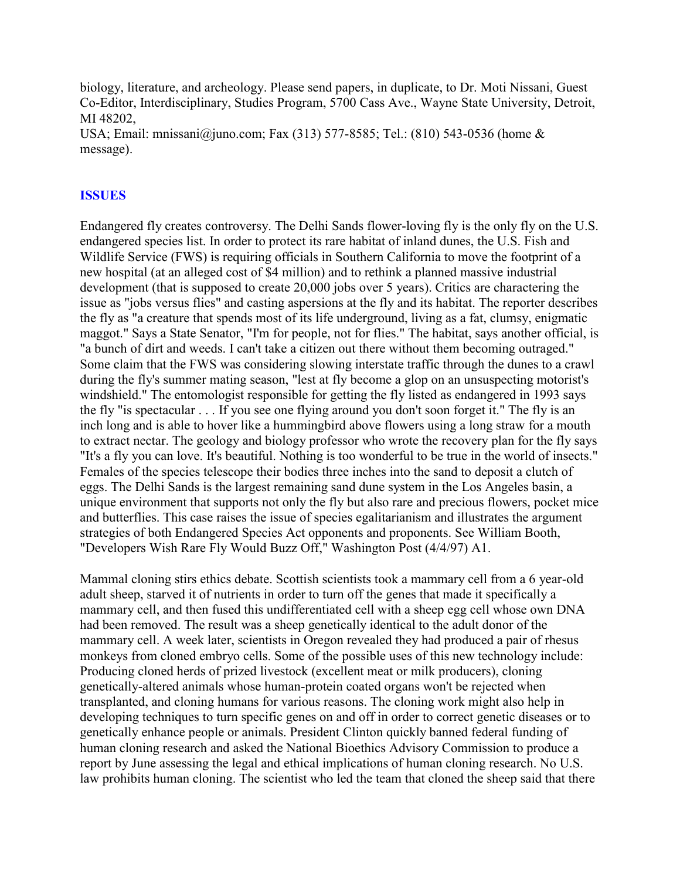biology, literature, and archeology. Please send papers, in duplicate, to Dr. Moti Nissani, Guest Co-Editor, Interdisciplinary, Studies Program, 5700 Cass Ave., Wayne State University, Detroit, MI 48202,
USA; Email: mnissani@juno.com; Fax (313) 577-8585; Tel.: (810) 543-0536 (home & message).

## ISSUES

Endangered fly creates controversy. The Delhi Sands flower-loving fly is the only fly on the U.S. endangered species list. In order to protect its rare habitat of inland dunes, the U.S. Fish and Wildlife Service (FWS) is requiring officials in Southern California to move the footprint of a new hospital (at an alleged cost of $4 million) and to rethink a planned massive industrial development (that is supposed to create 20,000 jobs over 5 years). Critics are charactering the issue as "jobs versus flies" and casting aspersions at the fly and its habitat. The reporter describes the fly as "a creature that spends most of its life underground, living as a fat, clumsy, enigmatic maggot." Says a State Senator, "I'm for people, not for flies." The habitat, says another official, is "a bunch of dirt and weeds. I can't take a citizen out there without them becoming outraged." Some claim that the FWS was considering slowing interstate traffic through the dunes to a crawl during the fly's summer mating season, "lest at fly become a glop on an unsuspecting motorist's windshield." The entomologist responsible for getting the fly listed as endangered in 1993 says the fly "is spectacular . . . If you see one flying around you don't soon forget it." The fly is an inch long and is able to hover like a hummingbird above flowers using a long straw for a mouth to extract nectar. The geology and biology professor who wrote the recovery plan for the fly says "It's a fly you can love. It's beautiful. Nothing is too wonderful to be true in the world of insects." Females of the species telescope their bodies three inches into the sand to deposit a clutch of eggs. The Delhi Sands is the largest remaining sand dune system in the Los Angeles basin, a unique environment that supports not only the fly but also rare and precious flowers, pocket mice and butterflies. This case raises the issue of species egalitarianism and illustrates the argument strategies of both Endangered Species Act opponents and proponents. See William Booth, "Developers Wish Rare Fly Would Buzz Off," Washington Post (4/4/97) A1.

Mammal cloning stirs ethics debate. Scottish scientists took a mammary cell from a 6 year-old adult sheep, starved it of nutrients in order to turn off the genes that made it specifically a mammary cell, and then fused this undifferentiated cell with a sheep egg cell whose own DNA had been removed. The result was a sheep genetically identical to the adult donor of the mammary cell. A week later, scientists in Oregon revealed they had produced a pair of rhesus monkeys from cloned embryo cells. Some of the possible uses of this new technology include: Producing cloned herds of prized livestock (excellent meat or milk producers), cloning genetically-altered animals whose human-protein coated organs won't be rejected when transplanted, and cloning humans for various reasons. The cloning work might also help in developing techniques to turn specific genes on and off in order to correct genetic diseases or to genetically enhance people or animals. President Clinton quickly banned federal funding of human cloning research and asked the National Bioethics Advisory Commission to produce a report by June assessing the legal and ethical implications of human cloning research. No U.S. law prohibits human cloning. The scientist who led the team that cloned the sheep said that there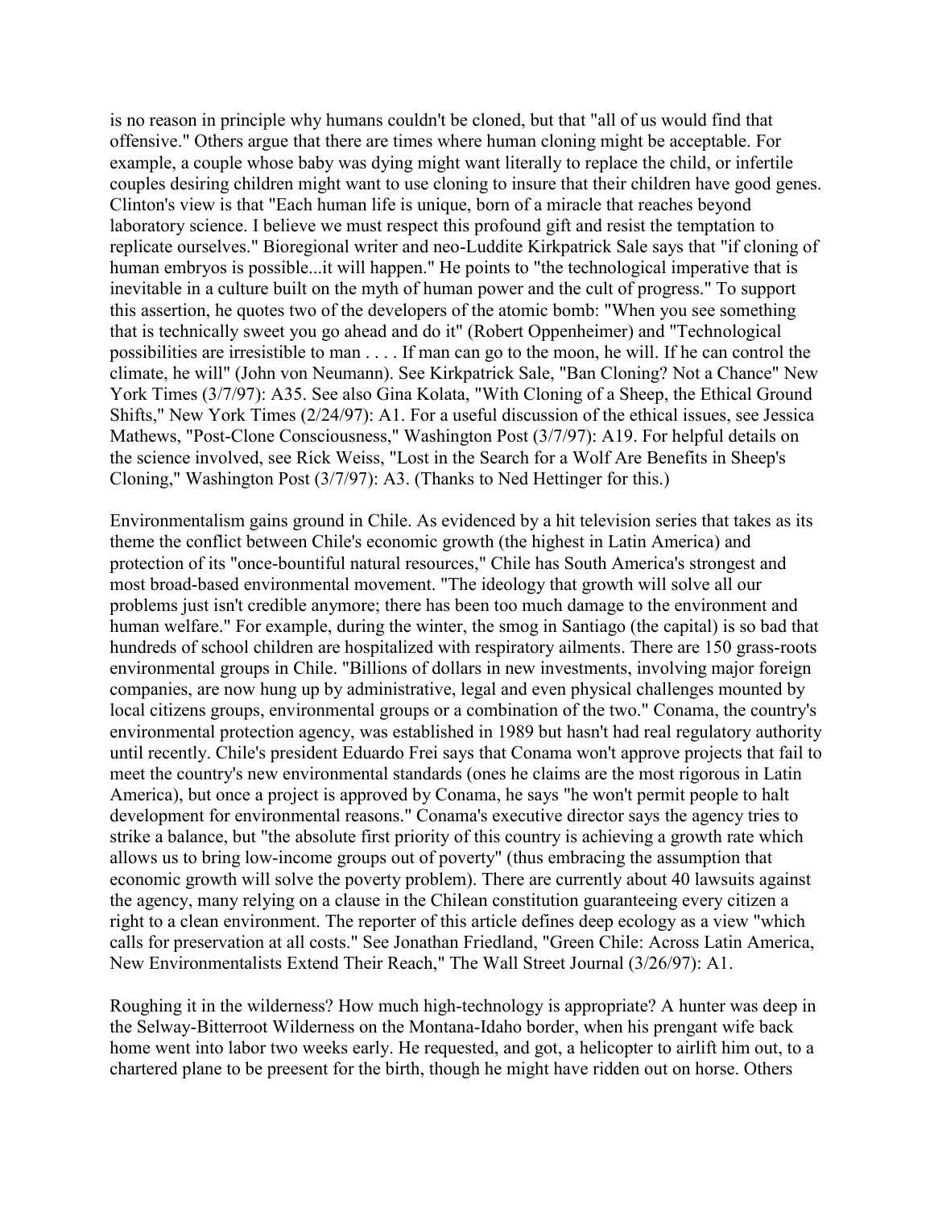is no reason in principle why humans couldn't be cloned, but that "all of us would find that offensive." Others argue that there are times where human cloning might be acceptable. For example, a couple whose baby was dying might want literally to replace the child, or infertile couples desiring children might want to use cloning to insure that their children have good genes. Clinton's view is that "Each human life is unique, born of a miracle that reaches beyond laboratory science. I believe we must respect this profound gift and resist the temptation to replicate ourselves." Bioregional writer and neo-Luddite Kirkpatrick Sale says that "if cloning of human embryos is possible...it will happen." He points to "the technological imperative that is inevitable in a culture built on the myth of human power and the cult of progress." To support this assertion, he quotes two of the developers of the atomic bomb: "When you see something that is technically sweet you go ahead and do it" (Robert Oppenheimer) and "Technological possibilities are irresistible to man . . . . If man can go to the moon, he will. If he can control the climate, he will" (John von Neumann). See Kirkpatrick Sale, "Ban Cloning? Not a Chance" New York Times (3/7/97): A35. See also Gina Kolata, "With Cloning of a Sheep, the Ethical Ground Shifts," New York Times (2/24/97): A1. For a useful discussion of the ethical issues, see Jessica Mathews, "Post-Clone Consciousness," Washington Post (3/7/97): A19. For helpful details on the science involved, see Rick Weiss, "Lost in the Search for a Wolf Are Benefits in Sheep's Cloning," Washington Post (3/7/97): A3. (Thanks to Ned Hettinger for this.)

Environmentalism gains ground in Chile. As evidenced by a hit television series that takes as its theme the conflict between Chile's economic growth (the highest in Latin America) and protection of its "once-bountiful natural resources," Chile has South America's strongest and most broad-based environmental movement. "The ideology that growth will solve all our problems just isn't credible anymore; there has been too much damage to the environment and human welfare." For example, during the winter, the smog in Santiago (the capital) is so bad that hundreds of school children are hospitalized with respiratory ailments. There are 150 grass-roots environmental groups in Chile. "Billions of dollars in new investments, involving major foreign companies, are now hung up by administrative, legal and even physical challenges mounted by local citizens groups, environmental groups or a combination of the two." Conama, the country's environmental protection agency, was established in 1989 but hasn't had real regulatory authority until recently. Chile's president Eduardo Frei says that Conama won't approve projects that fail to meet the country's new environmental standards (ones he claims are the most rigorous in Latin America), but once a project is approved by Conama, he says "he won't permit people to halt development for environmental reasons." Conama's executive director says the agency tries to strike a balance, but "the absolute first priority of this country is achieving a growth rate which allows us to bring low-income groups out of poverty" (thus embracing the assumption that economic growth will solve the poverty problem). There are currently about 40 lawsuits against the agency, many relying on a clause in the Chilean constitution guaranteeing every citizen a right to a clean environment. The reporter of this article defines deep ecology as a view "which calls for preservation at all costs." See Jonathan Friedland, "Green Chile: Across Latin America, New Environmentalists Extend Their Reach," The Wall Street Journal (3/26/97): A1.

Roughing it in the wilderness? How much high-technology is appropriate? A hunter was deep in the Selway-Bitterroot Wilderness on the Montana-Idaho border, when his prengant wife back home went into labor two weeks early. He requested, and got, a helicopter to airlift him out, to a chartered plane to be preesent for the birth, though he might have ridden out on horse. Others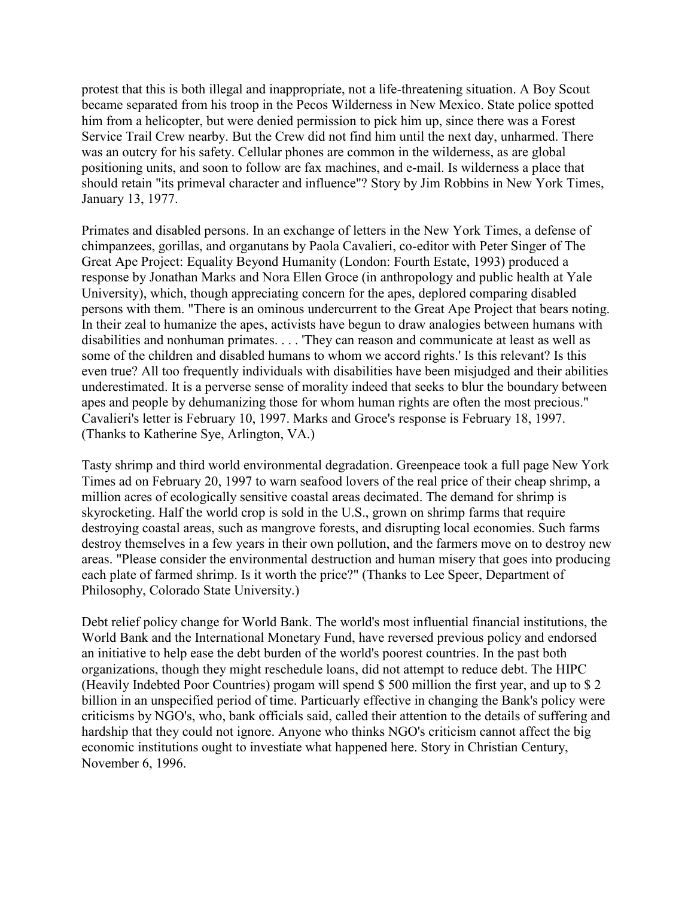protest that this is both illegal and inappropriate, not a life-threatening situation. A Boy Scout became separated from his troop in the Pecos Wilderness in New Mexico. State police spotted him from a helicopter, but were denied permission to pick him up, since there was a Forest Service Trail Crew nearby. But the Crew did not find him until the next day, unharmed. There was an outcry for his safety. Cellular phones are common in the wilderness, as are global positioning units, and soon to follow are fax machines, and e-mail. Is wilderness a place that should retain "its primeval character and influence"? Story by Jim Robbins in New York Times, January 13, 1977.

Primates and disabled persons. In an exchange of letters in the New York Times, a defense of chimpanzees, gorillas, and organutans by Paola Cavalieri, co-editor with Peter Singer of The Great Ape Project: Equality Beyond Humanity (London: Fourth Estate, 1993) produced a response by Jonathan Marks and Nora Ellen Groce (in anthropology and public health at Yale University), which, though appreciating concern for the apes, deplored comparing disabled persons with them. "There is an ominous undercurrent to the Great Ape Project that bears noting. In their zeal to humanize the apes, activists have begun to draw analogies between humans with disabilities and nonhuman primates. . . . 'They can reason and communicate at least as well as some of the children and disabled humans to whom we accord rights.' Is this relevant? Is this even true? All too frequently individuals with disabilities have been misjudged and their abilities underestimated. It is a perverse sense of morality indeed that seeks to blur the boundary between apes and people by dehumanizing those for whom human rights are often the most precious." Cavalieri's letter is February 10, 1997. Marks and Groce's response is February 18, 1997. (Thanks to Katherine Sye, Arlington, VA.)

Tasty shrimp and third world environmental degradation. Greenpeace took a full page New York Times ad on February 20, 1997 to warn seafood lovers of the real price of their cheap shrimp, a million acres of ecologically sensitive coastal areas decimated. The demand for shrimp is skyrocketing. Half the world crop is sold in the U.S., grown on shrimp farms that require destroying coastal areas, such as mangrove forests, and disrupting local economies. Such farms destroy themselves in a few years in their own pollution, and the farmers move on to destroy new areas. "Please consider the environmental destruction and human misery that goes into producing each plate of farmed shrimp. Is it worth the price?" (Thanks to Lee Speer, Department of Philosophy, Colorado State University.)

Debt relief policy change for World Bank. The world's most influential financial institutions, the World Bank and the International Monetary Fund, have reversed previous policy and endorsed an initiative to help ease the debt burden of the world's poorest countries. In the past both organizations, though they might reschedule loans, did not attempt to reduce debt. The HIPC (Heavily Indebted Poor Countries) progam will spend $ 500 million the first year, and up to $ 2 billion in an unspecified period of time. Particularly effective in changing the Bank's policy were criticisms by NGO's, who, bank officials said, called their attention to the details of suffering and hardship that they could not ignore. Anyone who thinks NGO's criticism cannot affect the big economic institutions ought to investiate what happened here. Story in Christian Century, November 6, 1996.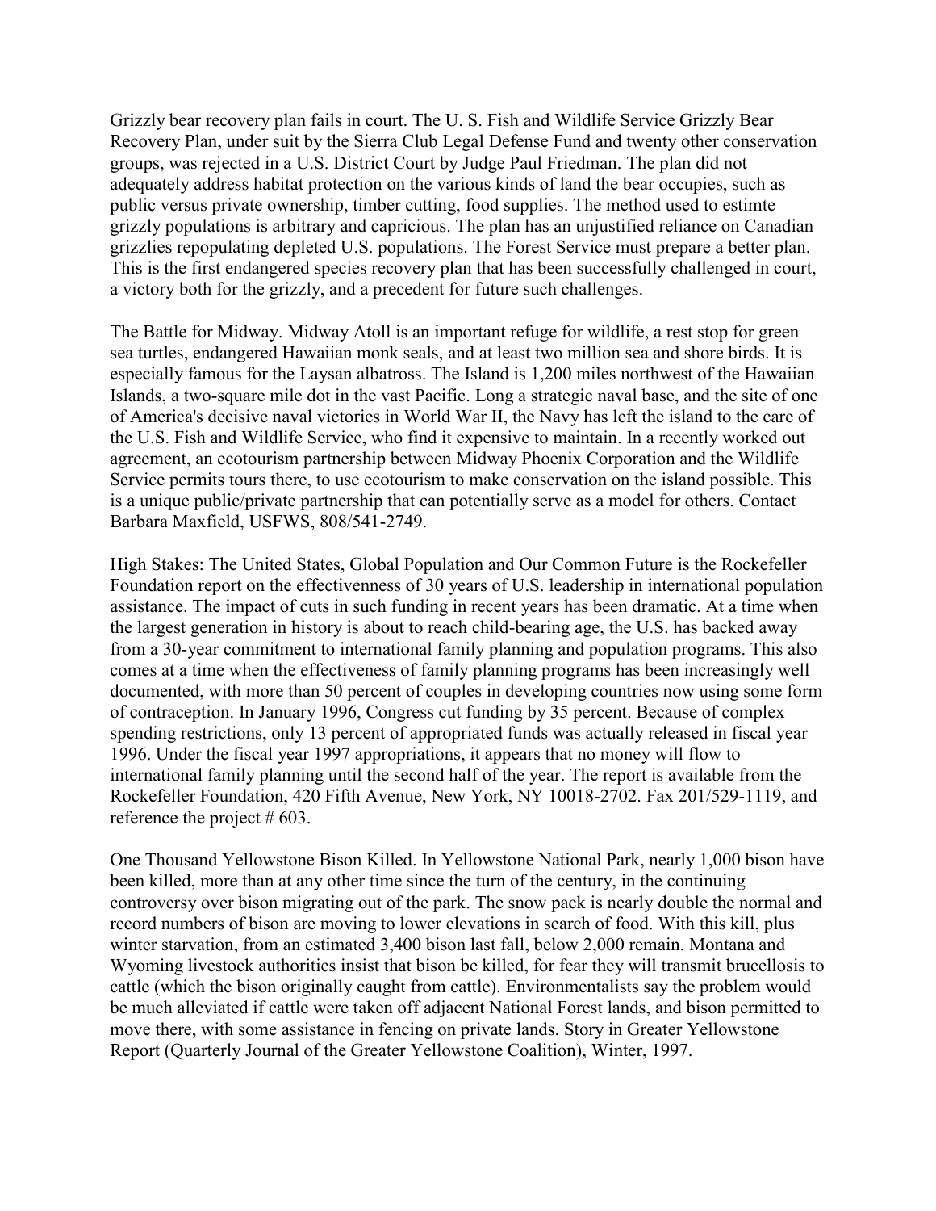Grizzly bear recovery plan fails in court. The U. S. Fish and Wildlife Service Grizzly Bear Recovery Plan, under suit by the Sierra Club Legal Defense Fund and twenty other conservation groups, was rejected in a U.S. District Court by Judge Paul Friedman. The plan did not adequately address habitat protection on the various kinds of land the bear occupies, such as public versus private ownership, timber cutting, food supplies. The method used to estimte grizzly populations is arbitrary and capricious. The plan has an unjustified reliance on Canadian grizzlies repopulating depleted U.S. populations. The Forest Service must prepare a better plan. This is the first endangered species recovery plan that has been successfully challenged in court, a victory both for the grizzly, and a precedent for future such challenges.

The Battle for Midway. Midway Atoll is an important refuge for wildlife, a rest stop for green sea turtles, endangered Hawaiian monk seals, and at least two million sea and shore birds. It is especially famous for the Laysan albatross. The Island is 1,200 miles northwest of the Hawaiian Islands, a two-square mile dot in the vast Pacific. Long a strategic naval base, and the site of one of America's decisive naval victories in World War II, the Navy has left the island to the care of the U.S. Fish and Wildlife Service, who find it expensive to maintain. In a recently worked out agreement, an ecotourism partnership between Midway Phoenix Corporation and the Wildlife Service permits tours there, to use ecotourism to make conservation on the island possible. This is a unique public/private partnership that can potentially serve as a model for others. Contact Barbara Maxfield, USFWS, 808/541-2749.

High Stakes: The United States, Global Population and Our Common Future is the Rockefeller Foundation report on the effectivenness of 30 years of U.S. leadership in international population assistance. The impact of cuts in such funding in recent years has been dramatic. At a time when the largest generation in history is about to reach child-bearing age, the U.S. has backed away from a 30-year commitment to international family planning and population programs. This also comes at a time when the effectiveness of family planning programs has been increasingly well documented, with more than 50 percent of couples in developing countries now using some form of contraception. In January 1996, Congress cut funding by 35 percent. Because of complex spending restrictions, only 13 percent of appropriated funds was actually released in fiscal year 1996. Under the fiscal year 1997 appropriations, it appears that no money will flow to international family planning until the second half of the year. The report is available from the Rockefeller Foundation, 420 Fifth Avenue, New York, NY 10018-2702. Fax 201/529-1119, and reference the project # 603.

One Thousand Yellowstone Bison Killed. In Yellowstone National Park, nearly 1,000 bison have been killed, more than at any other time since the turn of the century, in the continuing controversy over bison migrating out of the park. The snow pack is nearly double the normal and record numbers of bison are moving to lower elevations in search of food. With this kill, plus winter starvation, from an estimated 3,400 bison last fall, below 2,000 remain. Montana and Wyoming livestock authorities insist that bison be killed, for fear they will transmit brucellosis to cattle (which the bison originally caught from cattle). Environmentalists say the problem would be much alleviated if cattle were taken off adjacent National Forest lands, and bison permitted to move there, with some assistance in fencing on private lands. Story in Greater Yellowstone Report (Quarterly Journal of the Greater Yellowstone Coalition), Winter, 1997.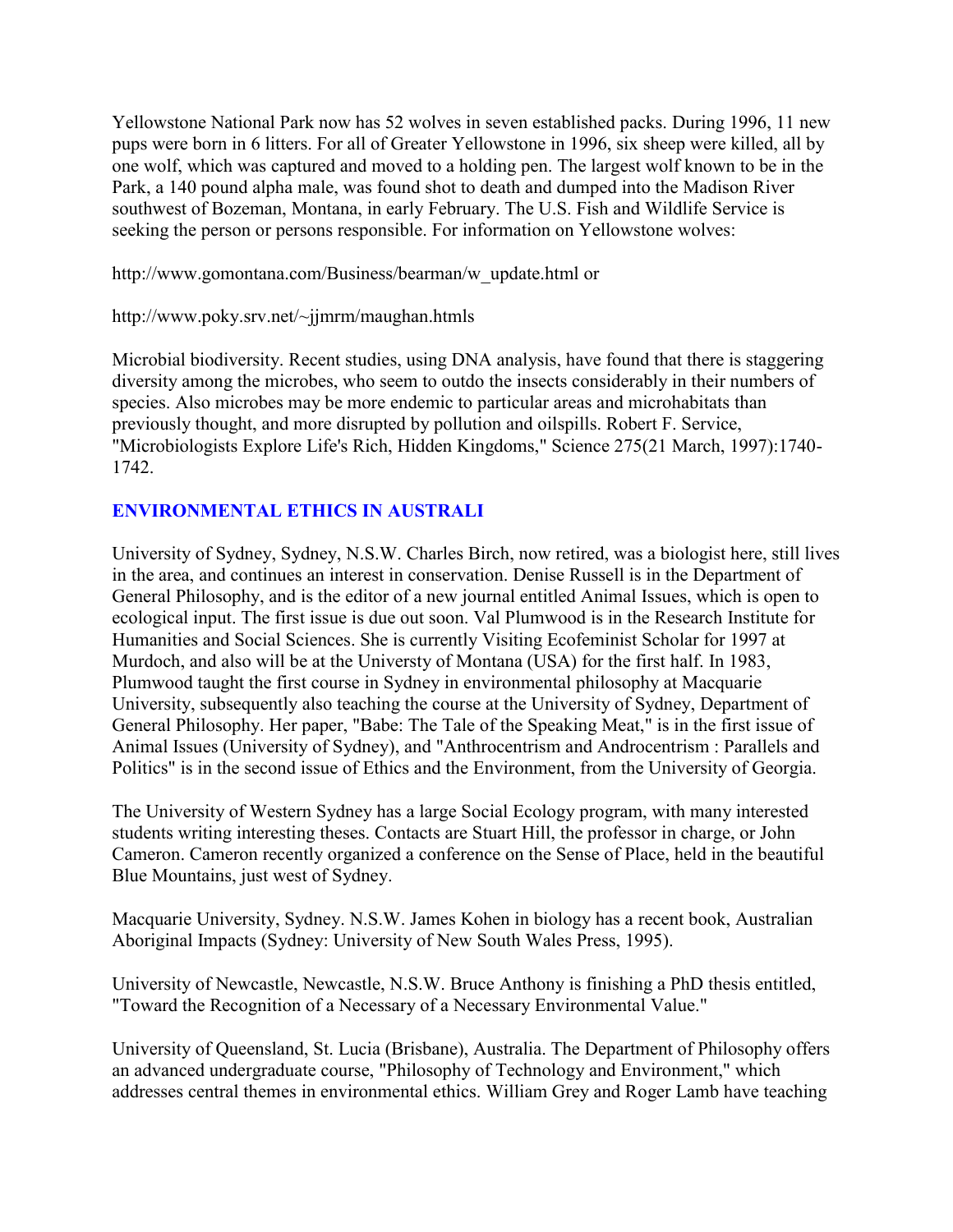Yellowstone National Park now has 52 wolves in seven established packs. During 1996, 11 new pups were born in 6 litters. For all of Greater Yellowstone in 1996, six sheep were killed, all by one wolf, which was captured and moved to a holding pen. The largest wolf known to be in the Park, a 140 pound alpha male, was found shot to death and dumped into the Madison River southwest of Bozeman, Montana, in early February. The U.S. Fish and Wildlife Service is seeking the person or persons responsible. For information on Yellowstone wolves:

http://www.gomontana.com/Business/bearman/w_update.html or

http://www.poky.srv.net/~jjmrm/maughan.htmls

Microbial biodiversity. Recent studies, using DNA analysis, have found that there is staggering diversity among the microbes, who seem to outdo the insects considerably in their numbers of species. Also microbes may be more endemic to particular areas and microhabitats than previously thought, and more disrupted by pollution and oilspills. Robert F. Service, "Microbiologists Explore Life's Rich, Hidden Kingdoms," Science 275(21 March, 1997):1740-1742.

## ENVIRONMENTAL ETHICS IN AUSTRALI

University of Sydney, Sydney, N.S.W. Charles Birch, now retired, was a biologist here, still lives in the area, and continues an interest in conservation. Denise Russell is in the Department of General Philosophy, and is the editor of a new journal entitled Animal Issues, which is open to ecological input. The first issue is due out soon. Val Plumwood is in the Research Institute for Humanities and Social Sciences. She is currently Visiting Ecofeminist Scholar for 1997 at Murdoch, and also will be at the Universty of Montana (USA) for the first half. In 1983, Plumwood taught the first course in Sydney in environmental philosophy at Macquarie University, subsequently also teaching the course at the University of Sydney, Department of General Philosophy. Her paper, "Babe: The Tale of the Speaking Meat," is in the first issue of Animal Issues (University of Sydney), and "Anthrocentrism and Androcentrism : Parallels and Politics" is in the second issue of Ethics and the Environment, from the University of Georgia.

The University of Western Sydney has a large Social Ecology program, with many interested students writing interesting theses. Contacts are Stuart Hill, the professor in charge, or John Cameron. Cameron recently organized a conference on the Sense of Place, held in the beautiful Blue Mountains, just west of Sydney.

Macquarie University, Sydney. N.S.W. James Kohen in biology has a recent book, Australian Aboriginal Impacts (Sydney: University of New South Wales Press, 1995).

University of Newcastle, Newcastle, N.S.W. Bruce Anthony is finishing a PhD thesis entitled, "Toward the Recognition of a Necessary of a Necessary Environmental Value."

University of Queensland, St. Lucia (Brisbane), Australia. The Department of Philosophy offers an advanced undergraduate course, "Philosophy of Technology and Environment," which addresses central themes in environmental ethics. William Grey and Roger Lamb have teaching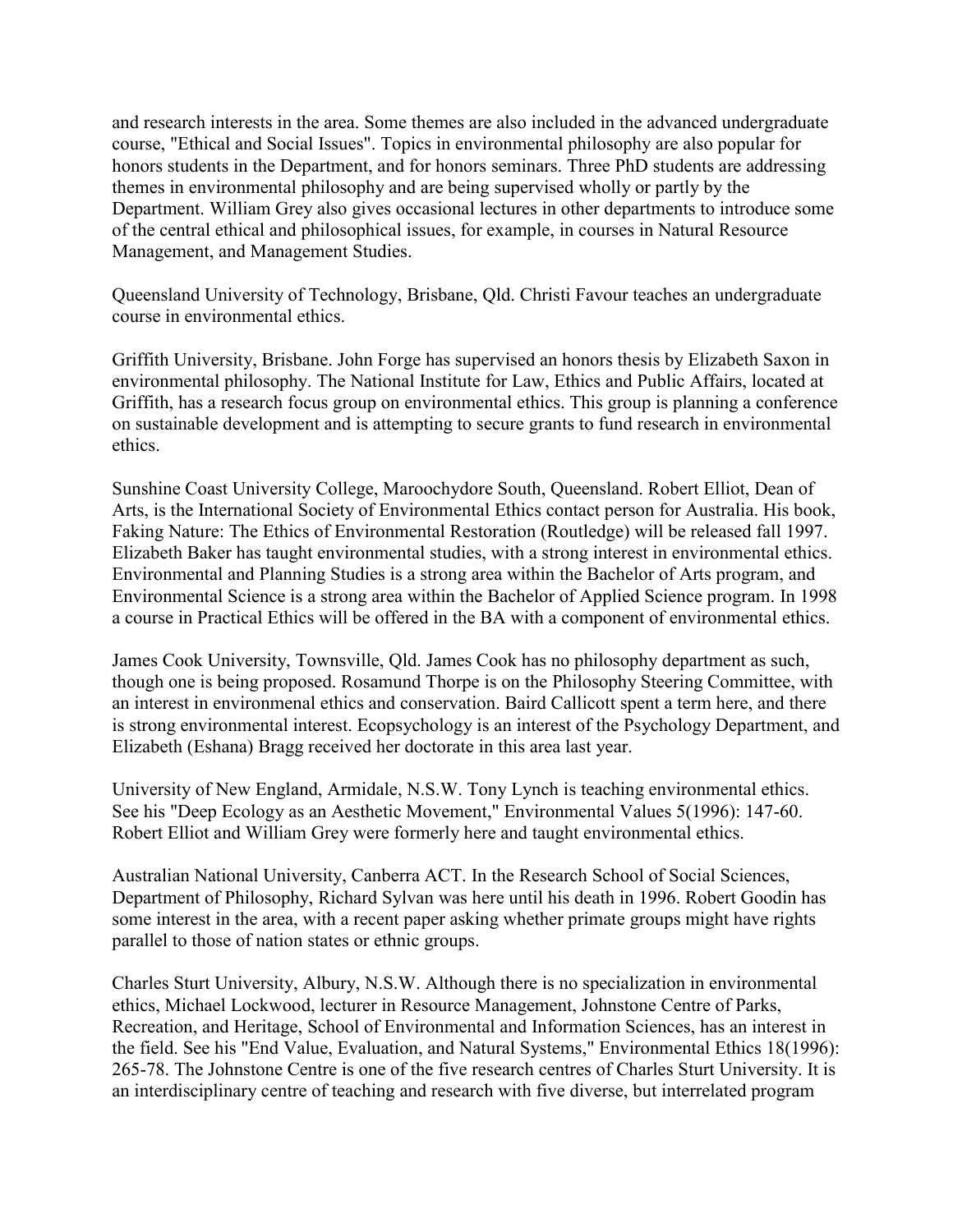and research interests in the area. Some themes are also included in the advanced undergraduate course, "Ethical and Social Issues". Topics in environmental philosophy are also popular for honors students in the Department, and for honors seminars. Three PhD students are addressing themes in environmental philosophy and are being supervised wholly or partly by the Department. William Grey also gives occasional lectures in other departments to introduce some of the central ethical and philosophical issues, for example, in courses in Natural Resource Management, and Management Studies.

Queensland University of Technology, Brisbane, Qld. Christi Favour teaches an undergraduate course in environmental ethics.

Griffith University, Brisbane. John Forge has supervised an honors thesis by Elizabeth Saxon in environmental philosophy. The National Institute for Law, Ethics and Public Affairs, located at Griffith, has a research focus group on environmental ethics. This group is planning a conference on sustainable development and is attempting to secure grants to fund research in environmental ethics.

Sunshine Coast University College, Maroochydore South, Queensland. Robert Elliot, Dean of Arts, is the International Society of Environmental Ethics contact person for Australia. His book, Faking Nature: The Ethics of Environmental Restoration (Routledge) will be released fall 1997. Elizabeth Baker has taught environmental studies, with a strong interest in environmental ethics. Environmental and Planning Studies is a strong area within the Bachelor of Arts program, and Environmental Science is a strong area within the Bachelor of Applied Science program. In 1998 a course in Practical Ethics will be offered in the BA with a component of environmental ethics.

James Cook University, Townsville, Qld. James Cook has no philosophy department as such, though one is being proposed. Rosamund Thorpe is on the Philosophy Steering Committee, with an interest in environmenal ethics and conservation. Baird Callicott spent a term here, and there is strong environmental interest. Ecopsychology is an interest of the Psychology Department, and Elizabeth (Eshana) Bragg received her doctorate in this area last year.

University of New England, Armidale, N.S.W. Tony Lynch is teaching environmental ethics. See his "Deep Ecology as an Aesthetic Movement," Environmental Values 5(1996): 147-60. Robert Elliot and William Grey were formerly here and taught environmental ethics.

Australian National University, Canberra ACT. In the Research School of Social Sciences, Department of Philosophy, Richard Sylvan was here until his death in 1996. Robert Goodin has some interest in the area, with a recent paper asking whether primate groups might have rights parallel to those of nation states or ethnic groups.

Charles Sturt University, Albury, N.S.W. Although there is no specialization in environmental ethics, Michael Lockwood, lecturer in Resource Management, Johnstone Centre of Parks, Recreation, and Heritage, School of Environmental and Information Sciences, has an interest in the field. See his "End Value, Evaluation, and Natural Systems," Environmental Ethics 18(1996): 265-78. The Johnstone Centre is one of the five research centres of Charles Sturt University. It is an interdisciplinary centre of teaching and research with five diverse, but interrelated program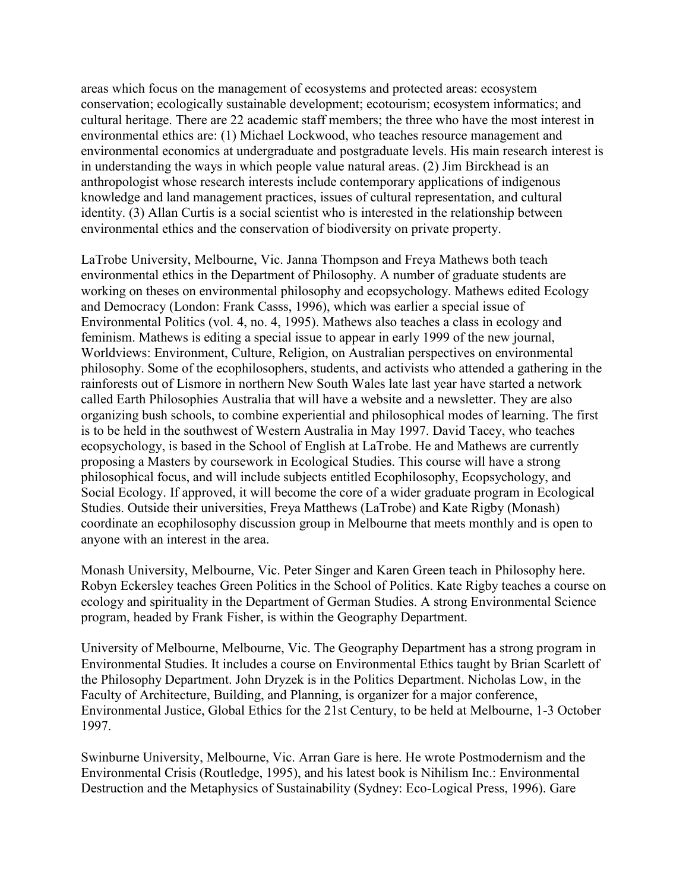areas which focus on the management of ecosystems and protected areas: ecosystem conservation; ecologically sustainable development; ecotourism; ecosystem informatics; and cultural heritage. There are 22 academic staff members; the three who have the most interest in environmental ethics are: (1) Michael Lockwood, who teaches resource management and environmental economics at undergraduate and postgraduate levels. His main research interest is in understanding the ways in which people value natural areas. (2) Jim Birckhead is an anthropologist whose research interests include contemporary applications of indigenous knowledge and land management practices, issues of cultural representation, and cultural identity. (3) Allan Curtis is a social scientist who is interested in the relationship between environmental ethics and the conservation of biodiversity on private property.

LaTrobe University, Melbourne, Vic. Janna Thompson and Freya Mathews both teach environmental ethics in the Department of Philosophy. A number of graduate students are working on theses on environmental philosophy and ecopsychology. Mathews edited Ecology and Democracy (London: Frank Casss, 1996), which was earlier a special issue of Environmental Politics (vol. 4, no. 4, 1995). Mathews also teaches a class in ecology and feminism. Mathews is editing a special issue to appear in early 1999 of the new journal, Worldviews: Environment, Culture, Religion, on Australian perspectives on environmental philosophy. Some of the ecophilosophers, students, and activists who attended a gathering in the rainforests out of Lismore in northern New South Wales late last year have started a network called Earth Philosophies Australia that will have a website and a newsletter. They are also organizing bush schools, to combine experiential and philosophical modes of learning. The first is to be held in the southwest of Western Australia in May 1997. David Tacey, who teaches ecopsychology, is based in the School of English at LaTrobe. He and Mathews are currently proposing a Masters by coursework in Ecological Studies. This course will have a strong philosophical focus, and will include subjects entitled Ecophilosophy, Ecopsychology, and Social Ecology. If approved, it will become the core of a wider graduate program in Ecological Studies. Outside their universities, Freya Matthews (LaTrobe) and Kate Rigby (Monash) coordinate an ecophilosophy discussion group in Melbourne that meets monthly and is open to anyone with an interest in the area.

Monash University, Melbourne, Vic. Peter Singer and Karen Green teach in Philosophy here. Robyn Eckersley teaches Green Politics in the School of Politics. Kate Rigby teaches a course on ecology and spirituality in the Department of German Studies. A strong Environmental Science program, headed by Frank Fisher, is within the Geography Department.

University of Melbourne, Melbourne, Vic. The Geography Department has a strong program in Environmental Studies. It includes a course on Environmental Ethics taught by Brian Scarlett of the Philosophy Department. John Dryzek is in the Politics Department. Nicholas Low, in the Faculty of Architecture, Building, and Planning, is organizer for a major conference, Environmental Justice, Global Ethics for the 21st Century, to be held at Melbourne, 1-3 October 1997.

Swinburne University, Melbourne, Vic. Arran Gare is here. He wrote Postmodernism and the Environmental Crisis (Routledge, 1995), and his latest book is Nihilism Inc.: Environmental Destruction and the Metaphysics of Sustainability (Sydney: Eco-Logical Press, 1996). Gare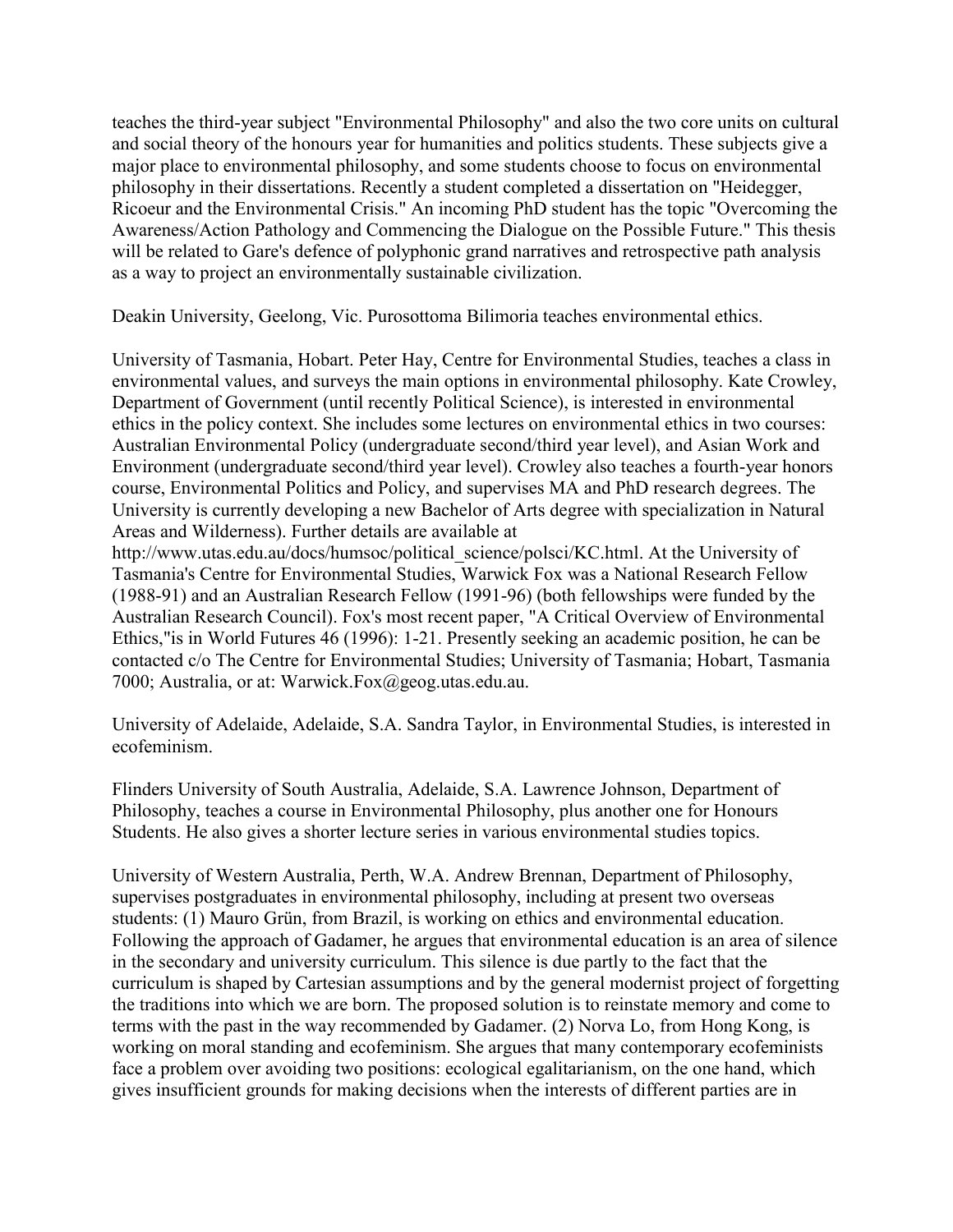teaches the third-year subject "Environmental Philosophy" and also the two core units on cultural and social theory of the honours year for humanities and politics students. These subjects give a major place to environmental philosophy, and some students choose to focus on environmental philosophy in their dissertations. Recently a student completed a dissertation on "Heidegger, Ricoeur and the Environmental Crisis." An incoming PhD student has the topic "Overcoming the Awareness/Action Pathology and Commencing the Dialogue on the Possible Future." This thesis will be related to Gare's defence of polyphonic grand narratives and retrospective path analysis as a way to project an environmentally sustainable civilization.

Deakin University, Geelong, Vic. Purosottoma Bilimoria teaches environmental ethics.

University of Tasmania, Hobart. Peter Hay, Centre for Environmental Studies, teaches a class in environmental values, and surveys the main options in environmental philosophy. Kate Crowley, Department of Government (until recently Political Science), is interested in environmental ethics in the policy context. She includes some lectures on environmental ethics in two courses: Australian Environmental Policy (undergraduate second/third year level), and Asian Work and Environment (undergraduate second/third year level). Crowley also teaches a fourth-year honors course, Environmental Politics and Policy, and supervises MA and PhD research degrees. The University is currently developing a new Bachelor of Arts degree with specialization in Natural Areas and Wilderness). Further details are available at http://www.utas.edu.au/docs/humsoc/political_science/polsci/KC.html. At the University of Tasmania's Centre for Environmental Studies, Warwick Fox was a National Research Fellow (1988-91) and an Australian Research Fellow (1991-96) (both fellowships were funded by the Australian Research Council). Fox's most recent paper, "A Critical Overview of Environmental Ethics,"is in World Futures 46 (1996): 1-21. Presently seeking an academic position, he can be contacted c/o The Centre for Environmental Studies; University of Tasmania; Hobart, Tasmania 7000; Australia, or at: Warwick.Fox@geog.utas.edu.au.

University of Adelaide, Adelaide, S.A. Sandra Taylor, in Environmental Studies, is interested in ecofeminism.

Flinders University of South Australia, Adelaide, S.A. Lawrence Johnson, Department of Philosophy, teaches a course in Environmental Philosophy, plus another one for Honours Students. He also gives a shorter lecture series in various environmental studies topics.

University of Western Australia, Perth, W.A. Andrew Brennan, Department of Philosophy, supervises postgraduates in environmental philosophy, including at present two overseas students: (1) Mauro Grün, from Brazil, is working on ethics and environmental education. Following the approach of Gadamer, he argues that environmental education is an area of silence in the secondary and university curriculum. This silence is due partly to the fact that the curriculum is shaped by Cartesian assumptions and by the general modernist project of forgetting the traditions into which we are born. The proposed solution is to reinstate memory and come to terms with the past in the way recommended by Gadamer. (2) Norva Lo, from Hong Kong, is working on moral standing and ecofeminism. She argues that many contemporary ecofeminists face a problem over avoiding two positions: ecological egalitarianism, on the one hand, which gives insufficient grounds for making decisions when the interests of different parties are in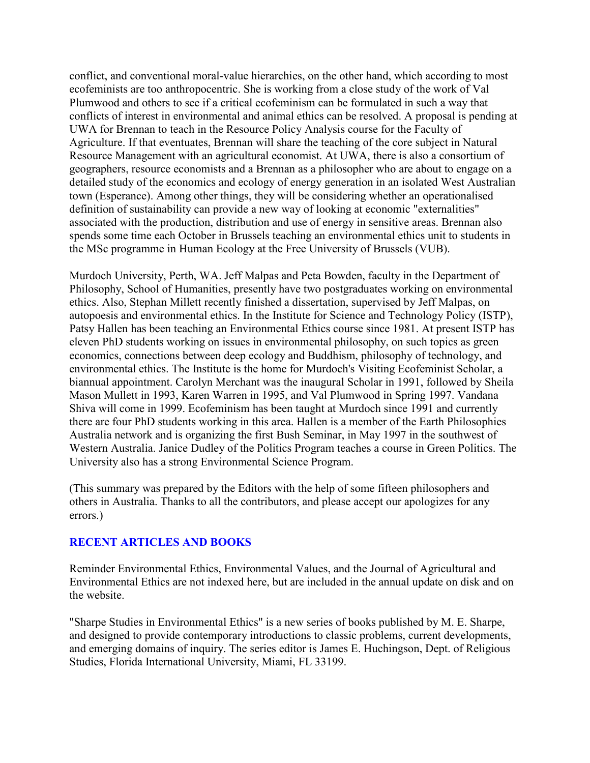conflict, and conventional moral-value hierarchies, on the other hand, which according to most ecofeminists are too anthropocentric. She is working from a close study of the work of Val Plumwood and others to see if a critical ecofeminism can be formulated in such a way that conflicts of interest in environmental and animal ethics can be resolved. A proposal is pending at UWA for Brennan to teach in the Resource Policy Analysis course for the Faculty of Agriculture. If that eventuates, Brennan will share the teaching of the core subject in Natural Resource Management with an agricultural economist. At UWA, there is also a consortium of geographers, resource economists and a Brennan as a philosopher who are about to engage on a detailed study of the economics and ecology of energy generation in an isolated West Australian town (Esperance). Among other things, they will be considering whether an operationalised definition of sustainability can provide a new way of looking at economic "externalities" associated with the production, distribution and use of energy in sensitive areas. Brennan also spends some time each October in Brussels teaching an environmental ethics unit to students in the MSc programme in Human Ecology at the Free University of Brussels (VUB).

Murdoch University, Perth, WA. Jeff Malpas and Peta Bowden, faculty in the Department of Philosophy, School of Humanities, presently have two postgraduates working on environmental ethics. Also, Stephan Millett recently finished a dissertation, supervised by Jeff Malpas, on autopoesis and environmental ethics. In the Institute for Science and Technology Policy (ISTP), Patsy Hallen has been teaching an Environmental Ethics course since 1981. At present ISTP has eleven PhD students working on issues in environmental philosophy, on such topics as green economics, connections between deep ecology and Buddhism, philosophy of technology, and environmental ethics. The Institute is the home for Murdoch's Visiting Ecofeminist Scholar, a biannual appointment. Carolyn Merchant was the inaugural Scholar in 1991, followed by Sheila Mason Mullett in 1993, Karen Warren in 1995, and Val Plumwood in Spring 1997. Vandana Shiva will come in 1999. Ecofeminism has been taught at Murdoch since 1991 and currently there are four PhD students working in this area. Hallen is a member of the Earth Philosophies Australia network and is organizing the first Bush Seminar, in May 1997 in the southwest of Western Australia. Janice Dudley of the Politics Program teaches a course in Green Politics. The University also has a strong Environmental Science Program.

(This summary was prepared by the Editors with the help of some fifteen philosophers and others in Australia. Thanks to all the contributors, and please accept our apologizes for any errors.)

## RECENT ARTICLES AND BOOKS

Reminder Environmental Ethics, Environmental Values, and the Journal of Agricultural and Environmental Ethics are not indexed here, but are included in the annual update on disk and on the website.

"Sharpe Studies in Environmental Ethics" is a new series of books published by M. E. Sharpe, and designed to provide contemporary introductions to classic problems, current developments, and emerging domains of inquiry. The series editor is James E. Huchingson, Dept. of Religious Studies, Florida International University, Miami, FL 33199.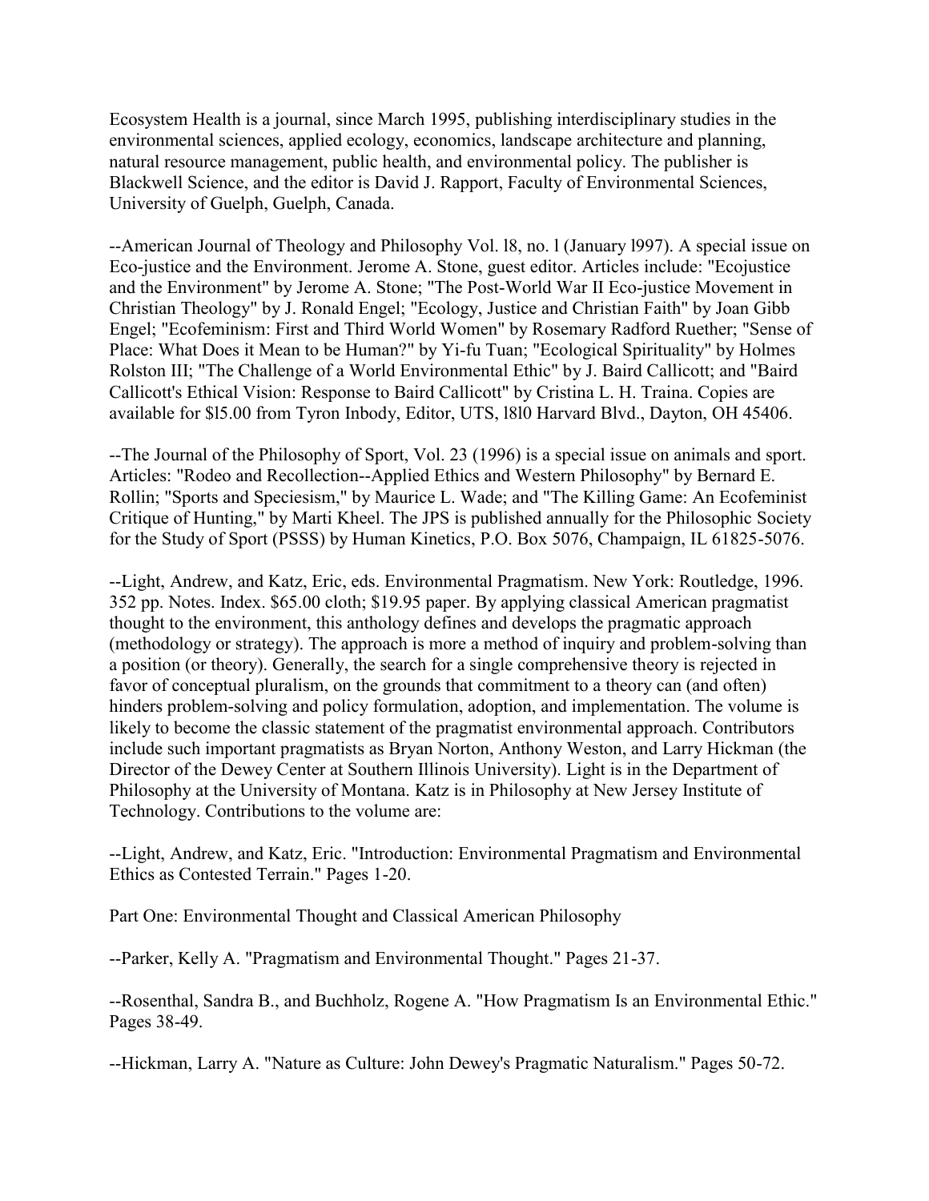Ecosystem Health is a journal, since March 1995, publishing interdisciplinary studies in the environmental sciences, applied ecology, economics, landscape architecture and planning, natural resource management, public health, and environmental policy. The publisher is Blackwell Science, and the editor is David J. Rapport, Faculty of Environmental Sciences, University of Guelph, Guelph, Canada.

--American Journal of Theology and Philosophy Vol. l8, no. l (January l997). A special issue on Eco-justice and the Environment. Jerome A. Stone, guest editor. Articles include: "Ecojustice and the Environment" by Jerome A. Stone; "The Post-World War II Eco-justice Movement in Christian Theology" by J. Ronald Engel; "Ecology, Justice and Christian Faith" by Joan Gibb Engel; "Ecofeminism: First and Third World Women" by Rosemary Radford Ruether; "Sense of Place: What Does it Mean to be Human?" by Yi-fu Tuan; "Ecological Spirituality" by Holmes Rolston III; "The Challenge of a World Environmental Ethic" by J. Baird Callicott; and "Baird Callicott's Ethical Vision: Response to Baird Callicott" by Cristina L. H. Traina. Copies are available for $l5.00 from Tyron Inbody, Editor, UTS, l8l0 Harvard Blvd., Dayton, OH 45406.

--The Journal of the Philosophy of Sport, Vol. 23 (1996) is a special issue on animals and sport. Articles: "Rodeo and Recollection--Applied Ethics and Western Philosophy" by Bernard E. Rollin; "Sports and Speciesism," by Maurice L. Wade; and "The Killing Game: An Ecofeminist Critique of Hunting," by Marti Kheel. The JPS is published annually for the Philosophic Society for the Study of Sport (PSSS) by Human Kinetics, P.O. Box 5076, Champaign, IL 61825-5076.

--Light, Andrew, and Katz, Eric, eds. Environmental Pragmatism. New York: Routledge, 1996. 352 pp. Notes. Index. $65.00 cloth; $19.95 paper. By applying classical American pragmatist thought to the environment, this anthology defines and develops the pragmatic approach (methodology or strategy). The approach is more a method of inquiry and problem-solving than a position (or theory). Generally, the search for a single comprehensive theory is rejected in favor of conceptual pluralism, on the grounds that commitment to a theory can (and often) hinders problem-solving and policy formulation, adoption, and implementation. The volume is likely to become the classic statement of the pragmatist environmental approach. Contributors include such important pragmatists as Bryan Norton, Anthony Weston, and Larry Hickman (the Director of the Dewey Center at Southern Illinois University). Light is in the Department of Philosophy at the University of Montana. Katz is in Philosophy at New Jersey Institute of Technology. Contributions to the volume are:

--Light, Andrew, and Katz, Eric. "Introduction: Environmental Pragmatism and Environmental Ethics as Contested Terrain." Pages 1-20.

Part One: Environmental Thought and Classical American Philosophy

--Parker, Kelly A. "Pragmatism and Environmental Thought." Pages 21-37.

--Rosenthal, Sandra B., and Buchholz, Rogene A. "How Pragmatism Is an Environmental Ethic." Pages 38-49.

--Hickman, Larry A. "Nature as Culture: John Dewey's Pragmatic Naturalism." Pages 50-72.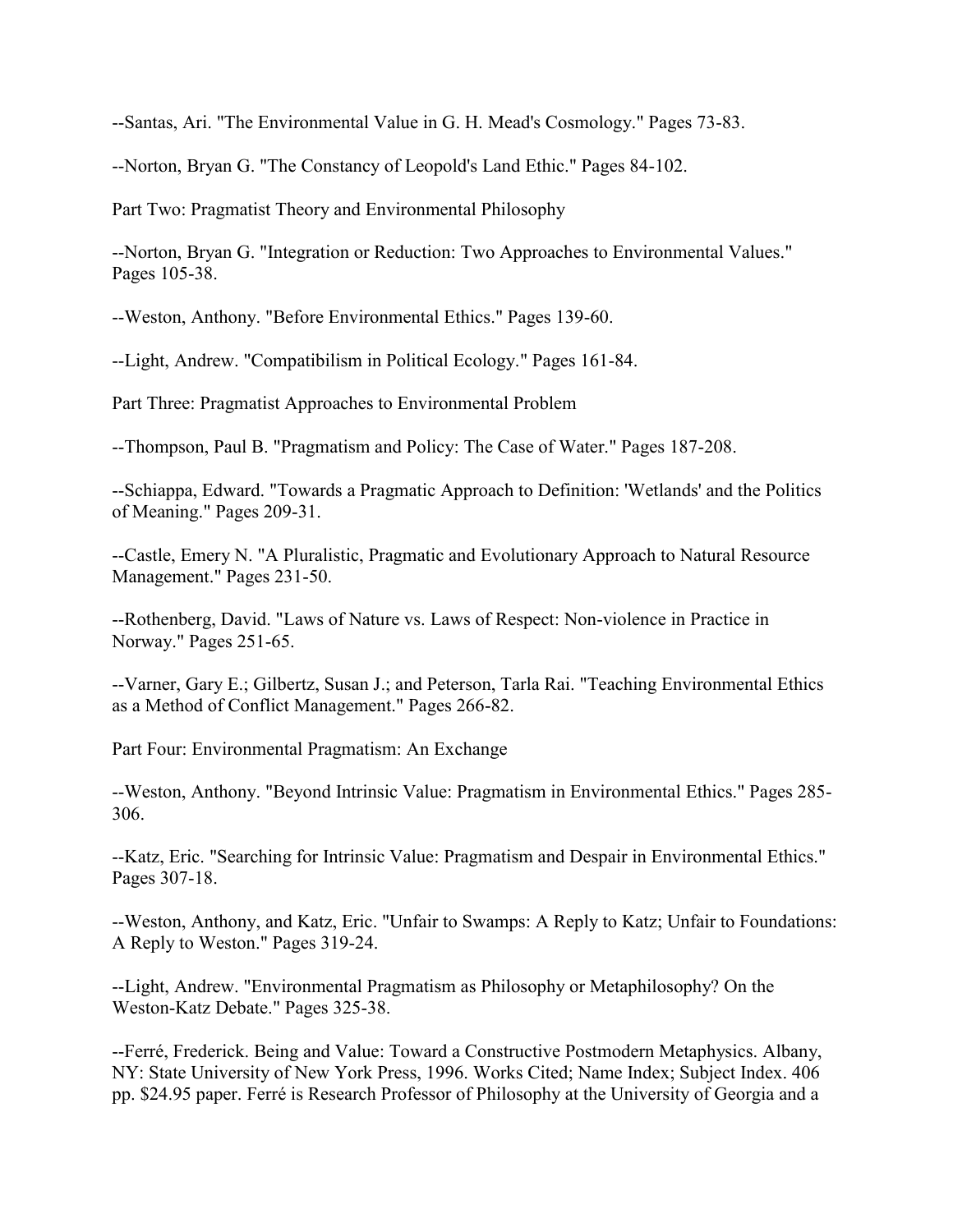--Santas, Ari. "The Environmental Value in G. H. Mead's Cosmology." Pages 73-83.

--Norton, Bryan G. "The Constancy of Leopold's Land Ethic." Pages 84-102.

Part Two: Pragmatist Theory and Environmental Philosophy

--Norton, Bryan G. "Integration or Reduction: Two Approaches to Environmental Values." Pages 105-38.

--Weston, Anthony. "Before Environmental Ethics." Pages 139-60.

--Light, Andrew. "Compatibilism in Political Ecology." Pages 161-84.

Part Three: Pragmatist Approaches to Environmental Problem

--Thompson, Paul B. "Pragmatism and Policy: The Case of Water." Pages 187-208.

--Schiappa, Edward. "Towards a Pragmatic Approach to Definition: 'Wetlands' and the Politics of Meaning." Pages 209-31.

--Castle, Emery N. "A Pluralistic, Pragmatic and Evolutionary Approach to Natural Resource Management." Pages 231-50.

--Rothenberg, David. "Laws of Nature vs. Laws of Respect: Non-violence in Practice in Norway." Pages 251-65.

--Varner, Gary E.; Gilbertz, Susan J.; and Peterson, Tarla Rai. "Teaching Environmental Ethics as a Method of Conflict Management." Pages 266-82.

Part Four: Environmental Pragmatism: An Exchange

--Weston, Anthony. "Beyond Intrinsic Value: Pragmatism in Environmental Ethics." Pages 285-306.

--Katz, Eric. "Searching for Intrinsic Value: Pragmatism and Despair in Environmental Ethics." Pages 307-18.

--Weston, Anthony, and Katz, Eric. "Unfair to Swamps: A Reply to Katz; Unfair to Foundations: A Reply to Weston." Pages 319-24.

--Light, Andrew. "Environmental Pragmatism as Philosophy or Metaphilosophy? On the Weston-Katz Debate." Pages 325-38.

--Ferré, Frederick. Being and Value: Toward a Constructive Postmodern Metaphysics. Albany, NY: State University of New York Press, 1996. Works Cited; Name Index; Subject Index. 406 pp. $24.95 paper. Ferré is Research Professor of Philosophy at the University of Georgia and a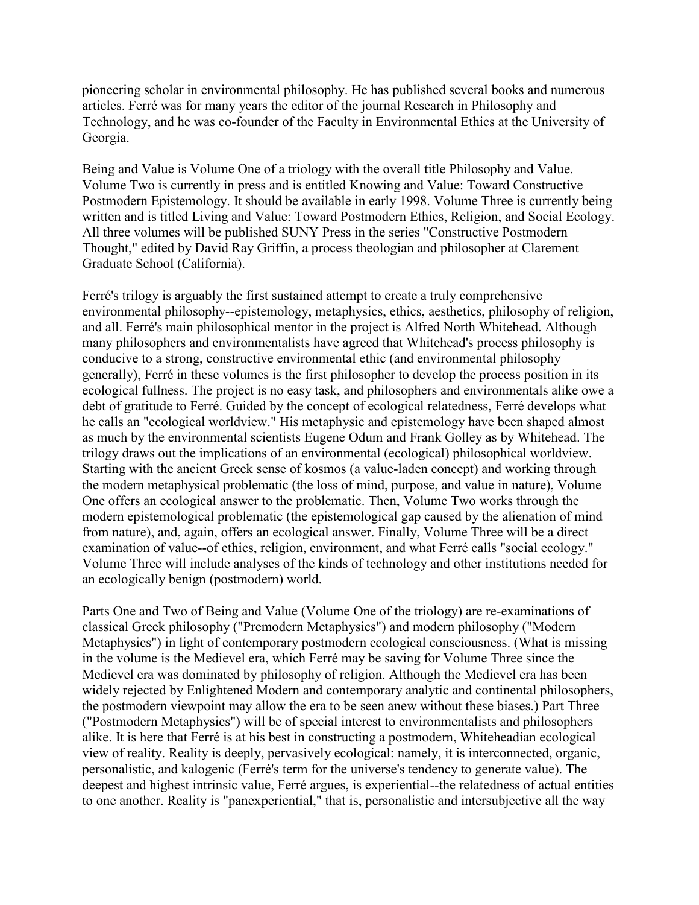pioneering scholar in environmental philosophy. He has published several books and numerous articles. Ferré was for many years the editor of the journal Research in Philosophy and Technology, and he was co-founder of the Faculty in Environmental Ethics at the University of Georgia.

Being and Value is Volume One of a triology with the overall title Philosophy and Value. Volume Two is currently in press and is entitled Knowing and Value: Toward Constructive Postmodern Epistemology. It should be available in early 1998. Volume Three is currently being written and is titled Living and Value: Toward Postmodern Ethics, Religion, and Social Ecology. All three volumes will be published SUNY Press in the series "Constructive Postmodern Thought," edited by David Ray Griffin, a process theologian and philosopher at Clarement Graduate School (California).

Ferré's trilogy is arguably the first sustained attempt to create a truly comprehensive environmental philosophy--epistemology, metaphysics, ethics, aesthetics, philosophy of religion, and all. Ferré's main philosophical mentor in the project is Alfred North Whitehead. Although many philosophers and environmentalists have agreed that Whitehead's process philosophy is conducive to a strong, constructive environmental ethic (and environmental philosophy generally), Ferré in these volumes is the first philosopher to develop the process position in its ecological fullness. The project is no easy task, and philosophers and environmentals alike owe a debt of gratitude to Ferré. Guided by the concept of ecological relatedness, Ferré develops what he calls an "ecological worldview." His metaphysic and epistemology have been shaped almost as much by the environmental scientists Eugene Odum and Frank Golley as by Whitehead. The trilogy draws out the implications of an environmental (ecological) philosophical worldview. Starting with the ancient Greek sense of kosmos (a value-laden concept) and working through the modern metaphysical problematic (the loss of mind, purpose, and value in nature), Volume One offers an ecological answer to the problematic. Then, Volume Two works through the modern epistemological problematic (the epistemological gap caused by the alienation of mind from nature), and, again, offers an ecological answer. Finally, Volume Three will be a direct examination of value--of ethics, religion, environment, and what Ferré calls "social ecology." Volume Three will include analyses of the kinds of technology and other institutions needed for an ecologically benign (postmodern) world.

Parts One and Two of Being and Value (Volume One of the triology) are re-examinations of classical Greek philosophy ("Premodern Metaphysics") and modern philosophy ("Modern Metaphysics") in light of contemporary postmodern ecological consciousness. (What is missing in the volume is the Medievel era, which Ferré may be saving for Volume Three since the Medievel era was dominated by philosophy of religion. Although the Medievel era has been widely rejected by Enlightened Modern and contemporary analytic and continental philosophers, the postmodern viewpoint may allow the era to be seen anew without these biases.) Part Three ("Postmodern Metaphysics") will be of special interest to environmentalists and philosophers alike. It is here that Ferré is at his best in constructing a postmodern, Whiteheadian ecological view of reality. Reality is deeply, pervasively ecological: namely, it is interconnected, organic, personalistic, and kalogenic (Ferré's term for the universe's tendency to generate value). The deepest and highest intrinsic value, Ferré argues, is experiential--the relatedness of actual entities to one another. Reality is "panexperiential," that is, personalistic and intersubjective all the way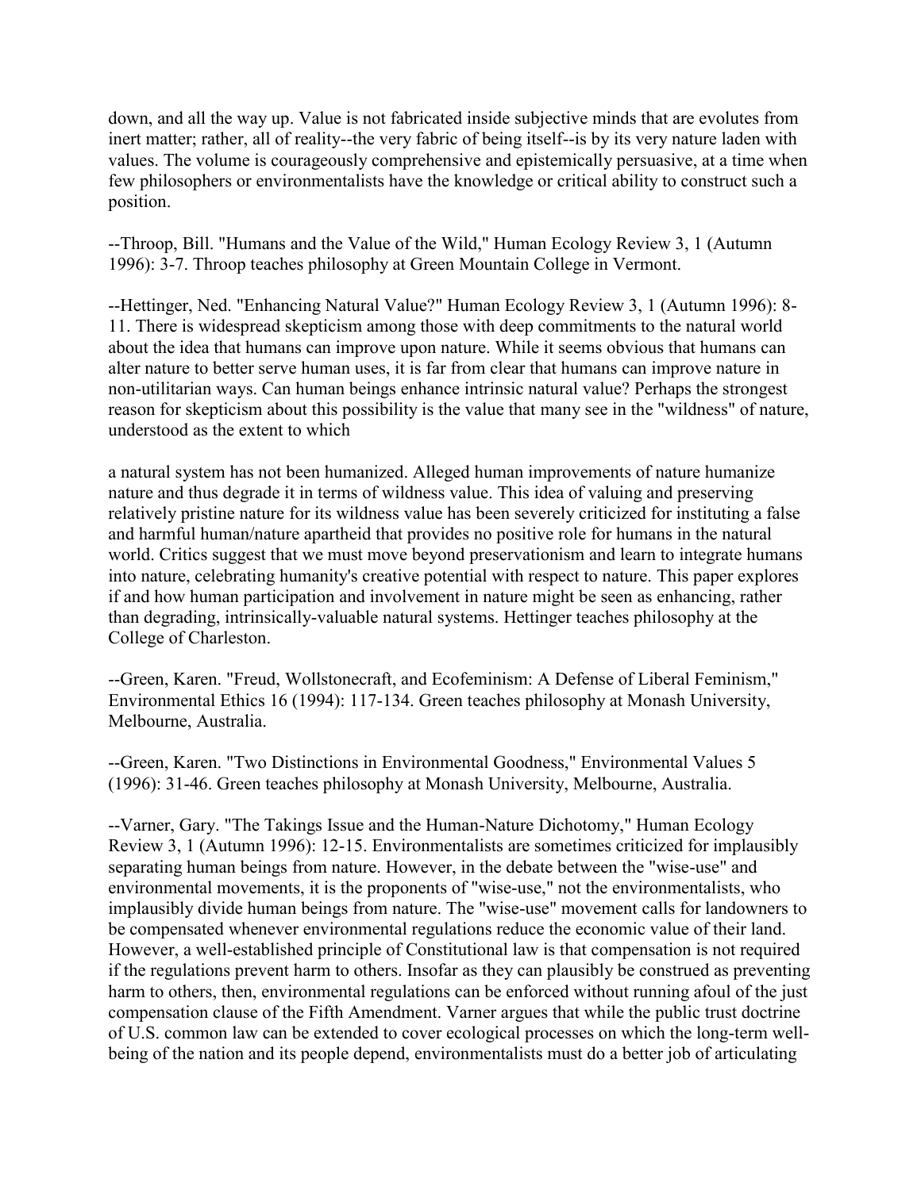down, and all the way up. Value is not fabricated inside subjective minds that are evolutes from inert matter; rather, all of reality--the very fabric of being itself--is by its very nature laden with values. The volume is courageously comprehensive and epistemically persuasive, at a time when few philosophers or environmentalists have the knowledge or critical ability to construct such a position.

--Throop, Bill. "Humans and the Value of the Wild," Human Ecology Review 3, 1 (Autumn 1996): 3-7. Throop teaches philosophy at Green Mountain College in Vermont.

--Hettinger, Ned. "Enhancing Natural Value?" Human Ecology Review 3, 1 (Autumn 1996): 8-11. There is widespread skepticism among those with deep commitments to the natural world about the idea that humans can improve upon nature. While it seems obvious that humans can alter nature to better serve human uses, it is far from clear that humans can improve nature in non-utilitarian ways. Can human beings enhance intrinsic natural value? Perhaps the strongest reason for skepticism about this possibility is the value that many see in the "wildness" of nature, understood as the extent to which

a natural system has not been humanized. Alleged human improvements of nature humanize nature and thus degrade it in terms of wildness value. This idea of valuing and preserving relatively pristine nature for its wildness value has been severely criticized for instituting a false and harmful human/nature apartheid that provides no positive role for humans in the natural world. Critics suggest that we must move beyond preservationism and learn to integrate humans into nature, celebrating humanity's creative potential with respect to nature. This paper explores if and how human participation and involvement in nature might be seen as enhancing, rather than degrading, intrinsically-valuable natural systems. Hettinger teaches philosophy at the College of Charleston.

--Green, Karen. "Freud, Wollstonecraft, and Ecofeminism: A Defense of Liberal Feminism," Environmental Ethics 16 (1994): 117-134. Green teaches philosophy at Monash University, Melbourne, Australia.

--Green, Karen. "Two Distinctions in Environmental Goodness," Environmental Values 5 (1996): 31-46. Green teaches philosophy at Monash University, Melbourne, Australia.

--Varner, Gary. "The Takings Issue and the Human-Nature Dichotomy," Human Ecology Review 3, 1 (Autumn 1996): 12-15. Environmentalists are sometimes criticized for implausibly separating human beings from nature. However, in the debate between the "wise-use" and environmental movements, it is the proponents of "wise-use," not the environmentalists, who implausibly divide human beings from nature. The "wise-use" movement calls for landowners to be compensated whenever environmental regulations reduce the economic value of their land. However, a well-established principle of Constitutional law is that compensation is not required if the regulations prevent harm to others. Insofar as they can plausibly be construed as preventing harm to others, then, environmental regulations can be enforced without running afoul of the just compensation clause of the Fifth Amendment. Varner argues that while the public trust doctrine of U.S. common law can be extended to cover ecological processes on which the long-term well-being of the nation and its people depend, environmentalists must do a better job of articulating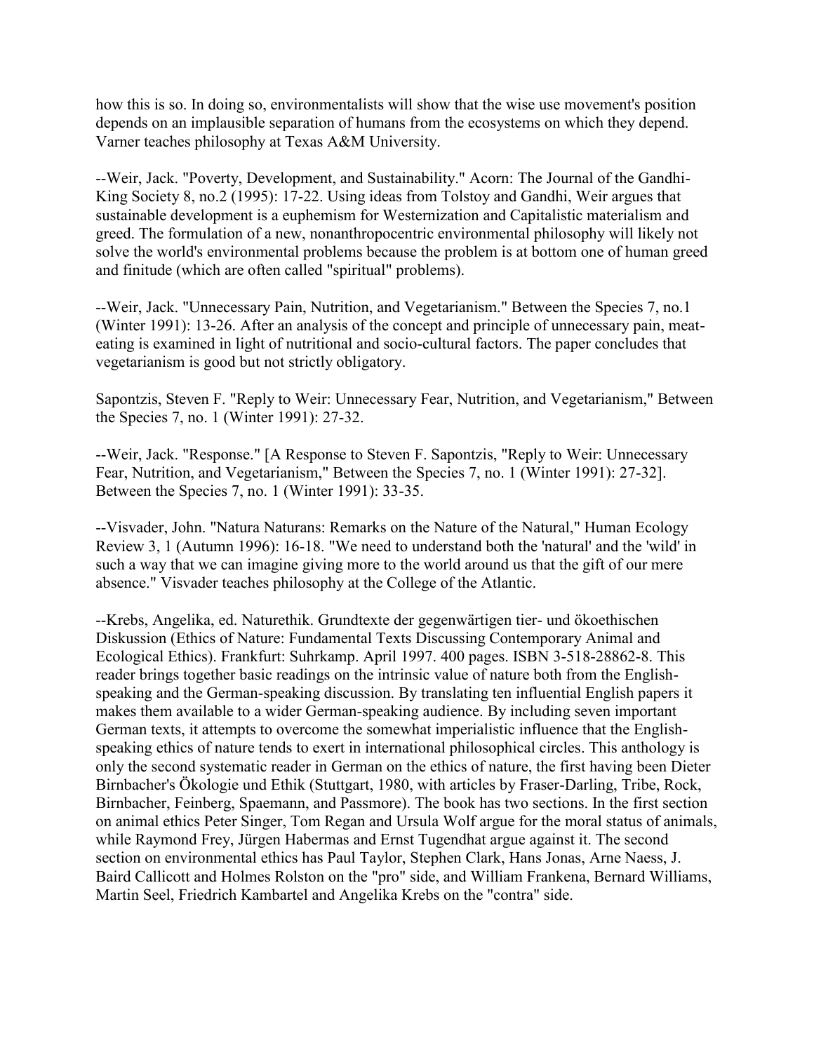how this is so. In doing so, environmentalists will show that the wise use movement's position depends on an implausible separation of humans from the ecosystems on which they depend. Varner teaches philosophy at Texas A&M University.

--Weir, Jack. "Poverty, Development, and Sustainability." Acorn: The Journal of the Gandhi-King Society 8, no.2 (1995): 17-22. Using ideas from Tolstoy and Gandhi, Weir argues that sustainable development is a euphemism for Westernization and Capitalistic materialism and greed. The formulation of a new, nonanthropocentric environmental philosophy will likely not solve the world's environmental problems because the problem is at bottom one of human greed and finitude (which are often called "spiritual" problems).

--Weir, Jack. "Unnecessary Pain, Nutrition, and Vegetarianism." Between the Species 7, no.1 (Winter 1991): 13-26. After an analysis of the concept and principle of unnecessary pain, meat-eating is examined in light of nutritional and socio-cultural factors. The paper concludes that vegetarianism is good but not strictly obligatory.

Sapontzis, Steven F. "Reply to Weir: Unnecessary Fear, Nutrition, and Vegetarianism," Between the Species 7, no. 1 (Winter 1991): 27-32.

--Weir, Jack. "Response." [A Response to Steven F. Sapontzis, "Reply to Weir: Unnecessary Fear, Nutrition, and Vegetarianism," Between the Species 7, no. 1 (Winter 1991): 27-32]. Between the Species 7, no. 1 (Winter 1991): 33-35.

--Visvader, John. "Natura Naturans: Remarks on the Nature of the Natural," Human Ecology Review 3, 1 (Autumn 1996): 16-18. "We need to understand both the 'natural' and the 'wild' in such a way that we can imagine giving more to the world around us that the gift of our mere absence." Visvader teaches philosophy at the College of the Atlantic.

--Krebs, Angelika, ed. Naturethik. Grundtexte der gegenwärtigen tier- und ökoethischen Diskussion (Ethics of Nature: Fundamental Texts Discussing Contemporary Animal and Ecological Ethics). Frankfurt: Suhrkamp. April 1997. 400 pages. ISBN 3-518-28862-8. This reader brings together basic readings on the intrinsic value of nature both from the English-speaking and the German-speaking discussion. By translating ten influential English papers it makes them available to a wider German-speaking audience. By including seven important German texts, it attempts to overcome the somewhat imperialistic influence that the English-speaking ethics of nature tends to exert in international philosophical circles. This anthology is only the second systematic reader in German on the ethics of nature, the first having been Dieter Birnbacher's Ökologie und Ethik (Stuttgart, 1980, with articles by Fraser-Darling, Tribe, Rock, Birnbacher, Feinberg, Spaemann, and Passmore). The book has two sections. In the first section on animal ethics Peter Singer, Tom Regan and Ursula Wolf argue for the moral status of animals, while Raymond Frey, Jürgen Habermas and Ernst Tugendhat argue against it. The second section on environmental ethics has Paul Taylor, Stephen Clark, Hans Jonas, Arne Naess, J. Baird Callicott and Holmes Rolston on the "pro" side, and William Frankena, Bernard Williams, Martin Seel, Friedrich Kambartel and Angelika Krebs on the "contra" side.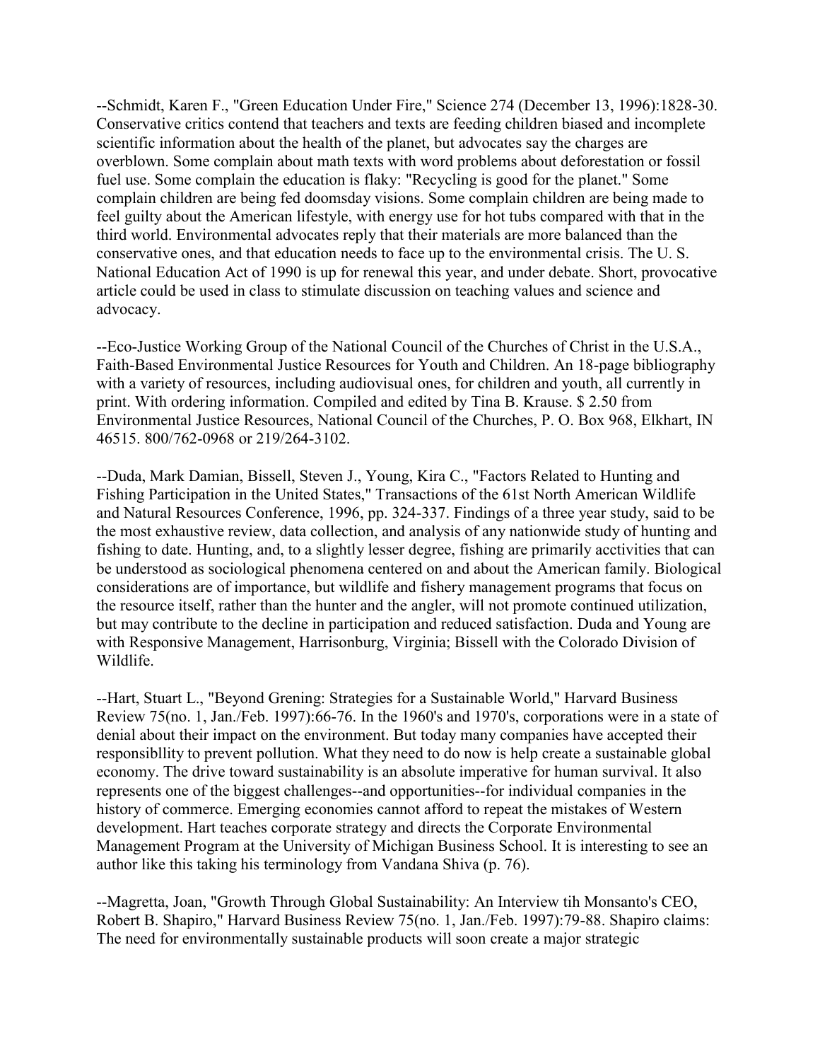--Schmidt, Karen F., "Green Education Under Fire," Science 274 (December 13, 1996):1828-30. Conservative critics contend that teachers and texts are feeding children biased and incomplete scientific information about the health of the planet, but advocates say the charges are overblown. Some complain about math texts with word problems about deforestation or fossil fuel use. Some complain the education is flaky: "Recycling is good for the planet." Some complain children are being fed doomsday visions. Some complain children are being made to feel guilty about the American lifestyle, with energy use for hot tubs compared with that in the third world. Environmental advocates reply that their materials are more balanced than the conservative ones, and that education needs to face up to the environmental crisis. The U. S. National Education Act of 1990 is up for renewal this year, and under debate. Short, provocative article could be used in class to stimulate discussion on teaching values and science and advocacy.

--Eco-Justice Working Group of the National Council of the Churches of Christ in the U.S.A., Faith-Based Environmental Justice Resources for Youth and Children. An 18-page bibliography with a variety of resources, including audiovisual ones, for children and youth, all currently in print. With ordering information. Compiled and edited by Tina B. Krause. $ 2.50 from Environmental Justice Resources, National Council of the Churches, P. O. Box 968, Elkhart, IN 46515. 800/762-0968 or 219/264-3102.

--Duda, Mark Damian, Bissell, Steven J., Young, Kira C., "Factors Related to Hunting and Fishing Participation in the United States," Transactions of the 61st North American Wildlife and Natural Resources Conference, 1996, pp. 324-337. Findings of a three year study, said to be the most exhaustive review, data collection, and analysis of any nationwide study of hunting and fishing to date. Hunting, and, to a slightly lesser degree, fishing are primarily acctivities that can be understood as sociological phenomena centered on and about the American family. Biological considerations are of importance, but wildlife and fishery management programs that focus on the resource itself, rather than the hunter and the angler, will not promote continued utilization, but may contribute to the decline in participation and reduced satisfaction. Duda and Young are with Responsive Management, Harrisonburg, Virginia; Bissell with the Colorado Division of Wildlife.

--Hart, Stuart L., "Beyond Grening: Strategies for a Sustainable World," Harvard Business Review 75(no. 1, Jan./Feb. 1997):66-76. In the 1960's and 1970's, corporations were in a state of denial about their impact on the environment. But today many companies have accepted their responsibllity to prevent pollution. What they need to do now is help create a sustainable global economy. The drive toward sustainability is an absolute imperative for human survival. It also represents one of the biggest challenges--and opportunities--for individual companies in the history of commerce. Emerging economies cannot afford to repeat the mistakes of Western development. Hart teaches corporate strategy and directs the Corporate Environmental Management Program at the University of Michigan Business School. It is interesting to see an author like this taking his terminology from Vandana Shiva (p. 76).

--Magretta, Joan, "Growth Through Global Sustainability: An Interview tih Monsanto's CEO, Robert B. Shapiro," Harvard Business Review 75(no. 1, Jan./Feb. 1997):79-88. Shapiro claims: The need for environmentally sustainable products will soon create a major strategic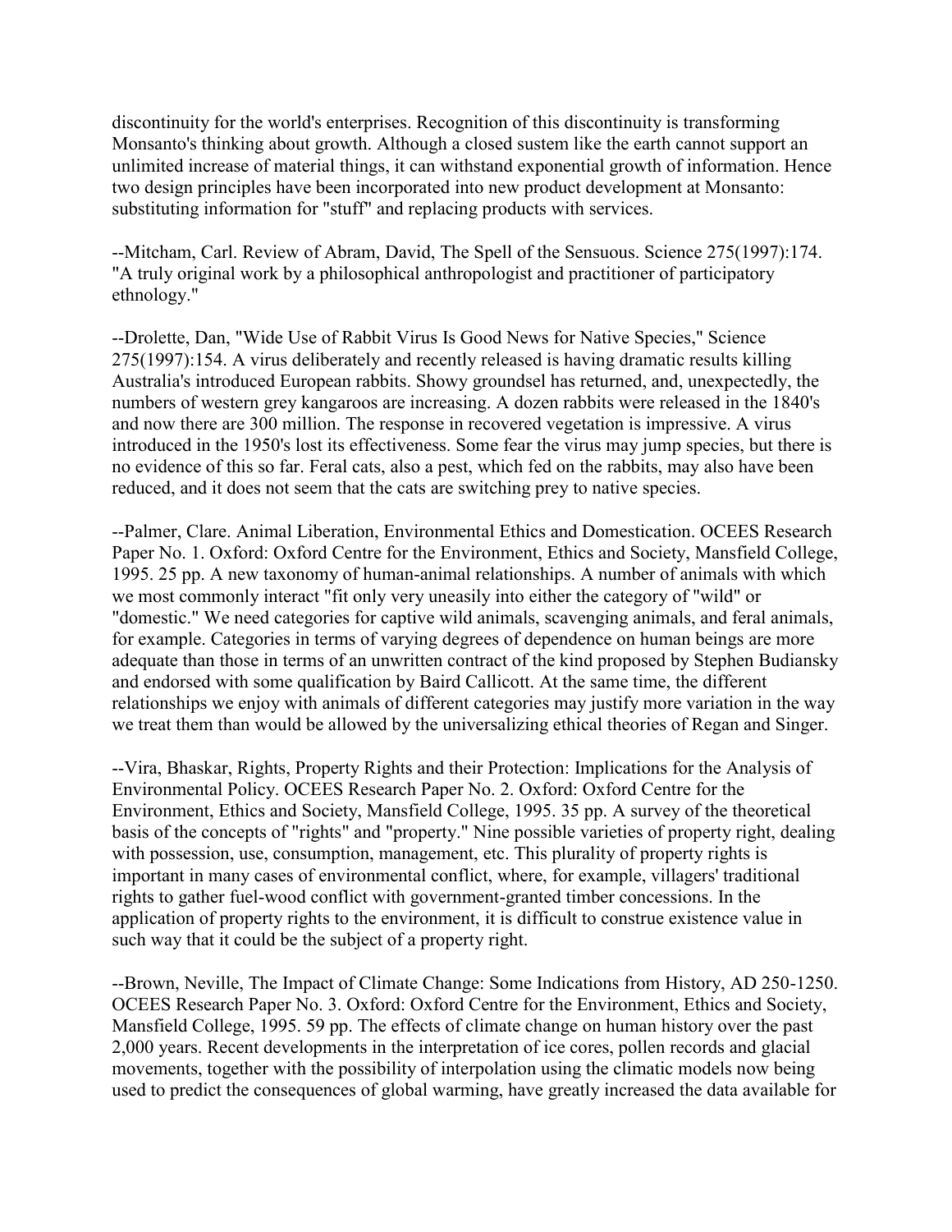discontinuity for the world's enterprises. Recognition of this discontinuity is transforming Monsanto's thinking about growth. Although a closed sustem like the earth cannot support an unlimited increase of material things, it can withstand exponential growth of information. Hence two design principles have been incorporated into new product development at Monsanto: substituting information for "stuff" and replacing products with services.

--Mitcham, Carl. Review of Abram, David, The Spell of the Sensuous. Science 275(1997):174. "A truly original work by a philosophical anthropologist and practitioner of participatory ethnology."

--Drolette, Dan, "Wide Use of Rabbit Virus Is Good News for Native Species," Science 275(1997):154. A virus deliberately and recently released is having dramatic results killing Australia's introduced European rabbits. Showy groundsel has returned, and, unexpectedly, the numbers of western grey kangaroos are increasing. A dozen rabbits were released in the 1840's and now there are 300 million. The response in recovered vegetation is impressive. A virus introduced in the 1950's lost its effectiveness. Some fear the virus may jump species, but there is no evidence of this so far. Feral cats, also a pest, which fed on the rabbits, may also have been reduced, and it does not seem that the cats are switching prey to native species.

--Palmer, Clare. Animal Liberation, Environmental Ethics and Domestication. OCEES Research Paper No. 1. Oxford: Oxford Centre for the Environment, Ethics and Society, Mansfield College, 1995. 25 pp. A new taxonomy of human-animal relationships. A number of animals with which we most commonly interact "fit only very uneasily into either the category of "wild" or "domestic." We need categories for captive wild animals, scavenging animals, and feral animals, for example. Categories in terms of varying degrees of dependence on human beings are more adequate than those in terms of an unwritten contract of the kind proposed by Stephen Budiansky and endorsed with some qualification by Baird Callicott. At the same time, the different relationships we enjoy with animals of different categories may justify more variation in the way we treat them than would be allowed by the universalizing ethical theories of Regan and Singer.

--Vira, Bhaskar, Rights, Property Rights and their Protection: Implications for the Analysis of Environmental Policy. OCEES Research Paper No. 2. Oxford: Oxford Centre for the Environment, Ethics and Society, Mansfield College, 1995. 35 pp. A survey of the theoretical basis of the concepts of "rights" and "property." Nine possible varieties of property right, dealing with possession, use, consumption, management, etc. This plurality of property rights is important in many cases of environmental conflict, where, for example, villagers' traditional rights to gather fuel-wood conflict with government-granted timber concessions. In the application of property rights to the environment, it is difficult to construe existence value in such way that it could be the subject of a property right.

--Brown, Neville, The Impact of Climate Change: Some Indications from History, AD 250-1250. OCEES Research Paper No. 3. Oxford: Oxford Centre for the Environment, Ethics and Society, Mansfield College, 1995. 59 pp. The effects of climate change on human history over the past 2,000 years. Recent developments in the interpretation of ice cores, pollen records and glacial movements, together with the possibility of interpolation using the climatic models now being used to predict the consequences of global warming, have greatly increased the data available for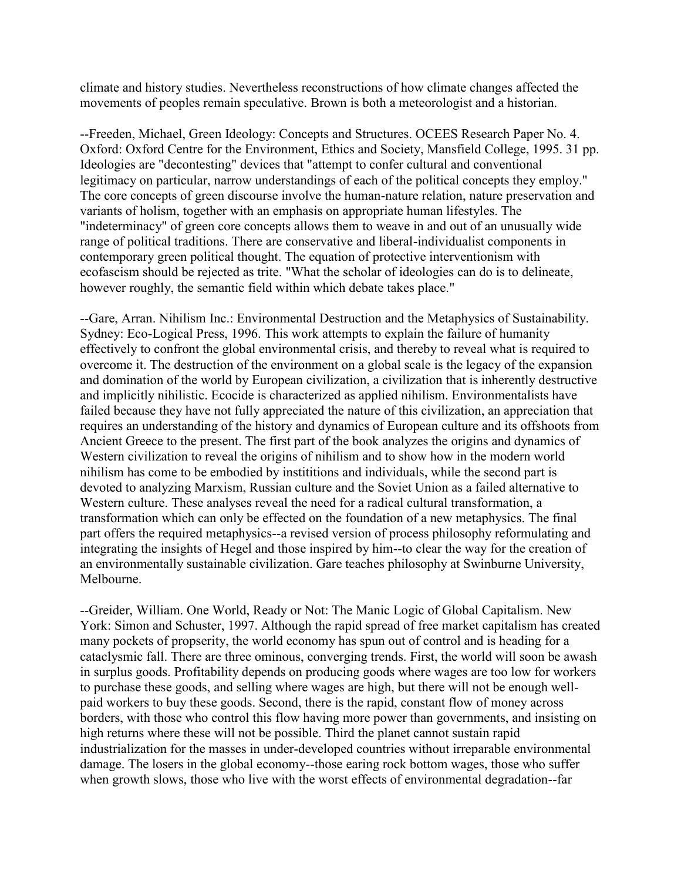climate and history studies. Nevertheless reconstructions of how climate changes affected the movements of peoples remain speculative. Brown is both a meteorologist and a historian.

--Freeden, Michael, Green Ideology: Concepts and Structures. OCEES Research Paper No. 4. Oxford: Oxford Centre for the Environment, Ethics and Society, Mansfield College, 1995. 31 pp. Ideologies are "decontesting" devices that "attempt to confer cultural and conventional legitimacy on particular, narrow understandings of each of the political concepts they employ." The core concepts of green discourse involve the human-nature relation, nature preservation and variants of holism, together with an emphasis on appropriate human lifestyles. The "indeterminacy" of green core concepts allows them to weave in and out of an unusually wide range of political traditions. There are conservative and liberal-individualist components in contemporary green political thought. The equation of protective interventionism with ecofascism should be rejected as trite. "What the scholar of ideologies can do is to delineate, however roughly, the semantic field within which debate takes place."

--Gare, Arran. Nihilism Inc.: Environmental Destruction and the Metaphysics of Sustainability. Sydney: Eco-Logical Press, 1996. This work attempts to explain the failure of humanity effectively to confront the global environmental crisis, and thereby to reveal what is required to overcome it. The destruction of the environment on a global scale is the legacy of the expansion and domination of the world by European civilization, a civilization that is inherently destructive and implicitly nihilistic. Ecocide is characterized as applied nihilism. Environmentalists have failed because they have not fully appreciated the nature of this civilization, an appreciation that requires an understanding of the history and dynamics of European culture and its offshoots from Ancient Greece to the present. The first part of the book analyzes the origins and dynamics of Western civilization to reveal the origins of nihilism and to show how in the modern world nihilism has come to be embodied by instititions and individuals, while the second part is devoted to analyzing Marxism, Russian culture and the Soviet Union as a failed alternative to Western culture. These analyses reveal the need for a radical cultural transformation, a transformation which can only be effected on the foundation of a new metaphysics. The final part offers the required metaphysics--a revised version of process philosophy reformulating and integrating the insights of Hegel and those inspired by him--to clear the way for the creation of an environmentally sustainable civilization. Gare teaches philosophy at Swinburne University, Melbourne.

--Greider, William. One World, Ready or Not: The Manic Logic of Global Capitalism. New York: Simon and Schuster, 1997. Although the rapid spread of free market capitalism has created many pockets of propserity, the world economy has spun out of control and is heading for a cataclysmic fall. There are three ominous, converging trends. First, the world will soon be awash in surplus goods. Profitability depends on producing goods where wages are too low for workers to purchase these goods, and selling where wages are high, but there will not be enough well-paid workers to buy these goods. Second, there is the rapid, constant flow of money across borders, with those who control this flow having more power than governments, and insisting on high returns where these will not be possible. Third the planet cannot sustain rapid industrialization for the masses in under-developed countries without irreparable environmental damage. The losers in the global economy--those earing rock bottom wages, those who suffer when growth slows, those who live with the worst effects of environmental degradation--far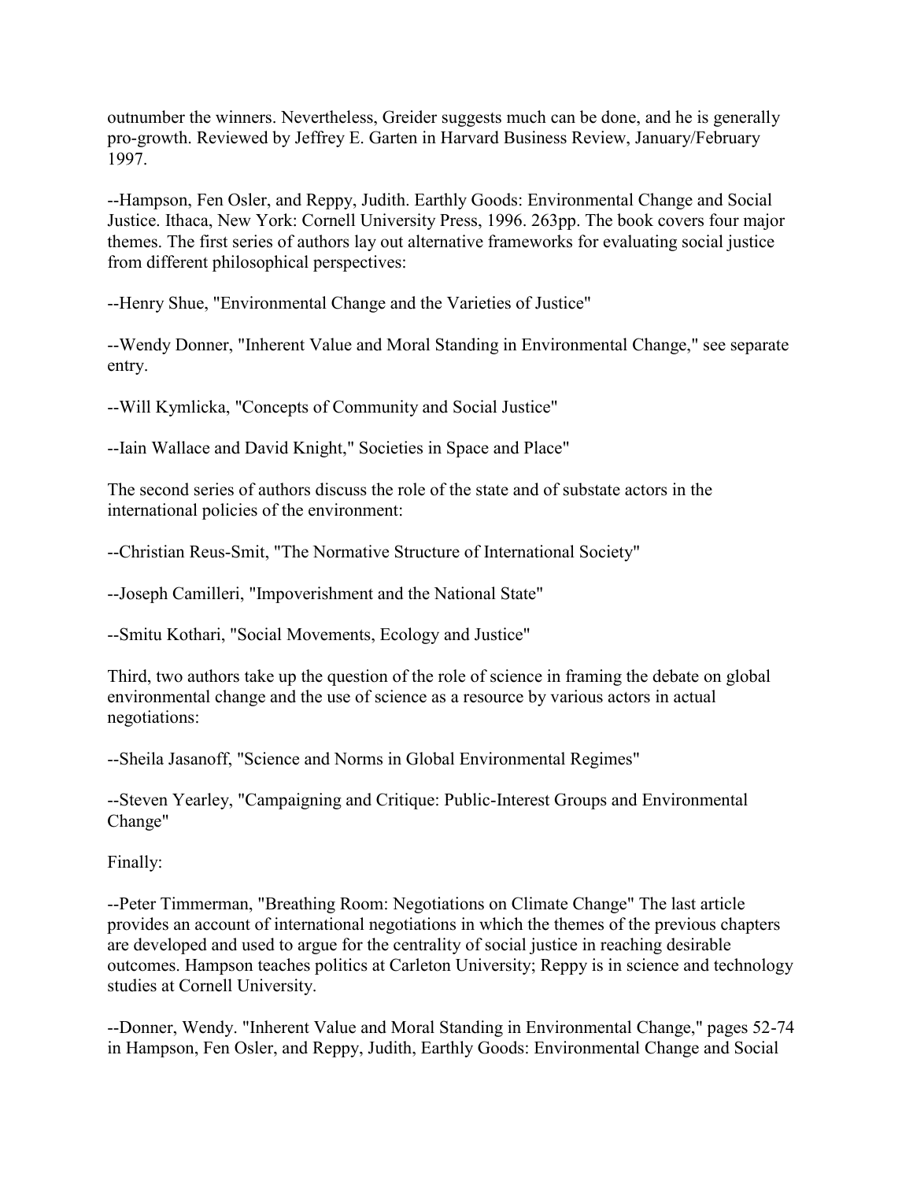outnumber the winners. Nevertheless, Greider suggests much can be done, and he is generally pro-growth. Reviewed by Jeffrey E. Garten in Harvard Business Review, January/February 1997.

--Hampson, Fen Osler, and Reppy, Judith. Earthly Goods: Environmental Change and Social Justice. Ithaca, New York: Cornell University Press, 1996. 263pp. The book covers four major themes. The first series of authors lay out alternative frameworks for evaluating social justice from different philosophical perspectives:

--Henry Shue, "Environmental Change and the Varieties of Justice"

--Wendy Donner, "Inherent Value and Moral Standing in Environmental Change," see separate entry.

--Will Kymlicka, "Concepts of Community and Social Justice"

--Iain Wallace and David Knight," Societies in Space and Place"

The second series of authors discuss the role of the state and of substate actors in the international policies of the environment:

--Christian Reus-Smit, "The Normative Structure of International Society"

--Joseph Camilleri, "Impoverishment and the National State"

--Smitu Kothari, "Social Movements, Ecology and Justice"

Third, two authors take up the question of the role of science in framing the debate on global environmental change and the use of science as a resource by various actors in actual negotiations:

--Sheila Jasanoff, "Science and Norms in Global Environmental Regimes"

--Steven Yearley, "Campaigning and Critique: Public-Interest Groups and Environmental Change"

Finally:

--Peter Timmerman, "Breathing Room: Negotiations on Climate Change" The last article provides an account of international negotiations in which the themes of the previous chapters are developed and used to argue for the centrality of social justice in reaching desirable outcomes. Hampson teaches politics at Carleton University; Reppy is in science and technology studies at Cornell University.

--Donner, Wendy. "Inherent Value and Moral Standing in Environmental Change," pages 52-74 in Hampson, Fen Osler, and Reppy, Judith, Earthly Goods: Environmental Change and Social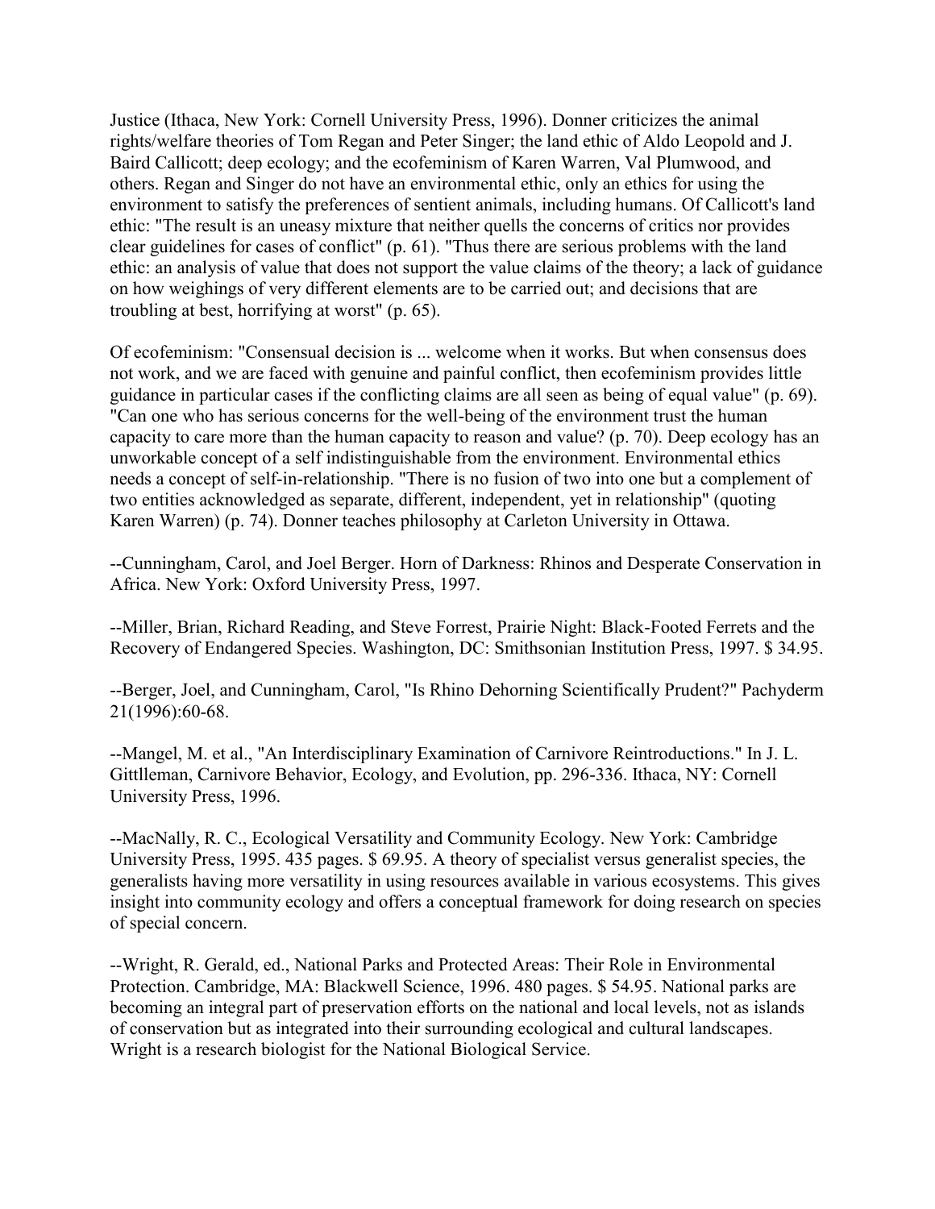Justice (Ithaca, New York: Cornell University Press, 1996). Donner criticizes the animal rights/welfare theories of Tom Regan and Peter Singer; the land ethic of Aldo Leopold and J. Baird Callicott; deep ecology; and the ecofeminism of Karen Warren, Val Plumwood, and others. Regan and Singer do not have an environmental ethic, only an ethics for using the environment to satisfy the preferences of sentient animals, including humans. Of Callicott's land ethic: "The result is an uneasy mixture that neither quells the concerns of critics nor provides clear guidelines for cases of conflict" (p. 61). "Thus there are serious problems with the land ethic: an analysis of value that does not support the value claims of the theory; a lack of guidance on how weighings of very different elements are to be carried out; and decisions that are troubling at best, horrifying at worst" (p. 65).

Of ecofeminism: "Consensual decision is ... welcome when it works. But when consensus does not work, and we are faced with genuine and painful conflict, then ecofeminism provides little guidance in particular cases if the conflicting claims are all seen as being of equal value" (p. 69). "Can one who has serious concerns for the well-being of the environment trust the human capacity to care more than the human capacity to reason and value? (p. 70). Deep ecology has an unworkable concept of a self indistinguishable from the environment. Environmental ethics needs a concept of self-in-relationship. "There is no fusion of two into one but a complement of two entities acknowledged as separate, different, independent, yet in relationship" (quoting Karen Warren) (p. 74). Donner teaches philosophy at Carleton University in Ottawa.

--Cunningham, Carol, and Joel Berger. Horn of Darkness: Rhinos and Desperate Conservation in Africa. New York: Oxford University Press, 1997.

--Miller, Brian, Richard Reading, and Steve Forrest, Prairie Night: Black-Footed Ferrets and the Recovery of Endangered Species. Washington, DC: Smithsonian Institution Press, 1997. $ 34.95.

--Berger, Joel, and Cunningham, Carol, "Is Rhino Dehorning Scientifically Prudent?" Pachyderm 21(1996):60-68.

--Mangel, M. et al., "An Interdisciplinary Examination of Carnivore Reintroductions." In J. L. Gittlleman, Carnivore Behavior, Ecology, and Evolution, pp. 296-336. Ithaca, NY: Cornell University Press, 1996.

--MacNally, R. C., Ecological Versatility and Community Ecology. New York: Cambridge University Press, 1995. 435 pages. $ 69.95. A theory of specialist versus generalist species, the generalists having more versatility in using resources available in various ecosystems. This gives insight into community ecology and offers a conceptual framework for doing research on species of special concern.

--Wright, R. Gerald, ed., National Parks and Protected Areas: Their Role in Environmental Protection. Cambridge, MA: Blackwell Science, 1996. 480 pages. $ 54.95. National parks are becoming an integral part of preservation efforts on the national and local levels, not as islands of conservation but as integrated into their surrounding ecological and cultural landscapes. Wright is a research biologist for the National Biological Service.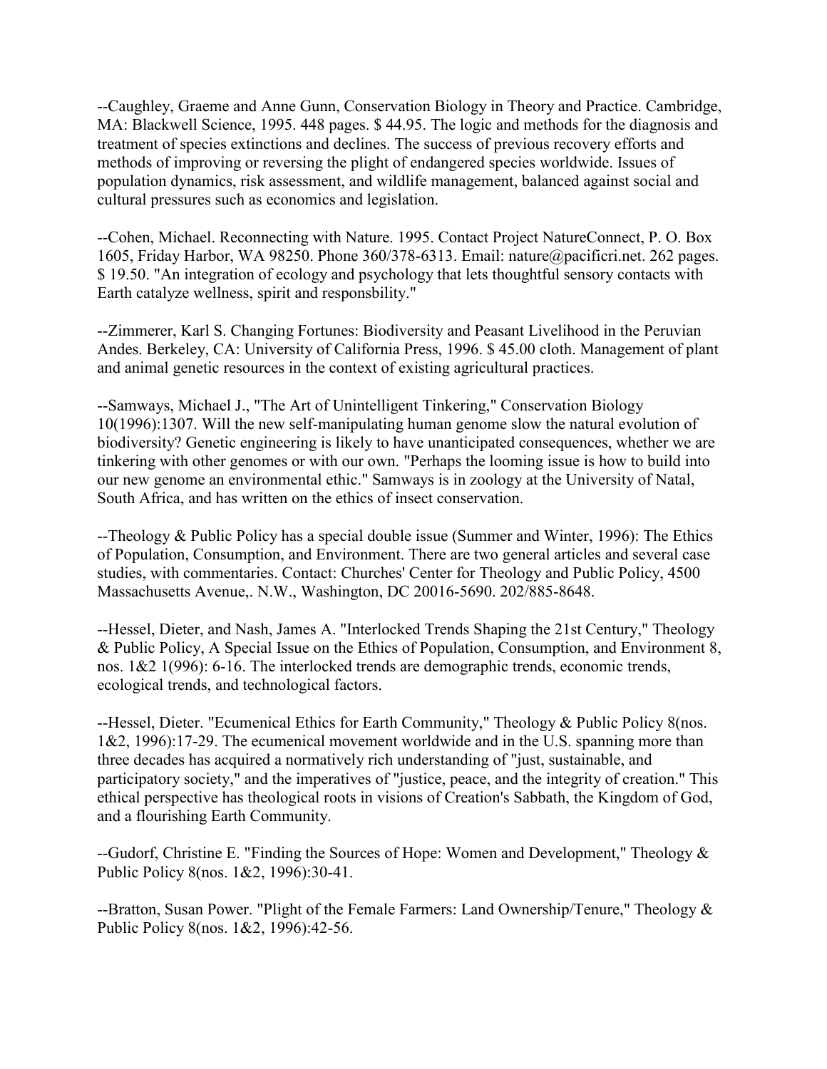--Caughley, Graeme and Anne Gunn, Conservation Biology in Theory and Practice. Cambridge, MA: Blackwell Science, 1995. 448 pages. $ 44.95. The logic and methods for the diagnosis and treatment of species extinctions and declines. The success of previous recovery efforts and methods of improving or reversing the plight of endangered species worldwide. Issues of population dynamics, risk assessment, and wildlife management, balanced against social and cultural pressures such as economics and legislation.

--Cohen, Michael. Reconnecting with Nature. 1995. Contact Project NatureConnect, P. O. Box 1605, Friday Harbor, WA 98250. Phone 360/378-6313. Email: nature@pacificri.net. 262 pages. $ 19.50. "An integration of ecology and psychology that lets thoughtful sensory contacts with Earth catalyze wellness, spirit and responsbility."

--Zimmerer, Karl S. Changing Fortunes: Biodiversity and Peasant Livelihood in the Peruvian Andes. Berkeley, CA: University of California Press, 1996. $ 45.00 cloth. Management of plant and animal genetic resources in the context of existing agricultural practices.

--Samways, Michael J., "The Art of Unintelligent Tinkering," Conservation Biology 10(1996):1307. Will the new self-manipulating human genome slow the natural evolution of biodiversity? Genetic engineering is likely to have unanticipated consequences, whether we are tinkering with other genomes or with our own. "Perhaps the looming issue is how to build into our new genome an environmental ethic." Samways is in zoology at the University of Natal, South Africa, and has written on the ethics of insect conservation.

--Theology & Public Policy has a special double issue (Summer and Winter, 1996): The Ethics of Population, Consumption, and Environment. There are two general articles and several case studies, with commentaries. Contact: Churches' Center for Theology and Public Policy, 4500 Massachusetts Avenue,. N.W., Washington, DC 20016-5690. 202/885-8648.

--Hessel, Dieter, and Nash, James A. "Interlocked Trends Shaping the 21st Century," Theology & Public Policy, A Special Issue on the Ethics of Population, Consumption, and Environment 8, nos. 1&2 1(996): 6-16. The interlocked trends are demographic trends, economic trends, ecological trends, and technological factors.

--Hessel, Dieter. "Ecumenical Ethics for Earth Community," Theology & Public Policy 8(nos. 1&2, 1996):17-29. The ecumenical movement worldwide and in the U.S. spanning more than three decades has acquired a normatively rich understanding of "just, sustainable, and participatory society," and the imperatives of "justice, peace, and the integrity of creation." This ethical perspective has theological roots in visions of Creation's Sabbath, the Kingdom of God, and a flourishing Earth Community.

--Gudorf, Christine E. "Finding the Sources of Hope: Women and Development," Theology & Public Policy 8(nos. 1&2, 1996):30-41.

--Bratton, Susan Power. "Plight of the Female Farmers: Land Ownership/Tenure," Theology & Public Policy 8(nos. 1&2, 1996):42-56.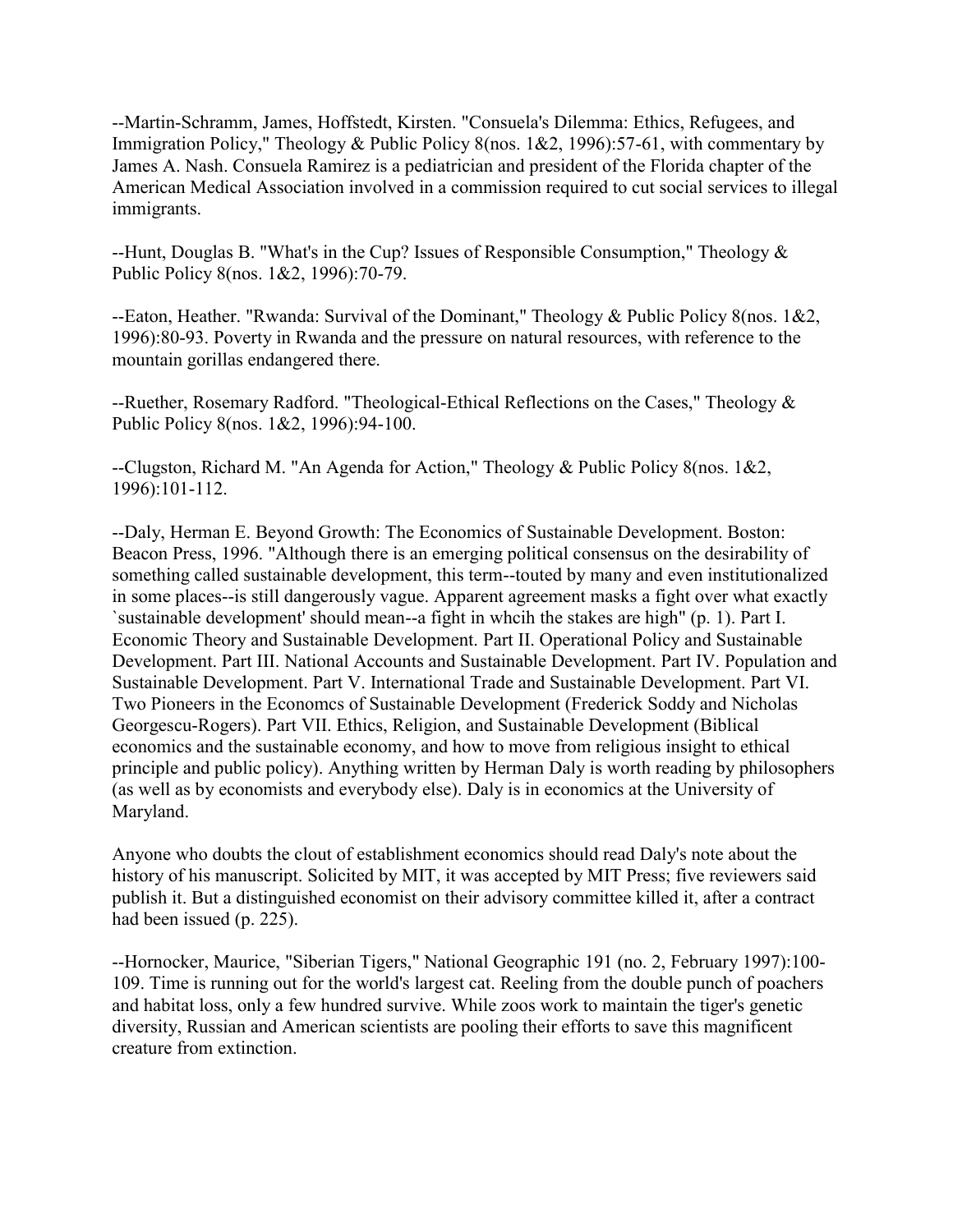--Martin-Schramm, James, Hoffstedt, Kirsten. "Consuela's Dilemma: Ethics, Refugees, and Immigration Policy," Theology & Public Policy 8(nos. 1&2, 1996):57-61, with commentary by James A. Nash. Consuela Ramirez is a pediatrician and president of the Florida chapter of the American Medical Association involved in a commission required to cut social services to illegal immigrants.

--Hunt, Douglas B. "What's in the Cup? Issues of Responsible Consumption," Theology & Public Policy 8(nos. 1&2, 1996):70-79.

--Eaton, Heather. "Rwanda: Survival of the Dominant," Theology & Public Policy 8(nos. 1&2, 1996):80-93. Poverty in Rwanda and the pressure on natural resources, with reference to the mountain gorillas endangered there.

--Ruether, Rosemary Radford. "Theological-Ethical Reflections on the Cases," Theology & Public Policy 8(nos. 1&2, 1996):94-100.

--Clugston, Richard M. "An Agenda for Action," Theology & Public Policy 8(nos. 1&2, 1996):101-112.

--Daly, Herman E. Beyond Growth: The Economics of Sustainable Development. Boston: Beacon Press, 1996. "Although there is an emerging political consensus on the desirability of something called sustainable development, this term--touted by many and even institutionalized in some places--is still dangerously vague. Apparent agreement masks a fight over what exactly `sustainable development' should mean--a fight in whcih the stakes are high" (p. 1). Part I. Economic Theory and Sustainable Development. Part II. Operational Policy and Sustainable Development. Part III. National Accounts and Sustainable Development. Part IV. Population and Sustainable Development. Part V. International Trade and Sustainable Development. Part VI. Two Pioneers in the Economcs of Sustainable Development (Frederick Soddy and Nicholas Georgescu-Rogers). Part VII. Ethics, Religion, and Sustainable Development (Biblical economics and the sustainable economy, and how to move from religious insight to ethical principle and public policy). Anything written by Herman Daly is worth reading by philosophers (as well as by economists and everybody else). Daly is in economics at the University of Maryland.

Anyone who doubts the clout of establishment economics should read Daly's note about the history of his manuscript. Solicited by MIT, it was accepted by MIT Press; five reviewers said publish it. But a distinguished economist on their advisory committee killed it, after a contract had been issued (p. 225).

--Hornocker, Maurice, "Siberian Tigers," National Geographic 191 (no. 2, February 1997):100-109. Time is running out for the world's largest cat. Reeling from the double punch of poachers and habitat loss, only a few hundred survive. While zoos work to maintain the tiger's genetic diversity, Russian and American scientists are pooling their efforts to save this magnificent creature from extinction.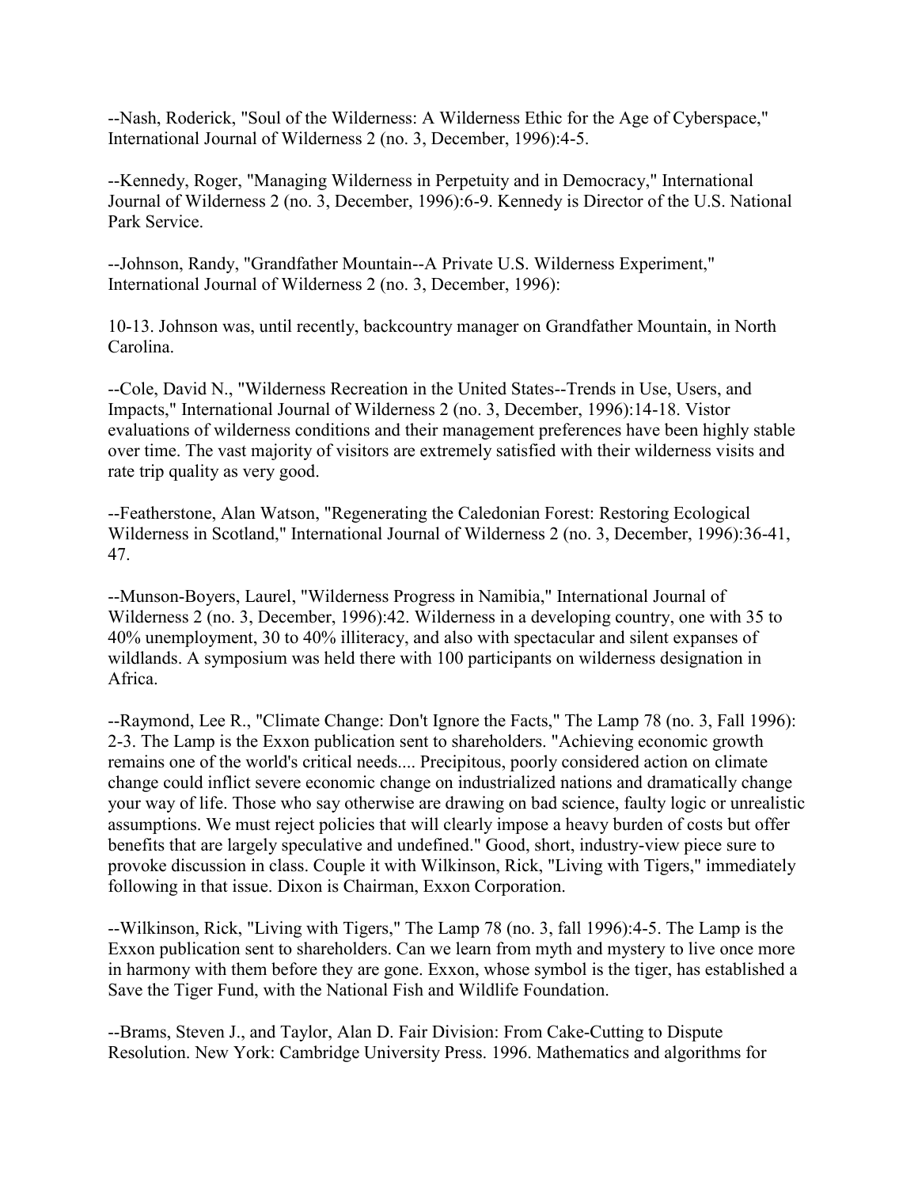--Nash, Roderick, "Soul of the Wilderness: A Wilderness Ethic for the Age of Cyberspace," International Journal of Wilderness 2 (no. 3, December, 1996):4-5.

--Kennedy, Roger, "Managing Wilderness in Perpetuity and in Democracy," International Journal of Wilderness 2 (no. 3, December, 1996):6-9. Kennedy is Director of the U.S. National Park Service.

--Johnson, Randy, "Grandfather Mountain--A Private U.S. Wilderness Experiment," International Journal of Wilderness 2 (no. 3, December, 1996):

10-13. Johnson was, until recently, backcountry manager on Grandfather Mountain, in North Carolina.

--Cole, David N., "Wilderness Recreation in the United States--Trends in Use, Users, and Impacts," International Journal of Wilderness 2 (no. 3, December, 1996):14-18. Vistor evaluations of wilderness conditions and their management preferences have been highly stable over time. The vast majority of visitors are extremely satisfied with their wilderness visits and rate trip quality as very good.

--Featherstone, Alan Watson, "Regenerating the Caledonian Forest: Restoring Ecological Wilderness in Scotland," International Journal of Wilderness 2 (no. 3, December, 1996):36-41, 47.

--Munson-Boyers, Laurel, "Wilderness Progress in Namibia," International Journal of Wilderness 2 (no. 3, December, 1996):42. Wilderness in a developing country, one with 35 to 40% unemployment, 30 to 40% illiteracy, and also with spectacular and silent expanses of wildlands. A symposium was held there with 100 participants on wilderness designation in Africa.

--Raymond, Lee R., "Climate Change: Don't Ignore the Facts," The Lamp 78 (no. 3, Fall 1996): 2-3. The Lamp is the Exxon publication sent to shareholders. "Achieving economic growth remains one of the world's critical needs.... Precipitous, poorly considered action on climate change could inflict severe economic change on industrialized nations and dramatically change your way of life. Those who say otherwise are drawing on bad science, faulty logic or unrealistic assumptions. We must reject policies that will clearly impose a heavy burden of costs but offer benefits that are largely speculative and undefined." Good, short, industry-view piece sure to provoke discussion in class. Couple it with Wilkinson, Rick, "Living with Tigers," immediately following in that issue. Dixon is Chairman, Exxon Corporation.

--Wilkinson, Rick, "Living with Tigers," The Lamp 78 (no. 3, fall 1996):4-5. The Lamp is the Exxon publication sent to shareholders. Can we learn from myth and mystery to live once more in harmony with them before they are gone. Exxon, whose symbol is the tiger, has established a Save the Tiger Fund, with the National Fish and Wildlife Foundation.

--Brams, Steven J., and Taylor, Alan D. Fair Division: From Cake-Cutting to Dispute Resolution. New York: Cambridge University Press. 1996. Mathematics and algorithms for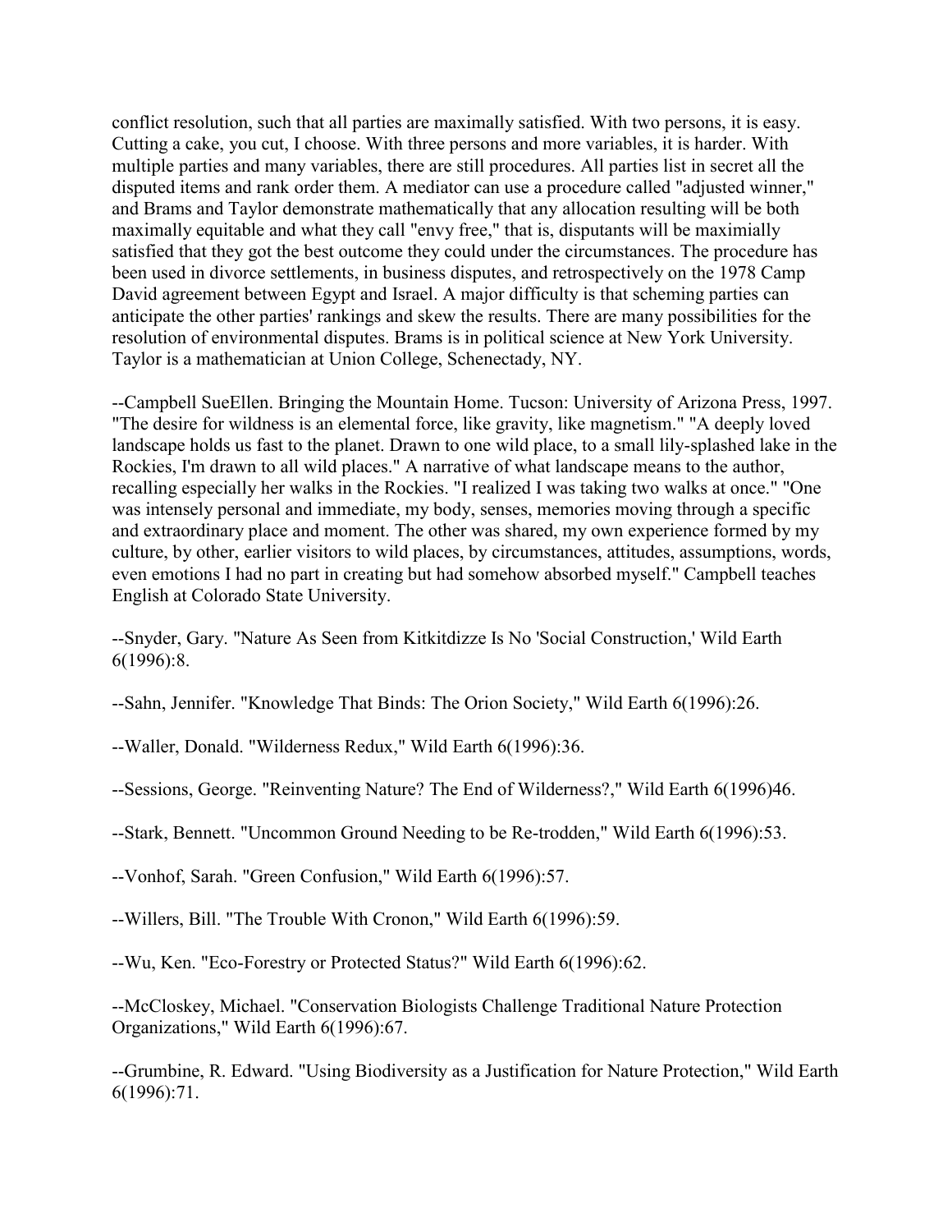conflict resolution, such that all parties are maximally satisfied. With two persons, it is easy. Cutting a cake, you cut, I choose. With three persons and more variables, it is harder. With multiple parties and many variables, there are still procedures. All parties list in secret all the disputed items and rank order them. A mediator can use a procedure called "adjusted winner," and Brams and Taylor demonstrate mathematically that any allocation resulting will be both maximally equitable and what they call "envy free," that is, disputants will be maximially satisfied that they got the best outcome they could under the circumstances. The procedure has been used in divorce settlements, in business disputes, and retrospectively on the 1978 Camp David agreement between Egypt and Israel. A major difficulty is that scheming parties can anticipate the other parties' rankings and skew the results. There are many possibilities for the resolution of environmental disputes. Brams is in political science at New York University. Taylor is a mathematician at Union College, Schenectady, NY.

--Campbell SueEllen. Bringing the Mountain Home. Tucson: University of Arizona Press, 1997. "The desire for wildness is an elemental force, like gravity, like magnetism." "A deeply loved landscape holds us fast to the planet. Drawn to one wild place, to a small lily-splashed lake in the Rockies, I'm drawn to all wild places." A narrative of what landscape means to the author, recalling especially her walks in the Rockies. "I realized I was taking two walks at once." "One was intensely personal and immediate, my body, senses, memories moving through a specific and extraordinary place and moment. The other was shared, my own experience formed by my culture, by other, earlier visitors to wild places, by circumstances, attitudes, assumptions, words, even emotions I had no part in creating but had somehow absorbed myself." Campbell teaches English at Colorado State University.

--Snyder, Gary. "Nature As Seen from Kitkitdizze Is No 'Social Construction,' Wild Earth 6(1996):8.

--Sahn, Jennifer. "Knowledge That Binds: The Orion Society," Wild Earth 6(1996):26.

--Waller, Donald. "Wilderness Redux," Wild Earth 6(1996):36.

--Sessions, George. "Reinventing Nature? The End of Wilderness?," Wild Earth 6(1996)46.

--Stark, Bennett. "Uncommon Ground Needing to be Re-trodden," Wild Earth 6(1996):53.

--Vonhof, Sarah. "Green Confusion," Wild Earth 6(1996):57.

--Willers, Bill. "The Trouble With Cronon," Wild Earth 6(1996):59.

--Wu, Ken. "Eco-Forestry or Protected Status?" Wild Earth 6(1996):62.

--McCloskey, Michael. "Conservation Biologists Challenge Traditional Nature Protection Organizations," Wild Earth 6(1996):67.

--Grumbine, R. Edward. "Using Biodiversity as a Justification for Nature Protection," Wild Earth 6(1996):71.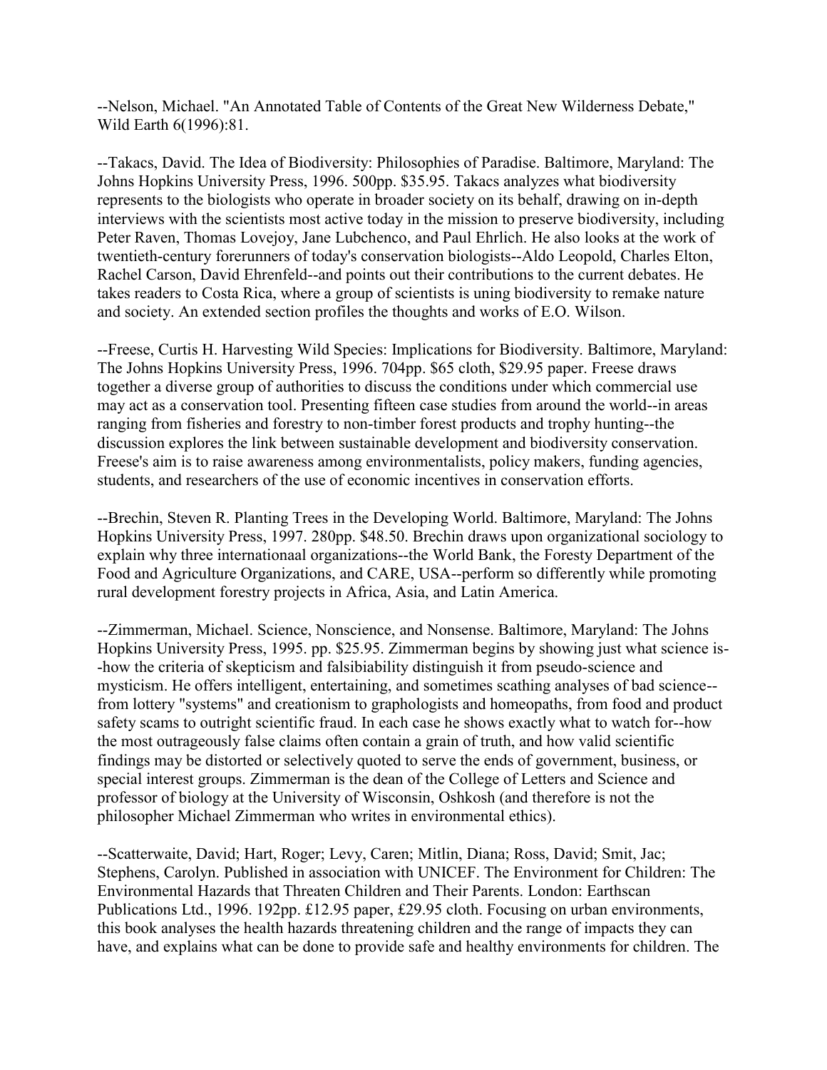--Nelson, Michael. "An Annotated Table of Contents of the Great New Wilderness Debate," Wild Earth 6(1996):81.

--Takacs, David. The Idea of Biodiversity: Philosophies of Paradise. Baltimore, Maryland: The Johns Hopkins University Press, 1996. 500pp. $35.95. Takacs analyzes what biodiversity represents to the biologists who operate in broader society on its behalf, drawing on in-depth interviews with the scientists most active today in the mission to preserve biodiversity, including Peter Raven, Thomas Lovejoy, Jane Lubchenco, and Paul Ehrlich. He also looks at the work of twentieth-century forerunners of today's conservation biologists--Aldo Leopold, Charles Elton, Rachel Carson, David Ehrenfeld--and points out their contributions to the current debates. He takes readers to Costa Rica, where a group of scientists is uning biodiversity to remake nature and society. An extended section profiles the thoughts and works of E.O. Wilson.

--Freese, Curtis H. Harvesting Wild Species: Implications for Biodiversity. Baltimore, Maryland: The Johns Hopkins University Press, 1996. 704pp. $65 cloth, $29.95 paper. Freese draws together a diverse group of authorities to discuss the conditions under which commercial use may act as a conservation tool. Presenting fifteen case studies from around the world--in areas ranging from fisheries and forestry to non-timber forest products and trophy hunting--the discussion explores the link between sustainable development and biodiversity conservation. Freese's aim is to raise awareness among environmentalists, policy makers, funding agencies, students, and researchers of the use of economic incentives in conservation efforts.

--Brechin, Steven R. Planting Trees in the Developing World. Baltimore, Maryland: The Johns Hopkins University Press, 1997. 280pp. $48.50. Brechin draws upon organizational sociology to explain why three internationaal organizations--the World Bank, the Foresty Department of the Food and Agriculture Organizations, and CARE, USA--perform so differently while promoting rural development forestry projects in Africa, Asia, and Latin America.

--Zimmerman, Michael. Science, Nonscience, and Nonsense. Baltimore, Maryland: The Johns Hopkins University Press, 1995. pp. $25.95. Zimmerman begins by showing just what science is--how the criteria of skepticism and falsibiability distinguish it from pseudo-science and mysticism. He offers intelligent, entertaining, and sometimes scathing analyses of bad science--from lottery "systems" and creationism to graphologists and homeopaths, from food and product safety scams to outright scientific fraud. In each case he shows exactly what to watch for--how the most outrageously false claims often contain a grain of truth, and how valid scientific findings may be distorted or selectively quoted to serve the ends of government, business, or special interest groups. Zimmerman is the dean of the College of Letters and Science and professor of biology at the University of Wisconsin, Oshkosh (and therefore is not the philosopher Michael Zimmerman who writes in environmental ethics).

--Scatterwaite, David; Hart, Roger; Levy, Caren; Mitlin, Diana; Ross, David; Smit, Jac; Stephens, Carolyn. Published in association with UNICEF. The Environment for Children: The Environmental Hazards that Threaten Children and Their Parents. London: Earthscan Publications Ltd., 1996. 192pp. £12.95 paper, £29.95 cloth. Focusing on urban environments, this book analyses the health hazards threatening children and the range of impacts they can have, and explains what can be done to provide safe and healthy environments for children. The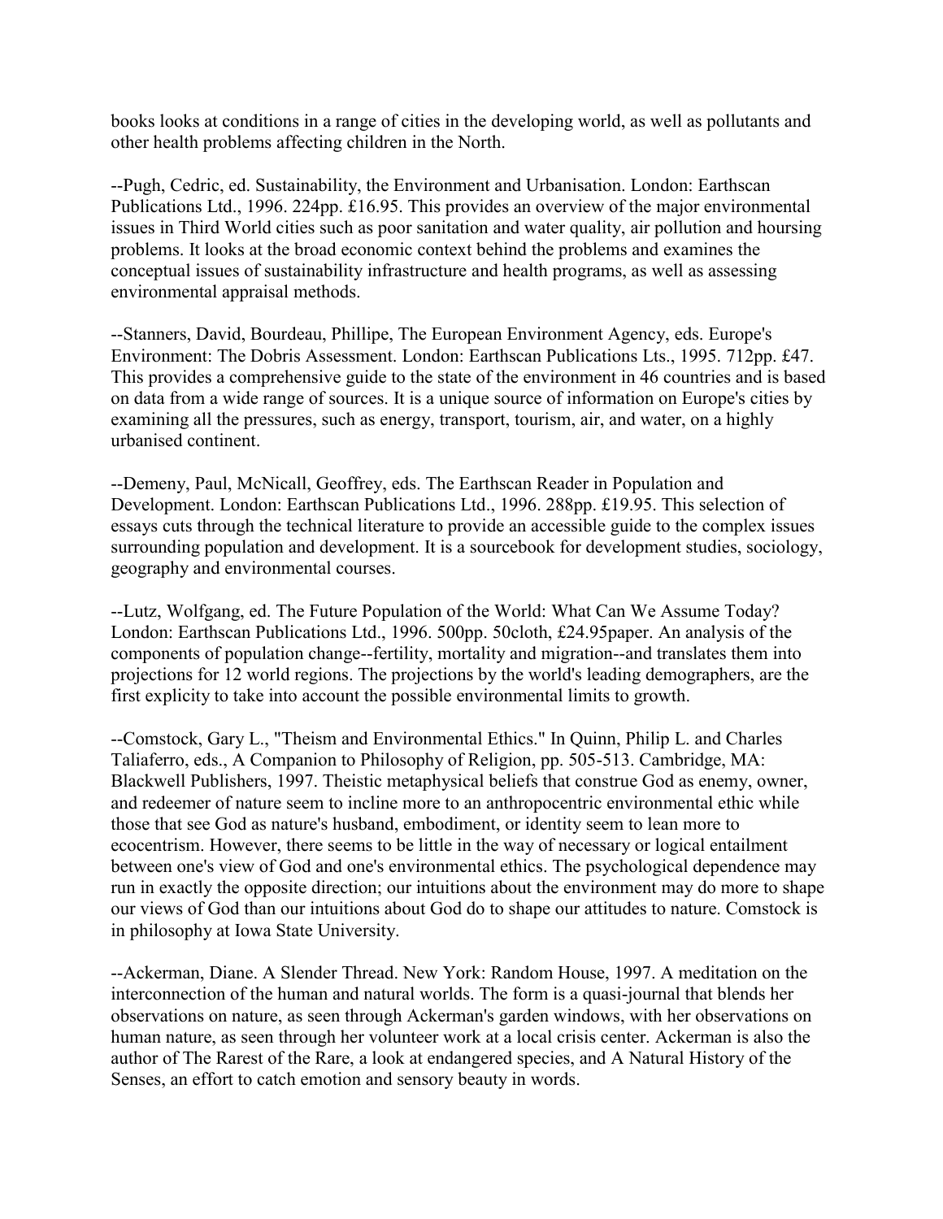books looks at conditions in a range of cities in the developing world, as well as pollutants and other health problems affecting children in the North.

--Pugh, Cedric, ed. Sustainability, the Environment and Urbanisation. London: Earthscan Publications Ltd., 1996. 224pp. £16.95. This provides an overview of the major environmental issues in Third World cities such as poor sanitation and water quality, air pollution and hoursing problems. It looks at the broad economic context behind the problems and examines the conceptual issues of sustainability infrastructure and health programs, as well as assessing environmental appraisal methods.

--Stanners, David, Bourdeau, Phillipe, The European Environment Agency, eds. Europe's Environment: The Dobris Assessment. London: Earthscan Publications Lts., 1995. 712pp. £47. This provides a comprehensive guide to the state of the environment in 46 countries and is based on data from a wide range of sources. It is a unique source of information on Europe's cities by examining all the pressures, such as energy, transport, tourism, air, and water, on a highly urbanised continent.

--Demeny, Paul, McNicall, Geoffrey, eds. The Earthscan Reader in Population and Development. London: Earthscan Publications Ltd., 1996. 288pp. £19.95. This selection of essays cuts through the technical literature to provide an accessible guide to the complex issues surrounding population and development. It is a sourcebook for development studies, sociology, geography and environmental courses.

--Lutz, Wolfgang, ed. The Future Population of the World: What Can We Assume Today? London: Earthscan Publications Ltd., 1996. 500pp. 50cloth, £24.95paper. An analysis of the components of population change--fertility, mortality and migration--and translates them into projections for 12 world regions. The projections by the world's leading demographers, are the first explicity to take into account the possible environmental limits to growth.

--Comstock, Gary L., "Theism and Environmental Ethics." In Quinn, Philip L. and Charles Taliaferro, eds., A Companion to Philosophy of Religion, pp. 505-513. Cambridge, MA: Blackwell Publishers, 1997. Theistic metaphysical beliefs that construe God as enemy, owner, and redeemer of nature seem to incline more to an anthropocentric environmental ethic while those that see God as nature's husband, embodiment, or identity seem to lean more to ecocentrism. However, there seems to be little in the way of necessary or logical entailment between one's view of God and one's environmental ethics. The psychological dependence may run in exactly the opposite direction; our intuitions about the environment may do more to shape our views of God than our intuitions about God do to shape our attitudes to nature. Comstock is in philosophy at Iowa State University.

--Ackerman, Diane. A Slender Thread. New York: Random House, 1997. A meditation on the interconnection of the human and natural worlds. The form is a quasi-journal that blends her observations on nature, as seen through Ackerman's garden windows, with her observations on human nature, as seen through her volunteer work at a local crisis center. Ackerman is also the author of The Rarest of the Rare, a look at endangered species, and A Natural History of the Senses, an effort to catch emotion and sensory beauty in words.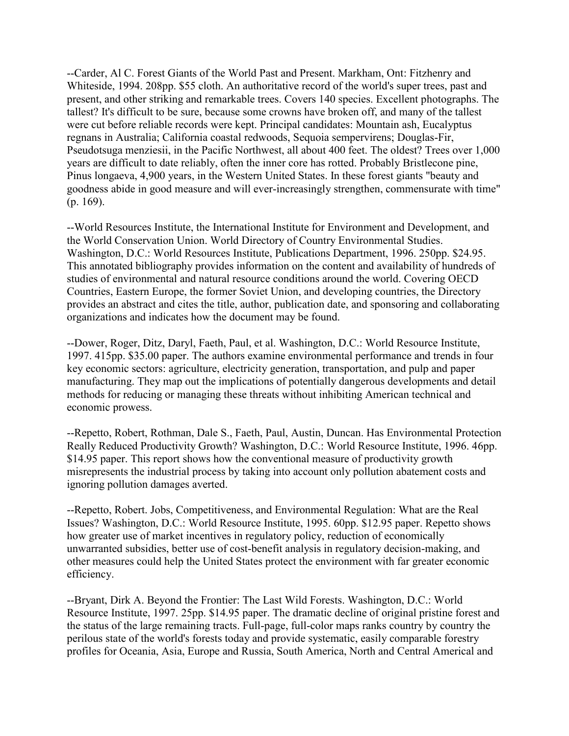--Carder, Al C. Forest Giants of the World Past and Present. Markham, Ont: Fitzhenry and Whiteside, 1994. 208pp. $55 cloth. An authoritative record of the world's super trees, past and present, and other striking and remarkable trees. Covers 140 species. Excellent photographs. The tallest? It's difficult to be sure, because some crowns have broken off, and many of the tallest were cut before reliable records were kept. Principal candidates: Mountain ash, Eucalyptus regnans in Australia; California coastal redwoods, Sequoia sempervirens; Douglas-Fir, Pseudotsuga menziesii, in the Pacific Northwest, all about 400 feet. The oldest? Trees over 1,000 years are difficult to date reliably, often the inner core has rotted. Probably Bristlecone pine, Pinus longaeva, 4,900 years, in the Western United States. In these forest giants "beauty and goodness abide in good measure and will ever-increasingly strengthen, commensurate with time" (p. 169).

--World Resources Institute, the International Institute for Environment and Development, and the World Conservation Union. World Directory of Country Environmental Studies. Washington, D.C.: World Resources Institute, Publications Department, 1996. 250pp. $24.95. This annotated bibliography provides information on the content and availability of hundreds of studies of environmental and natural resource conditions around the world. Covering OECD Countries, Eastern Europe, the former Soviet Union, and developing countries, the Directory provides an abstract and cites the title, author, publication date, and sponsoring and collaborating organizations and indicates how the document may be found.

--Dower, Roger, Ditz, Daryl, Faeth, Paul, et al. Washington, D.C.: World Resource Institute, 1997. 415pp. $35.00 paper. The authors examine environmental performance and trends in four key economic sectors: agriculture, electricity generation, transportation, and pulp and paper manufacturing. They map out the implications of potentially dangerous developments and detail methods for reducing or managing these threats without inhibiting American technical and economic prowess.

--Repetto, Robert, Rothman, Dale S., Faeth, Paul, Austin, Duncan. Has Environmental Protection Really Reduced Productivity Growth? Washington, D.C.: World Resource Institute, 1996. 46pp. $14.95 paper. This report shows how the conventional measure of productivity growth misrepresents the industrial process by taking into account only pollution abatement costs and ignoring pollution damages averted.

--Repetto, Robert. Jobs, Competitiveness, and Environmental Regulation: What are the Real Issues? Washington, D.C.: World Resource Institute, 1995. 60pp. $12.95 paper. Repetto shows how greater use of market incentives in regulatory policy, reduction of economically unwarranted subsidies, better use of cost-benefit analysis in regulatory decision-making, and other measures could help the United States protect the environment with far greater economic efficiency.

--Bryant, Dirk A. Beyond the Frontier: The Last Wild Forests. Washington, D.C.: World Resource Institute, 1997. 25pp. $14.95 paper. The dramatic decline of original pristine forest and the status of the large remaining tracts. Full-page, full-color maps ranks country by country the perilous state of the world's forests today and provide systematic, easily comparable forestry profiles for Oceania, Asia, Europe and Russia, South America, North and Central Americal and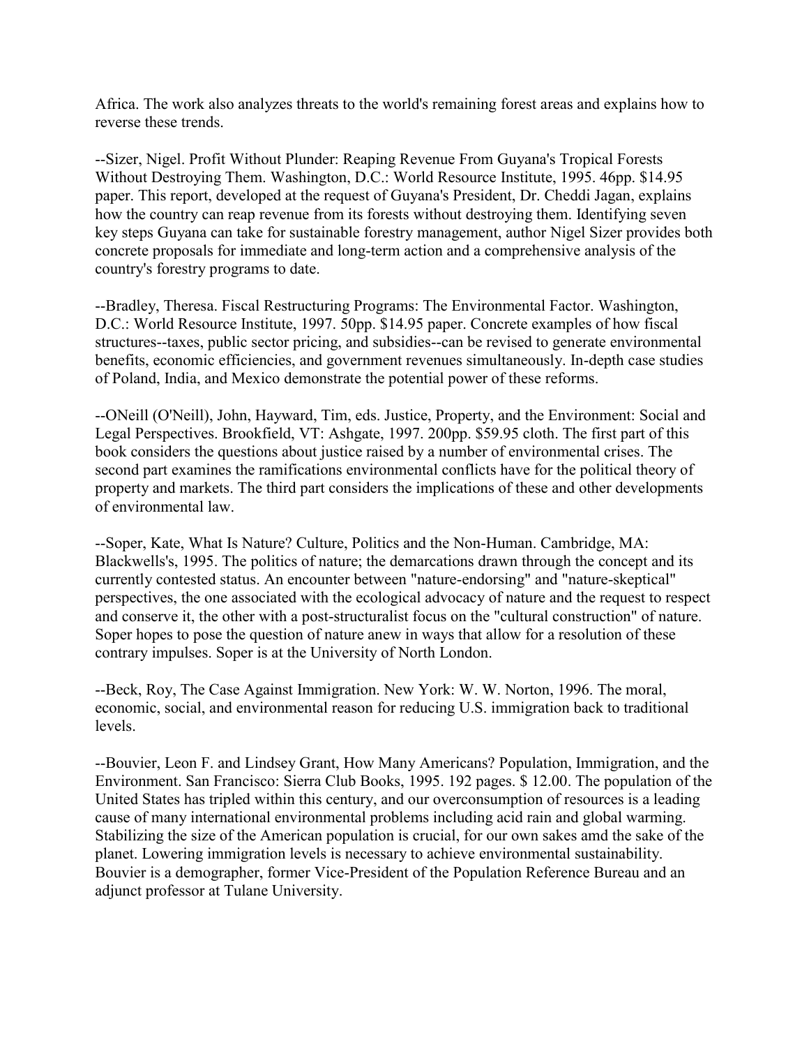Africa. The work also analyzes threats to the world's remaining forest areas and explains how to reverse these trends.

--Sizer, Nigel. Profit Without Plunder: Reaping Revenue From Guyana's Tropical Forests Without Destroying Them. Washington, D.C.: World Resource Institute, 1995. 46pp. $14.95 paper. This report, developed at the request of Guyana's President, Dr. Cheddi Jagan, explains how the country can reap revenue from its forests without destroying them. Identifying seven key steps Guyana can take for sustainable forestry management, author Nigel Sizer provides both concrete proposals for immediate and long-term action and a comprehensive analysis of the country's forestry programs to date.

--Bradley, Theresa. Fiscal Restructuring Programs: The Environmental Factor. Washington, D.C.: World Resource Institute, 1997. 50pp. $14.95 paper. Concrete examples of how fiscal structures--taxes, public sector pricing, and subsidies--can be revised to generate environmental benefits, economic efficiencies, and government revenues simultaneously. In-depth case studies of Poland, India, and Mexico demonstrate the potential power of these reforms.

--ONeill (O'Neill), John, Hayward, Tim, eds. Justice, Property, and the Environment: Social and Legal Perspectives. Brookfield, VT: Ashgate, 1997. 200pp. $59.95 cloth. The first part of this book considers the questions about justice raised by a number of environmental crises. The second part examines the ramifications environmental conflicts have for the political theory of property and markets. The third part considers the implications of these and other developments of environmental law.

--Soper, Kate, What Is Nature? Culture, Politics and the Non-Human. Cambridge, MA: Blackwells's, 1995. The politics of nature; the demarcations drawn through the concept and its currently contested status. An encounter between "nature-endorsing" and "nature-skeptical" perspectives, the one associated with the ecological advocacy of nature and the request to respect and conserve it, the other with a post-structuralist focus on the "cultural construction" of nature. Soper hopes to pose the question of nature anew in ways that allow for a resolution of these contrary impulses. Soper is at the University of North London.

--Beck, Roy, The Case Against Immigration. New York: W. W. Norton, 1996. The moral, economic, social, and environmental reason for reducing U.S. immigration back to traditional levels.

--Bouvier, Leon F. and Lindsey Grant, How Many Americans? Population, Immigration, and the Environment. San Francisco: Sierra Club Books, 1995. 192 pages. $ 12.00. The population of the United States has tripled within this century, and our overconsumption of resources is a leading cause of many international environmental problems including acid rain and global warming. Stabilizing the size of the American population is crucial, for our own sakes amd the sake of the planet. Lowering immigration levels is necessary to achieve environmental sustainability. Bouvier is a demographer, former Vice-President of the Population Reference Bureau and an adjunct professor at Tulane University.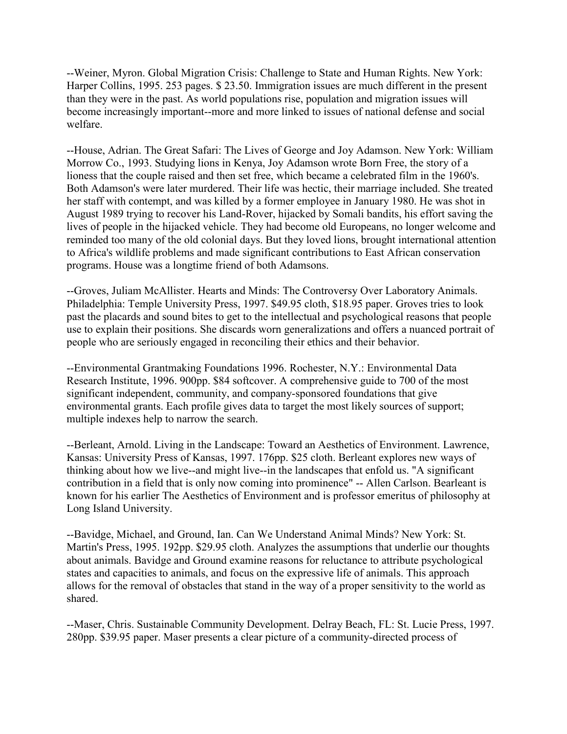--Weiner, Myron. Global Migration Crisis: Challenge to State and Human Rights. New York: Harper Collins, 1995. 253 pages. $ 23.50. Immigration issues are much different in the present than they were in the past. As world populations rise, population and migration issues will become increasingly important--more and more linked to issues of national defense and social welfare.

--House, Adrian. The Great Safari: The Lives of George and Joy Adamson. New York: William Morrow Co., 1993. Studying lions in Kenya, Joy Adamson wrote Born Free, the story of a lioness that the couple raised and then set free, which became a celebrated film in the 1960's. Both Adamson's were later murdered. Their life was hectic, their marriage included. She treated her staff with contempt, and was killed by a former employee in January 1980. He was shot in August 1989 trying to recover his Land-Rover, hijacked by Somali bandits, his effort saving the lives of people in the hijacked vehicle. They had become old Europeans, no longer welcome and reminded too many of the old colonial days. But they loved lions, brought international attention to Africa's wildlife problems and made significant contributions to East African conservation programs. House was a longtime friend of both Adamsons.

--Groves, Juliam McAllister. Hearts and Minds: The Controversy Over Laboratory Animals. Philadelphia: Temple University Press, 1997. $49.95 cloth, $18.95 paper. Groves tries to look past the placards and sound bites to get to the intellectual and psychological reasons that people use to explain their positions. She discards worn generalizations and offers a nuanced portrait of people who are seriously engaged in reconciling their ethics and their behavior.

--Environmental Grantmaking Foundations 1996. Rochester, N.Y.: Environmental Data Research Institute, 1996. 900pp. $84 softcover. A comprehensive guide to 700 of the most significant independent, community, and company-sponsored foundations that give environmental grants. Each profile gives data to target the most likely sources of support; multiple indexes help to narrow the search.

--Berleant, Arnold. Living in the Landscape: Toward an Aesthetics of Environment. Lawrence, Kansas: University Press of Kansas, 1997. 176pp. $25 cloth. Berleant explores new ways of thinking about how we live--and might live--in the landscapes that enfold us. "A significant contribution in a field that is only now coming into prominence" -- Allen Carlson. Bearleant is known for his earlier The Aesthetics of Environment and is professor emeritus of philosophy at Long Island University.

--Bavidge, Michael, and Ground, Ian. Can We Understand Animal Minds? New York: St. Martin's Press, 1995. 192pp. $29.95 cloth. Analyzes the assumptions that underlie our thoughts about animals. Bavidge and Ground examine reasons for reluctance to attribute psychological states and capacities to animals, and focus on the expressive life of animals. This approach allows for the removal of obstacles that stand in the way of a proper sensitivity to the world as shared.

--Maser, Chris. Sustainable Community Development. Delray Beach, FL: St. Lucie Press, 1997. 280pp. $39.95 paper. Maser presents a clear picture of a community-directed process of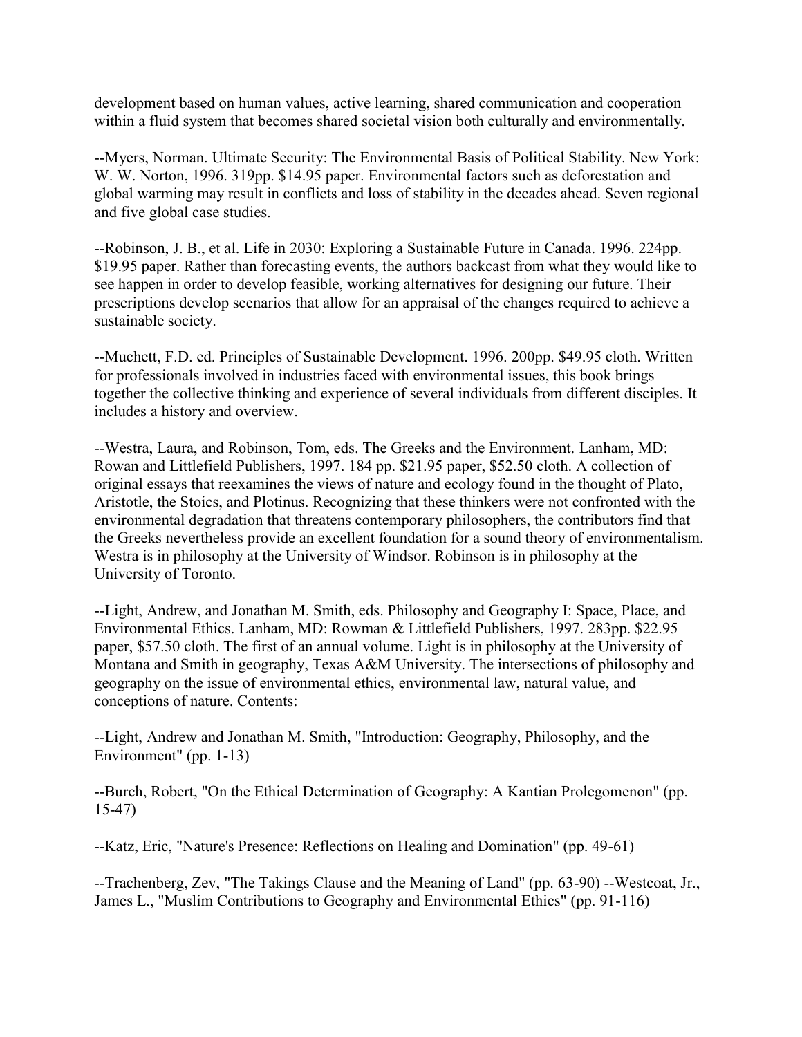development based on human values, active learning, shared communication and cooperation within a fluid system that becomes shared societal vision both culturally and environmentally.

--Myers, Norman. Ultimate Security: The Environmental Basis of Political Stability. New York: W. W. Norton, 1996. 319pp. $14.95 paper. Environmental factors such as deforestation and global warming may result in conflicts and loss of stability in the decades ahead. Seven regional and five global case studies.

--Robinson, J. B., et al. Life in 2030: Exploring a Sustainable Future in Canada. 1996. 224pp. $19.95 paper. Rather than forecasting events, the authors backcast from what they would like to see happen in order to develop feasible, working alternatives for designing our future. Their prescriptions develop scenarios that allow for an appraisal of the changes required to achieve a sustainable society.

--Muchett, F.D. ed. Principles of Sustainable Development. 1996. 200pp. $49.95 cloth. Written for professionals involved in industries faced with environmental issues, this book brings together the collective thinking and experience of several individuals from different disciples. It includes a history and overview.

--Westra, Laura, and Robinson, Tom, eds. The Greeks and the Environment. Lanham, MD: Rowan and Littlefield Publishers, 1997. 184 pp. $21.95 paper, $52.50 cloth. A collection of original essays that reexamines the views of nature and ecology found in the thought of Plato, Aristotle, the Stoics, and Plotinus. Recognizing that these thinkers were not confronted with the environmental degradation that threatens contemporary philosophers, the contributors find that the Greeks nevertheless provide an excellent foundation for a sound theory of environmentalism. Westra is in philosophy at the University of Windsor. Robinson is in philosophy at the University of Toronto.

--Light, Andrew, and Jonathan M. Smith, eds. Philosophy and Geography I: Space, Place, and Environmental Ethics. Lanham, MD: Rowman & Littlefield Publishers, 1997. 283pp. $22.95 paper, $57.50 cloth. The first of an annual volume. Light is in philosophy at the University of Montana and Smith in geography, Texas A&M University. The intersections of philosophy and geography on the issue of environmental ethics, environmental law, natural value, and conceptions of nature. Contents:

--Light, Andrew and Jonathan M. Smith, "Introduction: Geography, Philosophy, and the Environment" (pp. 1-13)

--Burch, Robert, "On the Ethical Determination of Geography: A Kantian Prolegomenon" (pp. 15-47)

--Katz, Eric, "Nature's Presence: Reflections on Healing and Domination" (pp. 49-61)

--Trachenberg, Zev, "The Takings Clause and the Meaning of Land" (pp. 63-90) --Westcoat, Jr., James L., "Muslim Contributions to Geography and Environmental Ethics" (pp. 91-116)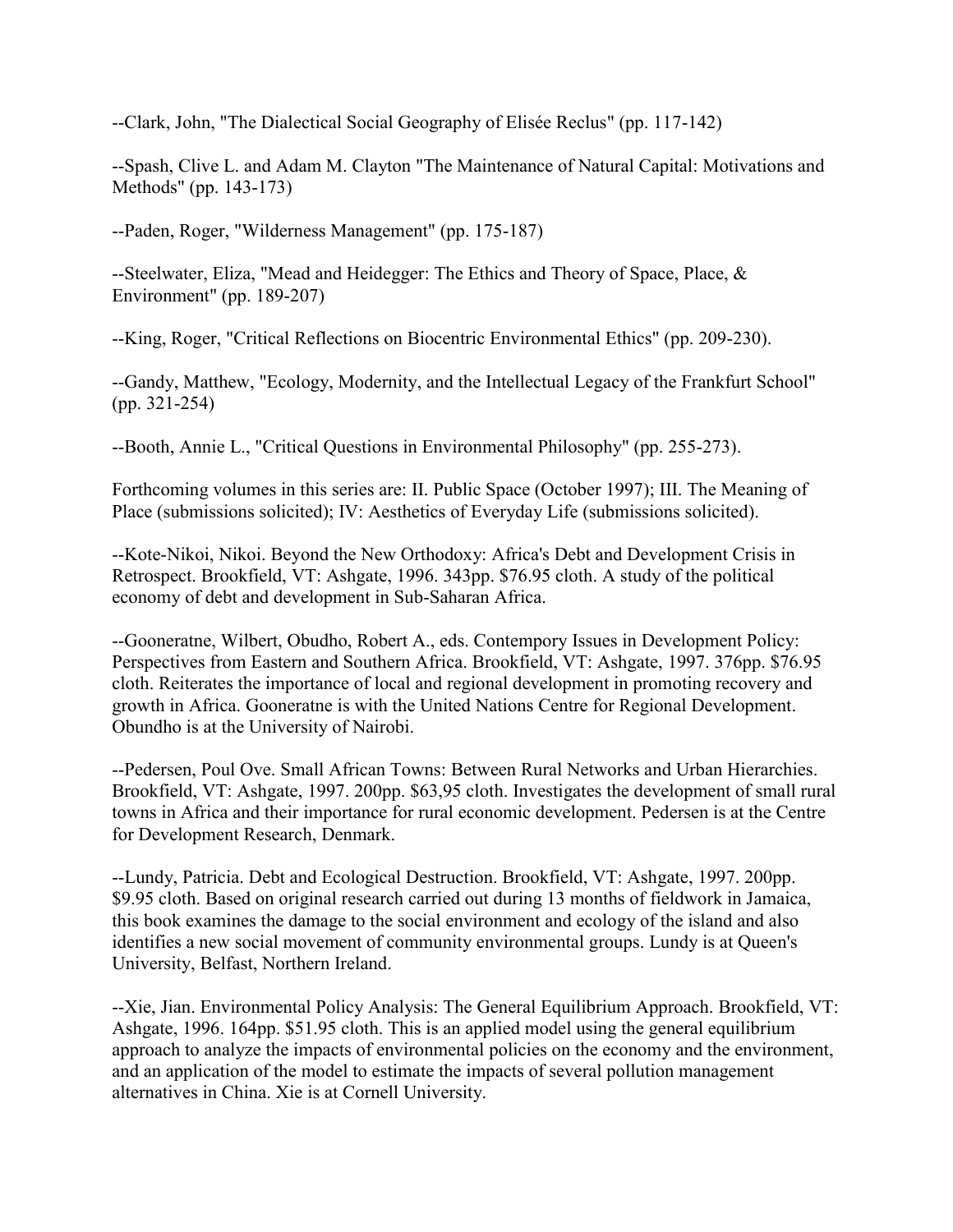--Clark, John, "The Dialectical Social Geography of Elisée Reclus" (pp. 117-142)

--Spash, Clive L. and Adam M. Clayton "The Maintenance of Natural Capital: Motivations and Methods" (pp. 143-173)

--Paden, Roger, "Wilderness Management" (pp. 175-187)

--Steelwater, Eliza, "Mead and Heidegger: The Ethics and Theory of Space, Place, & Environment" (pp. 189-207)

--King, Roger, "Critical Reflections on Biocentric Environmental Ethics" (pp. 209-230).

--Gandy, Matthew, "Ecology, Modernity, and the Intellectual Legacy of the Frankfurt School" (pp. 321-254)

--Booth, Annie L., "Critical Questions in Environmental Philosophy" (pp. 255-273).

Forthcoming volumes in this series are: II. Public Space (October 1997); III. The Meaning of Place (submissions solicited); IV: Aesthetics of Everyday Life (submissions solicited).

--Kote-Nikoi, Nikoi. Beyond the New Orthodoxy: Africa's Debt and Development Crisis in Retrospect. Brookfield, VT: Ashgate, 1996. 343pp. $76.95 cloth. A study of the political economy of debt and development in Sub-Saharan Africa.

--Gooneratne, Wilbert, Obudho, Robert A., eds. Contempory Issues in Development Policy: Perspectives from Eastern and Southern Africa. Brookfield, VT: Ashgate, 1997. 376pp. $76.95 cloth. Reiterates the importance of local and regional development in promoting recovery and growth in Africa. Gooneratne is with the United Nations Centre for Regional Development. Obundho is at the University of Nairobi.

--Pedersen, Poul Ove. Small African Towns: Between Rural Networks and Urban Hierarchies. Brookfield, VT: Ashgate, 1997. 200pp. $63,95 cloth. Investigates the development of small rural towns in Africa and their importance for rural economic development. Pedersen is at the Centre for Development Research, Denmark.

--Lundy, Patricia. Debt and Ecological Destruction. Brookfield, VT: Ashgate, 1997. 200pp. $9.95 cloth. Based on original research carried out during 13 months of fieldwork in Jamaica, this book examines the damage to the social environment and ecology of the island and also identifies a new social movement of community environmental groups. Lundy is at Queen's University, Belfast, Northern Ireland.

--Xie, Jian. Environmental Policy Analysis: The General Equilibrium Approach. Brookfield, VT: Ashgate, 1996. 164pp. $51.95 cloth. This is an applied model using the general equilibrium approach to analyze the impacts of environmental policies on the economy and the environment, and an application of the model to estimate the impacts of several pollution management alternatives in China. Xie is at Cornell University.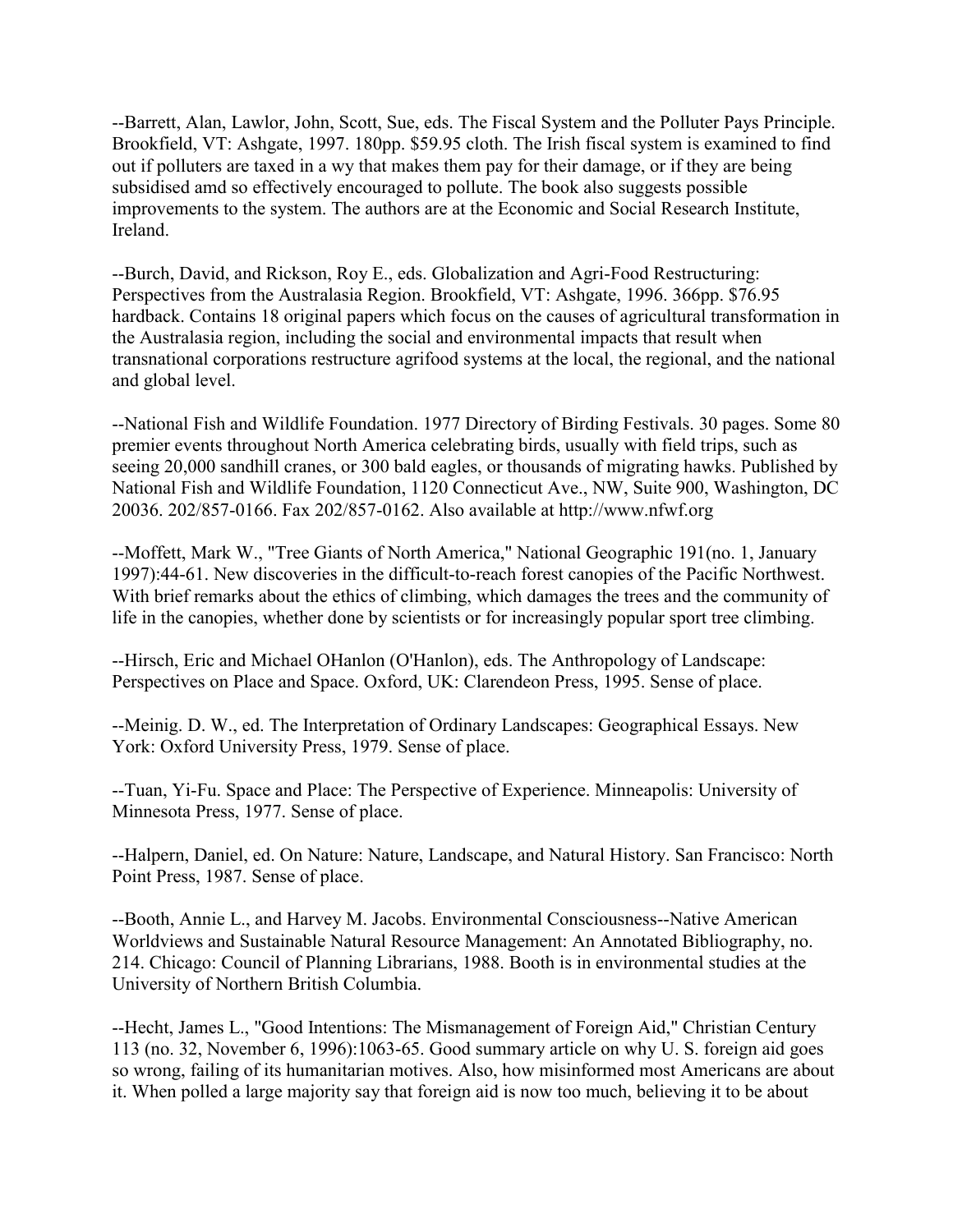--Barrett, Alan, Lawlor, John, Scott, Sue, eds. The Fiscal System and the Polluter Pays Principle. Brookfield, VT: Ashgate, 1997. 180pp. $59.95 cloth. The Irish fiscal system is examined to find out if polluters are taxed in a wy that makes them pay for their damage, or if they are being subsidised amd so effectively encouraged to pollute. The book also suggests possible improvements to the system. The authors are at the Economic and Social Research Institute, Ireland.

--Burch, David, and Rickson, Roy E., eds. Globalization and Agri-Food Restructuring: Perspectives from the Australasia Region. Brookfield, VT: Ashgate, 1996. 366pp. $76.95 hardback. Contains 18 original papers which focus on the causes of agricultural transformation in the Australasia region, including the social and environmental impacts that result when transnational corporations restructure agrifood systems at the local, the regional, and the national and global level.

--National Fish and Wildlife Foundation. 1977 Directory of Birding Festivals. 30 pages. Some 80 premier events throughout North America celebrating birds, usually with field trips, such as seeing 20,000 sandhill cranes, or 300 bald eagles, or thousands of migrating hawks. Published by National Fish and Wildlife Foundation, 1120 Connecticut Ave., NW, Suite 900, Washington, DC 20036. 202/857-0166. Fax 202/857-0162. Also available at http://www.nfwf.org

--Moffett, Mark W., "Tree Giants of North America," National Geographic 191(no. 1, January 1997):44-61. New discoveries in the difficult-to-reach forest canopies of the Pacific Northwest. With brief remarks about the ethics of climbing, which damages the trees and the community of life in the canopies, whether done by scientists or for increasingly popular sport tree climbing.

--Hirsch, Eric and Michael OHanlon (O'Hanlon), eds. The Anthropology of Landscape: Perspectives on Place and Space. Oxford, UK: Clarendeon Press, 1995. Sense of place.

--Meinig. D. W., ed. The Interpretation of Ordinary Landscapes: Geographical Essays. New York: Oxford University Press, 1979. Sense of place.

--Tuan, Yi-Fu. Space and Place: The Perspective of Experience. Minneapolis: University of Minnesota Press, 1977. Sense of place.

--Halpern, Daniel, ed. On Nature: Nature, Landscape, and Natural History. San Francisco: North Point Press, 1987. Sense of place.

--Booth, Annie L., and Harvey M. Jacobs. Environmental Consciousness--Native American Worldviews and Sustainable Natural Resource Management: An Annotated Bibliography, no. 214. Chicago: Council of Planning Librarians, 1988. Booth is in environmental studies at the University of Northern British Columbia.

--Hecht, James L., "Good Intentions: The Mismanagement of Foreign Aid," Christian Century 113 (no. 32, November 6, 1996):1063-65. Good summary article on why U. S. foreign aid goes so wrong, failing of its humanitarian motives. Also, how misinformed most Americans are about it. When polled a large majority say that foreign aid is now too much, believing it to be about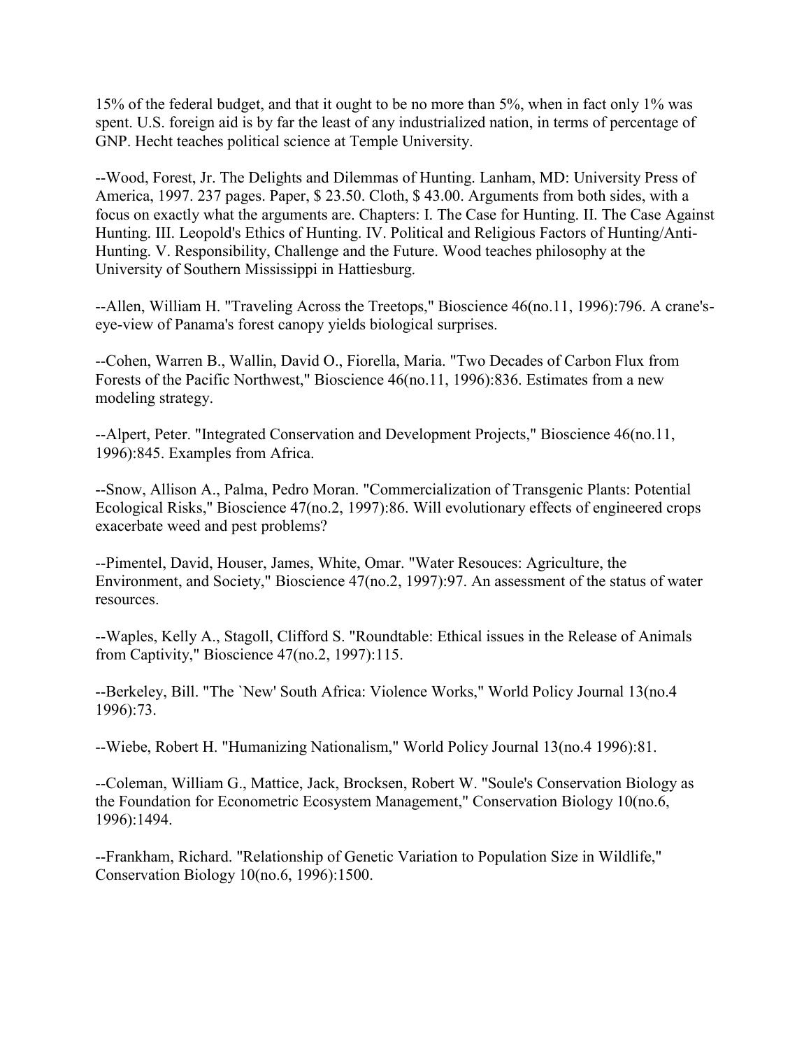15% of the federal budget, and that it ought to be no more than 5%, when in fact only 1% was spent. U.S. foreign aid is by far the least of any industrialized nation, in terms of percentage of GNP. Hecht teaches political science at Temple University.

--Wood, Forest, Jr. The Delights and Dilemmas of Hunting. Lanham, MD: University Press of America, 1997. 237 pages. Paper, $ 23.50. Cloth, $ 43.00. Arguments from both sides, with a focus on exactly what the arguments are. Chapters: I. The Case for Hunting. II. The Case Against Hunting. III. Leopold's Ethics of Hunting. IV. Political and Religious Factors of Hunting/Anti-Hunting. V. Responsibility, Challenge and the Future. Wood teaches philosophy at the University of Southern Mississippi in Hattiesburg.

--Allen, William H. "Traveling Across the Treetops," Bioscience 46(no.11, 1996):796. A crane's-eye-view of Panama's forest canopy yields biological surprises.

--Cohen, Warren B., Wallin, David O., Fiorella, Maria. "Two Decades of Carbon Flux from Forests of the Pacific Northwest," Bioscience 46(no.11, 1996):836. Estimates from a new modeling strategy.

--Alpert, Peter. "Integrated Conservation and Development Projects," Bioscience 46(no.11, 1996):845. Examples from Africa.

--Snow, Allison A., Palma, Pedro Moran. "Commercialization of Transgenic Plants: Potential Ecological Risks," Bioscience 47(no.2, 1997):86. Will evolutionary effects of engineered crops exacerbate weed and pest problems?

--Pimentel, David, Houser, James, White, Omar. "Water Resouces: Agriculture, the Environment, and Society," Bioscience 47(no.2, 1997):97. An assessment of the status of water resources.

--Waples, Kelly A., Stagoll, Clifford S. "Roundtable: Ethical issues in the Release of Animals from Captivity," Bioscience 47(no.2, 1997):115.

--Berkeley, Bill. "The `New' South Africa: Violence Works," World Policy Journal 13(no.4 1996):73.

--Wiebe, Robert H. "Humanizing Nationalism," World Policy Journal 13(no.4 1996):81.

--Coleman, William G., Mattice, Jack, Brocksen, Robert W. "Soule's Conservation Biology as the Foundation for Econometric Ecosystem Management," Conservation Biology 10(no.6, 1996):1494.

--Frankham, Richard. "Relationship of Genetic Variation to Population Size in Wildlife," Conservation Biology 10(no.6, 1996):1500.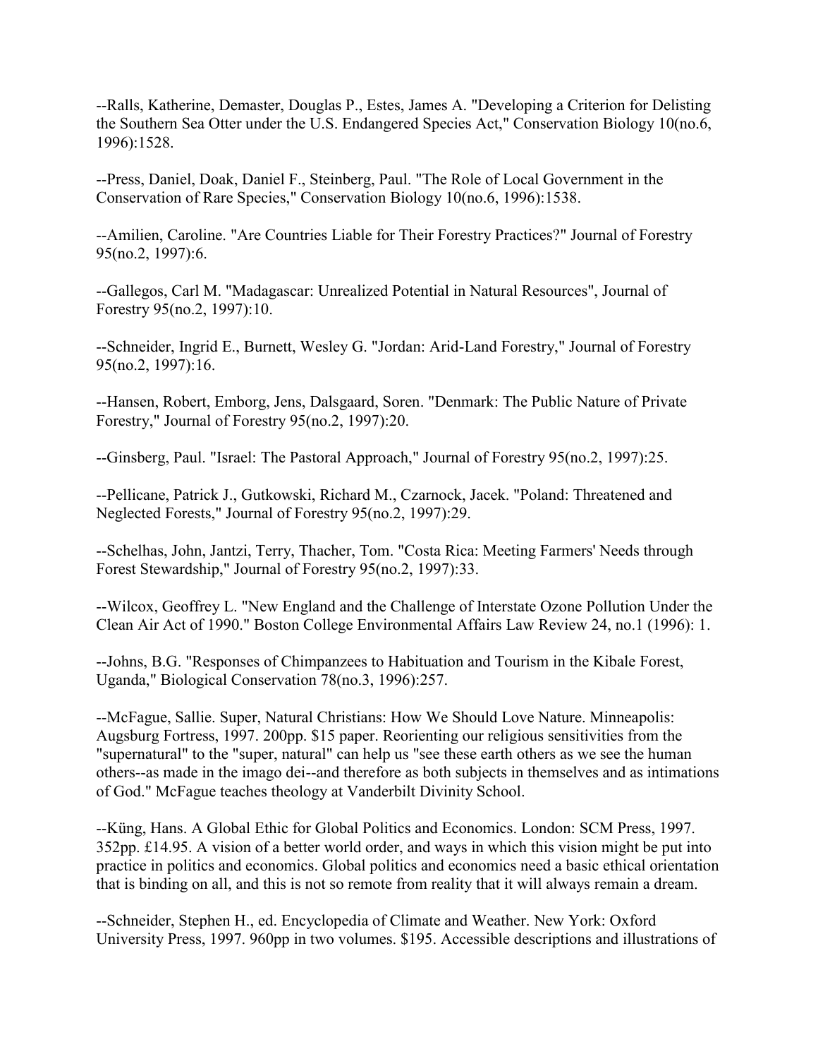--Ralls, Katherine, Demaster, Douglas P., Estes, James A. "Developing a Criterion for Delisting the Southern Sea Otter under the U.S. Endangered Species Act," Conservation Biology 10(no.6, 1996):1528.

--Press, Daniel, Doak, Daniel F., Steinberg, Paul. "The Role of Local Government in the Conservation of Rare Species," Conservation Biology 10(no.6, 1996):1538.

--Amilien, Caroline. "Are Countries Liable for Their Forestry Practices?" Journal of Forestry 95(no.2, 1997):6.

--Gallegos, Carl M. "Madagascar: Unrealized Potential in Natural Resources", Journal of Forestry 95(no.2, 1997):10.

--Schneider, Ingrid E., Burnett, Wesley G. "Jordan: Arid-Land Forestry," Journal of Forestry 95(no.2, 1997):16.

--Hansen, Robert, Emborg, Jens, Dalsgaard, Soren. "Denmark: The Public Nature of Private Forestry," Journal of Forestry 95(no.2, 1997):20.

--Ginsberg, Paul. "Israel: The Pastoral Approach," Journal of Forestry 95(no.2, 1997):25.

--Pellicane, Patrick J., Gutkowski, Richard M., Czarnock, Jacek. "Poland: Threatened and Neglected Forests," Journal of Forestry 95(no.2, 1997):29.

--Schelhas, John, Jantzi, Terry, Thacher, Tom. "Costa Rica: Meeting Farmers' Needs through Forest Stewardship," Journal of Forestry 95(no.2, 1997):33.

--Wilcox, Geoffrey L. "New England and the Challenge of Interstate Ozone Pollution Under the Clean Air Act of 1990." Boston College Environmental Affairs Law Review 24, no.1 (1996): 1.

--Johns, B.G. "Responses of Chimpanzees to Habituation and Tourism in the Kibale Forest, Uganda," Biological Conservation 78(no.3, 1996):257.

--McFague, Sallie. Super, Natural Christians: How We Should Love Nature. Minneapolis: Augsburg Fortress, 1997. 200pp. $15 paper. Reorienting our religious sensitivities from the "supernatural" to the "super, natural" can help us "see these earth others as we see the human others--as made in the imago dei--and therefore as both subjects in themselves and as intimations of God." McFague teaches theology at Vanderbilt Divinity School.

--Küng, Hans. A Global Ethic for Global Politics and Economics. London: SCM Press, 1997. 352pp. £14.95. A vision of a better world order, and ways in which this vision might be put into practice in politics and economics. Global politics and economics need a basic ethical orientation that is binding on all, and this is not so remote from reality that it will always remain a dream.

--Schneider, Stephen H., ed. Encyclopedia of Climate and Weather. New York: Oxford University Press, 1997. 960pp in two volumes. $195. Accessible descriptions and illustrations of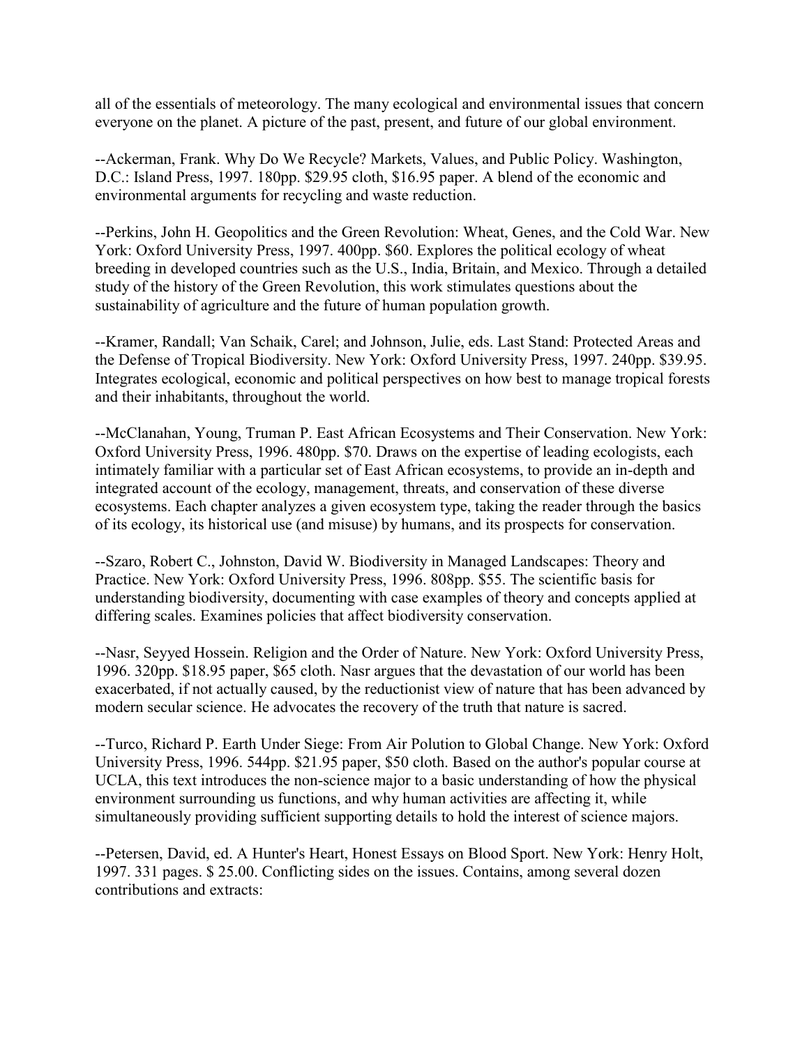all of the essentials of meteorology. The many ecological and environmental issues that concern everyone on the planet. A picture of the past, present, and future of our global environment.

--Ackerman, Frank. Why Do We Recycle? Markets, Values, and Public Policy. Washington, D.C.: Island Press, 1997. 180pp. $29.95 cloth, $16.95 paper. A blend of the economic and environmental arguments for recycling and waste reduction.

--Perkins, John H. Geopolitics and the Green Revolution: Wheat, Genes, and the Cold War. New York: Oxford University Press, 1997. 400pp. $60. Explores the political ecology of wheat breeding in developed countries such as the U.S., India, Britain, and Mexico. Through a detailed study of the history of the Green Revolution, this work stimulates questions about the sustainability of agriculture and the future of human population growth.

--Kramer, Randall; Van Schaik, Carel; and Johnson, Julie, eds. Last Stand: Protected Areas and the Defense of Tropical Biodiversity. New York: Oxford University Press, 1997. 240pp. $39.95. Integrates ecological, economic and political perspectives on how best to manage tropical forests and their inhabitants, throughout the world.

--McClanahan, Young, Truman P. East African Ecosystems and Their Conservation. New York: Oxford University Press, 1996. 480pp. $70. Draws on the expertise of leading ecologists, each intimately familiar with a particular set of East African ecosystems, to provide an in-depth and integrated account of the ecology, management, threats, and conservation of these diverse ecosystems. Each chapter analyzes a given ecosystem type, taking the reader through the basics of its ecology, its historical use (and misuse) by humans, and its prospects for conservation.

--Szaro, Robert C., Johnston, David W. Biodiversity in Managed Landscapes: Theory and Practice. New York: Oxford University Press, 1996. 808pp. $55. The scientific basis for understanding biodiversity, documenting with case examples of theory and concepts applied at differing scales. Examines policies that affect biodiversity conservation.

--Nasr, Seyyed Hossein. Religion and the Order of Nature. New York: Oxford University Press, 1996. 320pp. $18.95 paper, $65 cloth. Nasr argues that the devastation of our world has been exacerbated, if not actually caused, by the reductionist view of nature that has been advanced by modern secular science. He advocates the recovery of the truth that nature is sacred.

--Turco, Richard P. Earth Under Siege: From Air Polution to Global Change. New York: Oxford University Press, 1996. 544pp. $21.95 paper, $50 cloth. Based on the author's popular course at UCLA, this text introduces the non-science major to a basic understanding of how the physical environment surrounding us functions, and why human activities are affecting it, while simultaneously providing sufficient supporting details to hold the interest of science majors.

--Petersen, David, ed. A Hunter's Heart, Honest Essays on Blood Sport. New York: Henry Holt, 1997. 331 pages. $ 25.00. Conflicting sides on the issues. Contains, among several dozen contributions and extracts: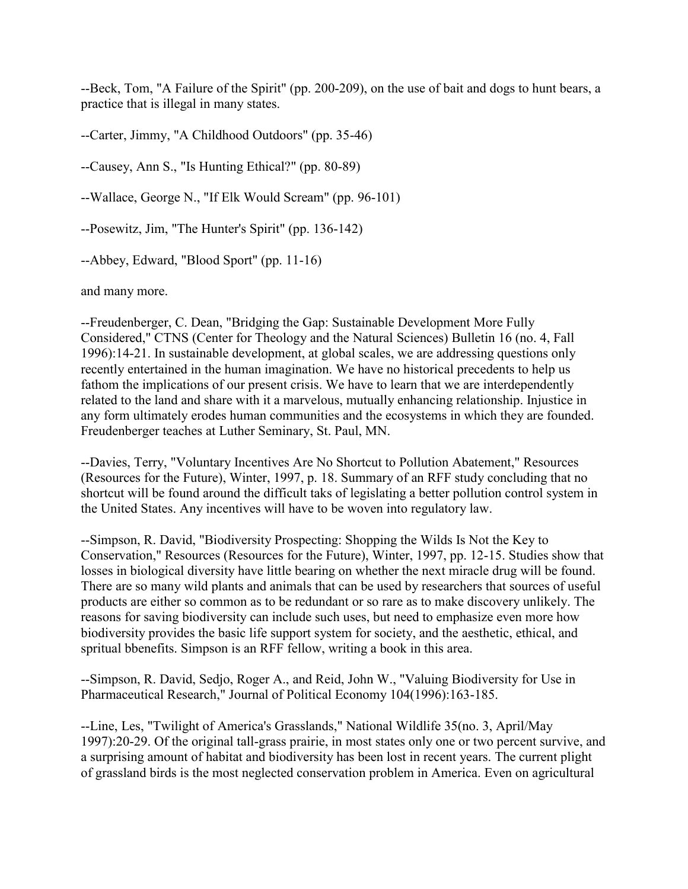--Beck, Tom, "A Failure of the Spirit" (pp. 200-209), on the use of bait and dogs to hunt bears, a practice that is illegal in many states.

--Carter, Jimmy, "A Childhood Outdoors" (pp. 35-46)

--Causey, Ann S., "Is Hunting Ethical?" (pp. 80-89)

--Wallace, George N., "If Elk Would Scream" (pp. 96-101)

--Posewitz, Jim, "The Hunter's Spirit" (pp. 136-142)

--Abbey, Edward, "Blood Sport" (pp. 11-16)

and many more.

--Freudenberger, C. Dean, "Bridging the Gap: Sustainable Development More Fully Considered," CTNS (Center for Theology and the Natural Sciences) Bulletin 16 (no. 4, Fall 1996):14-21. In sustainable development, at global scales, we are addressing questions only recently entertained in the human imagination. We have no historical precedents to help us fathom the implications of our present crisis. We have to learn that we are interdependently related to the land and share with it a marvelous, mutually enhancing relationship. Injustice in any form ultimately erodes human communities and the ecosystems in which they are founded. Freudenberger teaches at Luther Seminary, St. Paul, MN.

--Davies, Terry, "Voluntary Incentives Are No Shortcut to Pollution Abatement," Resources (Resources for the Future), Winter, 1997, p. 18. Summary of an RFF study concluding that no shortcut will be found around the difficult taks of legislating a better pollution control system in the United States. Any incentives will have to be woven into regulatory law.

--Simpson, R. David, "Biodiversity Prospecting: Shopping the Wilds Is Not the Key to Conservation," Resources (Resources for the Future), Winter, 1997, pp. 12-15. Studies show that losses in biological diversity have little bearing on whether the next miracle drug will be found. There are so many wild plants and animals that can be used by researchers that sources of useful products are either so common as to be redundant or so rare as to make discovery unlikely. The reasons for saving biodiversity can include such uses, but need to emphasize even more how biodiversity provides the basic life support system for society, and the aesthetic, ethical, and spritual bbenefits. Simpson is an RFF fellow, writing a book in this area.

--Simpson, R. David, Sedjo, Roger A., and Reid, John W., "Valuing Biodiversity for Use in Pharmaceutical Research," Journal of Political Economy 104(1996):163-185.

--Line, Les, "Twilight of America's Grasslands," National Wildlife 35(no. 3, April/May 1997):20-29. Of the original tall-grass prairie, in most states only one or two percent survive, and a surprising amount of habitat and biodiversity has been lost in recent years. The current plight of grassland birds is the most neglected conservation problem in America. Even on agricultural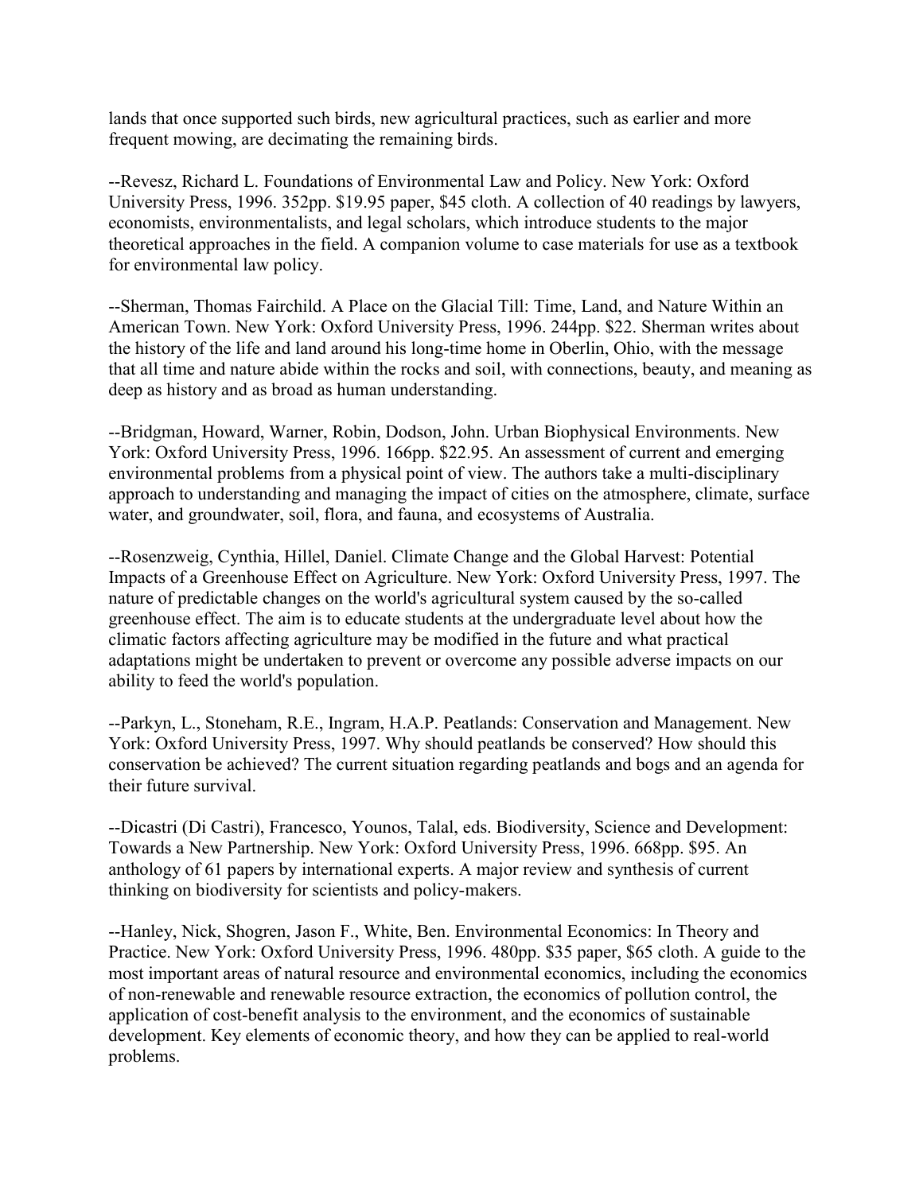lands that once supported such birds, new agricultural practices, such as earlier and more frequent mowing, are decimating the remaining birds.

--Revesz, Richard L. Foundations of Environmental Law and Policy. New York: Oxford University Press, 1996. 352pp. $19.95 paper, $45 cloth. A collection of 40 readings by lawyers, economists, environmentalists, and legal scholars, which introduce students to the major theoretical approaches in the field. A companion volume to case materials for use as a textbook for environmental law policy.

--Sherman, Thomas Fairchild. A Place on the Glacial Till: Time, Land, and Nature Within an American Town. New York: Oxford University Press, 1996. 244pp. $22. Sherman writes about the history of the life and land around his long-time home in Oberlin, Ohio, with the message that all time and nature abide within the rocks and soil, with connections, beauty, and meaning as deep as history and as broad as human understanding.

--Bridgman, Howard, Warner, Robin, Dodson, John. Urban Biophysical Environments. New York: Oxford University Press, 1996. 166pp. $22.95. An assessment of current and emerging environmental problems from a physical point of view. The authors take a multi-disciplinary approach to understanding and managing the impact of cities on the atmosphere, climate, surface water, and groundwater, soil, flora, and fauna, and ecosystems of Australia.

--Rosenzweig, Cynthia, Hillel, Daniel. Climate Change and the Global Harvest: Potential Impacts of a Greenhouse Effect on Agriculture. New York: Oxford University Press, 1997. The nature of predictable changes on the world's agricultural system caused by the so-called greenhouse effect. The aim is to educate students at the undergraduate level about how the climatic factors affecting agriculture may be modified in the future and what practical adaptations might be undertaken to prevent or overcome any possible adverse impacts on our ability to feed the world's population.

--Parkyn, L., Stoneham, R.E., Ingram, H.A.P. Peatlands: Conservation and Management. New York: Oxford University Press, 1997. Why should peatlands be conserved? How should this conservation be achieved? The current situation regarding peatlands and bogs and an agenda for their future survival.

--Dicastri (Di Castri), Francesco, Younos, Talal, eds. Biodiversity, Science and Development: Towards a New Partnership. New York: Oxford University Press, 1996. 668pp. $95. An anthology of 61 papers by international experts. A major review and synthesis of current thinking on biodiversity for scientists and policy-makers.

--Hanley, Nick, Shogren, Jason F., White, Ben. Environmental Economics: In Theory and Practice. New York: Oxford University Press, 1996. 480pp. $35 paper, $65 cloth. A guide to the most important areas of natural resource and environmental economics, including the economics of non-renewable and renewable resource extraction, the economics of pollution control, the application of cost-benefit analysis to the environment, and the economics of sustainable development. Key elements of economic theory, and how they can be applied to real-world problems.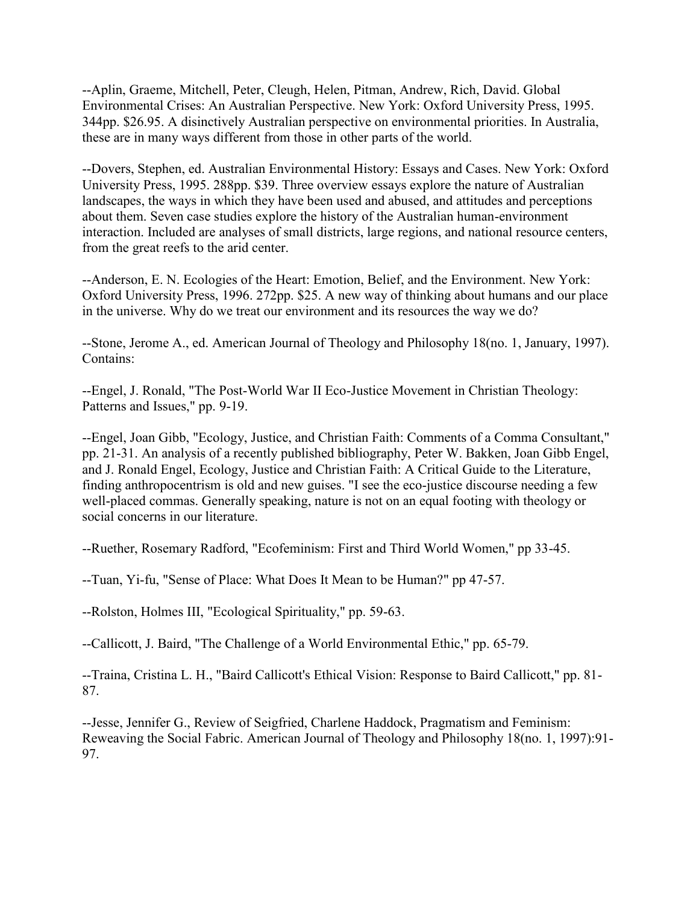--Aplin, Graeme, Mitchell, Peter, Cleugh, Helen, Pitman, Andrew, Rich, David. Global Environmental Crises: An Australian Perspective. New York: Oxford University Press, 1995. 344pp. $26.95. A disinctively Australian perspective on environmental priorities. In Australia, these are in many ways different from those in other parts of the world.

--Dovers, Stephen, ed. Australian Environmental History: Essays and Cases. New York: Oxford University Press, 1995. 288pp. $39. Three overview essays explore the nature of Australian landscapes, the ways in which they have been used and abused, and attitudes and perceptions about them. Seven case studies explore the history of the Australian human-environment interaction. Included are analyses of small districts, large regions, and national resource centers, from the great reefs to the arid center.

--Anderson, E. N. Ecologies of the Heart: Emotion, Belief, and the Environment. New York: Oxford University Press, 1996. 272pp. $25. A new way of thinking about humans and our place in the universe. Why do we treat our environment and its resources the way we do?

--Stone, Jerome A., ed. American Journal of Theology and Philosophy 18(no. 1, January, 1997). Contains:

--Engel, J. Ronald, "The Post-World War II Eco-Justice Movement in Christian Theology: Patterns and Issues," pp. 9-19.

--Engel, Joan Gibb, "Ecology, Justice, and Christian Faith: Comments of a Comma Consultant," pp. 21-31. An analysis of a recently published bibliography, Peter W. Bakken, Joan Gibb Engel, and J. Ronald Engel, Ecology, Justice and Christian Faith: A Critical Guide to the Literature, finding anthropocentrism is old and new guises. "I see the eco-justice discourse needing a few well-placed commas. Generally speaking, nature is not on an equal footing with theology or social concerns in our literature.

--Ruether, Rosemary Radford, "Ecofeminism: First and Third World Women," pp 33-45.

--Tuan, Yi-fu, "Sense of Place: What Does It Mean to be Human?" pp 47-57.

--Rolston, Holmes III, "Ecological Spirituality," pp. 59-63.

--Callicott, J. Baird, "The Challenge of a World Environmental Ethic," pp. 65-79.

--Traina, Cristina L. H., "Baird Callicott's Ethical Vision: Response to Baird Callicott," pp. 81-87.

--Jesse, Jennifer G., Review of Seigfried, Charlene Haddock, Pragmatism and Feminism: Reweaving the Social Fabric. American Journal of Theology and Philosophy 18(no. 1, 1997):91-97.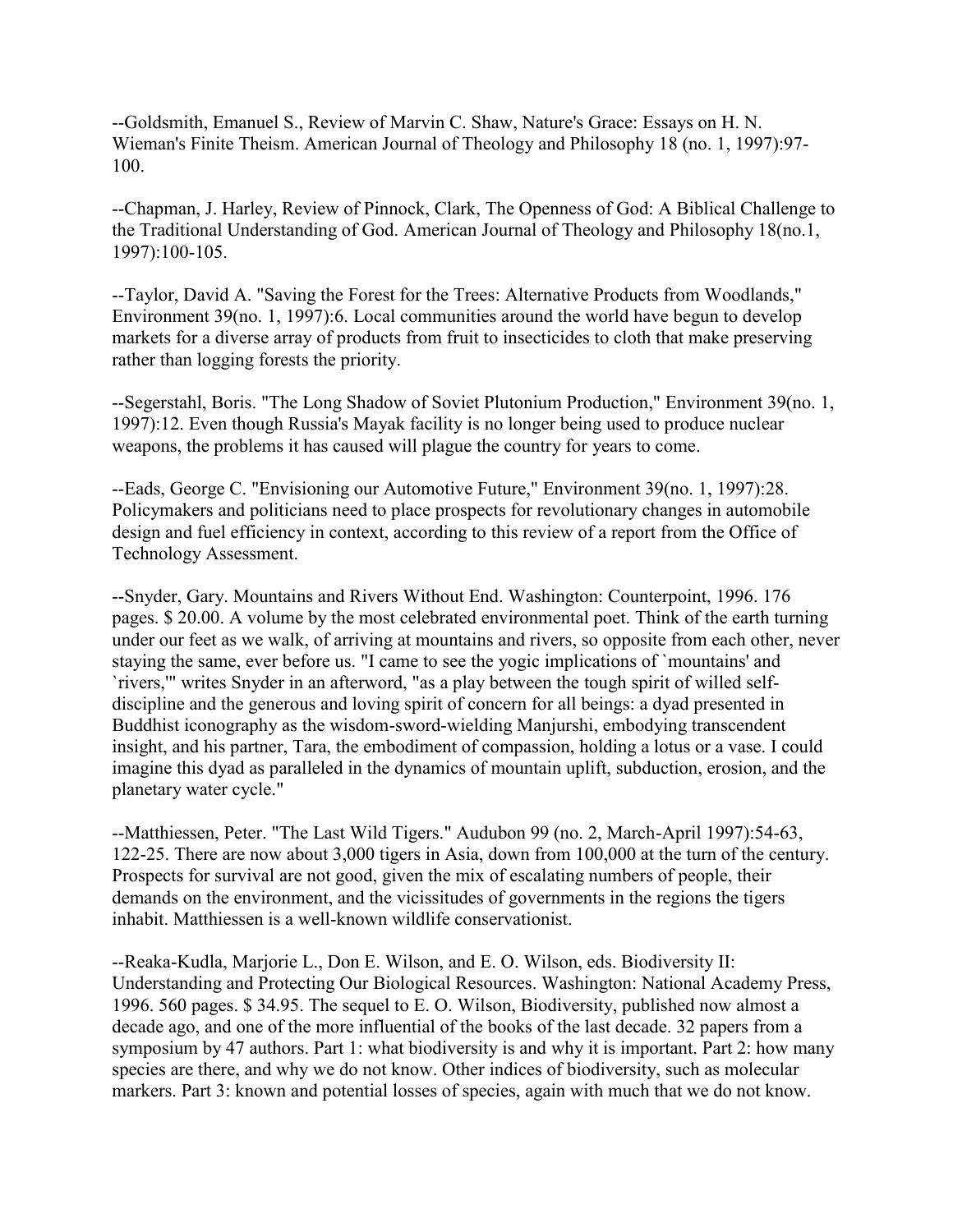--Goldsmith, Emanuel S., Review of Marvin C. Shaw, Nature's Grace: Essays on H. N. Wieman's Finite Theism. American Journal of Theology and Philosophy 18 (no. 1, 1997):97-100.

--Chapman, J. Harley, Review of Pinnock, Clark, The Openness of God: A Biblical Challenge to the Traditional Understanding of God. American Journal of Theology and Philosophy 18(no.1, 1997):100-105.

--Taylor, David A. "Saving the Forest for the Trees: Alternative Products from Woodlands," Environment 39(no. 1, 1997):6. Local communities around the world have begun to develop markets for a diverse array of products from fruit to insecticides to cloth that make preserving rather than logging forests the priority.

--Segerstahl, Boris. "The Long Shadow of Soviet Plutonium Production," Environment 39(no. 1, 1997):12. Even though Russia's Mayak facility is no longer being used to produce nuclear weapons, the problems it has caused will plague the country for years to come.

--Eads, George C. "Envisioning our Automotive Future," Environment 39(no. 1, 1997):28. Policymakers and politicians need to place prospects for revolutionary changes in automobile design and fuel efficiency in context, according to this review of a report from the Office of Technology Assessment.

--Snyder, Gary. Mountains and Rivers Without End. Washington: Counterpoint, 1996. 176 pages. $ 20.00. A volume by the most celebrated environmental poet. Think of the earth turning under our feet as we walk, of arriving at mountains and rivers, so opposite from each other, never staying the same, ever before us. "I came to see the yogic implications of `mountains' and `rivers,'" writes Snyder in an afterword, "as a play between the tough spirit of willed self-discipline and the generous and loving spirit of concern for all beings: a dyad presented in Buddhist iconography as the wisdom-sword-wielding Manjurshi, embodying transcendent insight, and his partner, Tara, the embodiment of compassion, holding a lotus or a vase. I could imagine this dyad as paralleled in the dynamics of mountain uplift, subduction, erosion, and the planetary water cycle."

--Matthiessen, Peter. "The Last Wild Tigers." Audubon 99 (no. 2, March-April 1997):54-63, 122-25. There are now about 3,000 tigers in Asia, down from 100,000 at the turn of the century. Prospects for survival are not good, given the mix of escalating numbers of people, their demands on the environment, and the vicissitudes of governments in the regions the tigers inhabit. Matthiessen is a well-known wildlife conservationist.

--Reaka-Kudla, Marjorie L., Don E. Wilson, and E. O. Wilson, eds. Biodiversity II: Understanding and Protecting Our Biological Resources. Washington: National Academy Press, 1996. 560 pages. $ 34.95. The sequel to E. O. Wilson, Biodiversity, published now almost a decade ago, and one of the more influential of the books of the last decade. 32 papers from a symposium by 47 authors. Part 1: what biodiversity is and why it is important. Part 2: how many species are there, and why we do not know. Other indices of biodiversity, such as molecular markers. Part 3: known and potential losses of species, again with much that we do not know.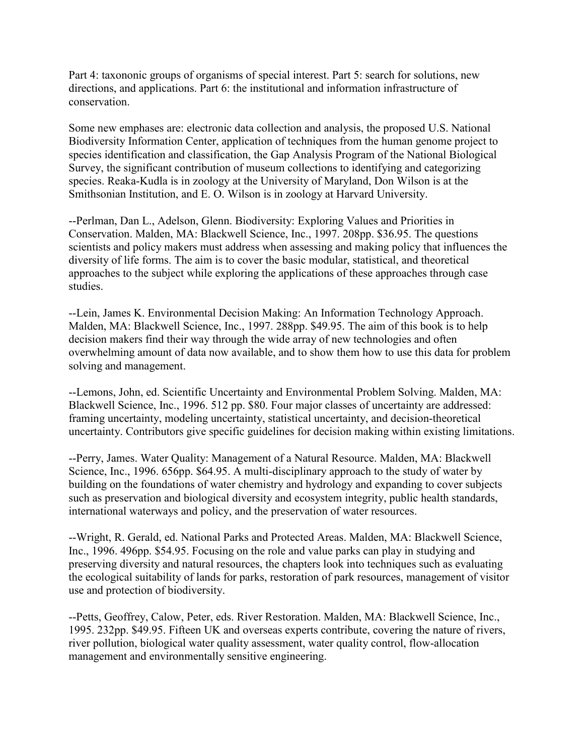Part 4: taxononic groups of organisms of special interest. Part 5: search for solutions, new directions, and applications. Part 6: the institutional and information infrastructure of conservation.

Some new emphases are: electronic data collection and analysis, the proposed U.S. National Biodiversity Information Center, application of techniques from the human genome project to species identification and classification, the Gap Analysis Program of the National Biological Survey, the significant contribution of museum collections to identifying and categorizing species. Reaka-Kudla is in zoology at the University of Maryland, Don Wilson is at the Smithsonian Institution, and E. O. Wilson is in zoology at Harvard University.

--Perlman, Dan L., Adelson, Glenn. Biodiversity: Exploring Values and Priorities in Conservation. Malden, MA: Blackwell Science, Inc., 1997. 208pp. $36.95. The questions scientists and policy makers must address when assessing and making policy that influences the diversity of life forms. The aim is to cover the basic modular, statistical, and theoretical approaches to the subject while exploring the applications of these approaches through case studies.

--Lein, James K. Environmental Decision Making: An Information Technology Approach. Malden, MA: Blackwell Science, Inc., 1997. 288pp. $49.95. The aim of this book is to help decision makers find their way through the wide array of new technologies and often overwhelming amount of data now available, and to show them how to use this data for problem solving and management.

--Lemons, John, ed. Scientific Uncertainty and Environmental Problem Solving. Malden, MA: Blackwell Science, Inc., 1996. 512 pp. $80. Four major classes of uncertainty are addressed: framing uncertainty, modeling uncertainty, statistical uncertainty, and decision-theoretical uncertainty. Contributors give specific guidelines for decision making within existing limitations.

--Perry, James. Water Quality: Management of a Natural Resource. Malden, MA: Blackwell Science, Inc., 1996. 656pp. $64.95. A multi-disciplinary approach to the study of water by building on the foundations of water chemistry and hydrology and expanding to cover subjects such as preservation and biological diversity and ecosystem integrity, public health standards, international waterways and policy, and the preservation of water resources.

--Wright, R. Gerald, ed. National Parks and Protected Areas. Malden, MA: Blackwell Science, Inc., 1996. 496pp. $54.95. Focusing on the role and value parks can play in studying and preserving diversity and natural resources, the chapters look into techniques such as evaluating the ecological suitability of lands for parks, restoration of park resources, management of visitor use and protection of biodiversity.

--Petts, Geoffrey, Calow, Peter, eds. River Restoration. Malden, MA: Blackwell Science, Inc., 1995. 232pp. $49.95. Fifteen UK and overseas experts contribute, covering the nature of rivers, river pollution, biological water quality assessment, water quality control, flow-allocation management and environmentally sensitive engineering.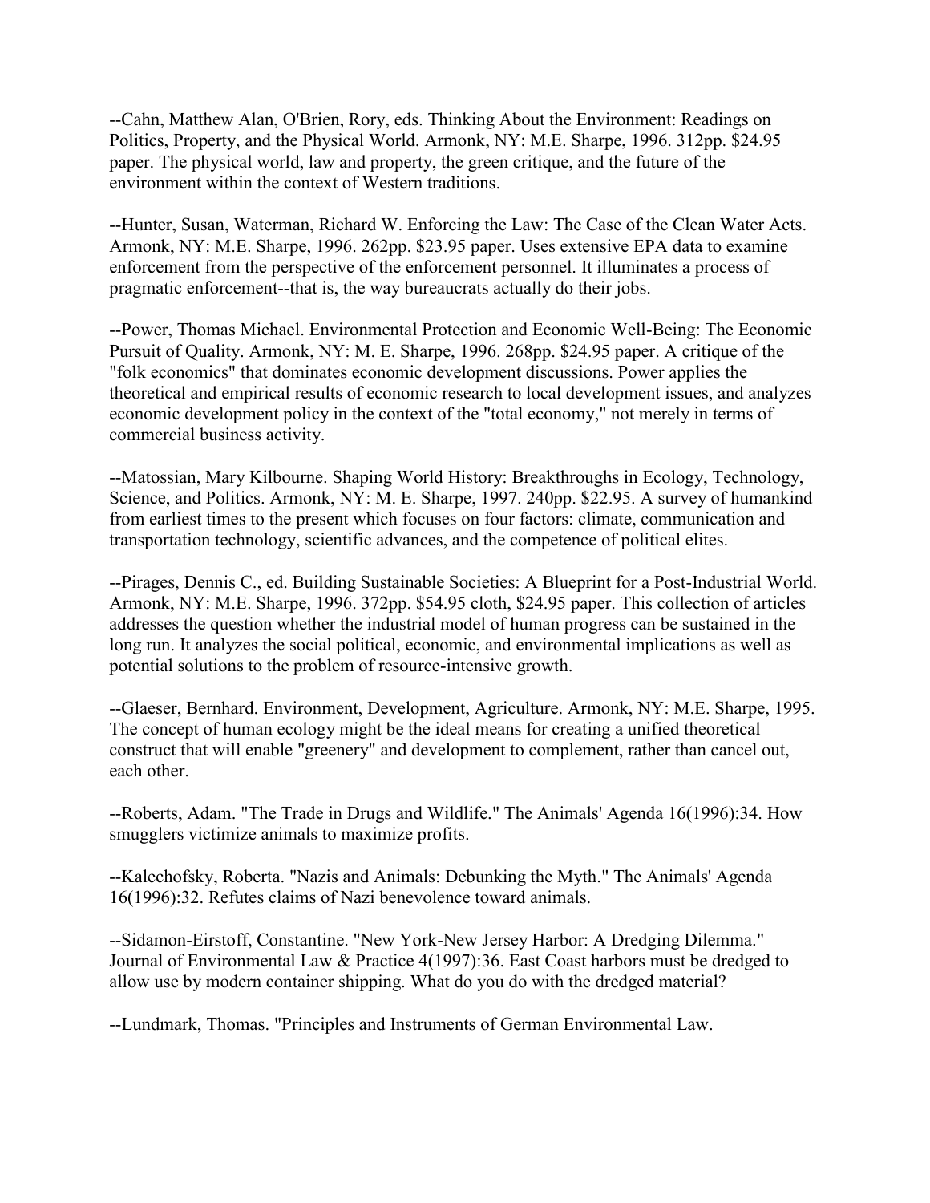--Cahn, Matthew Alan, O'Brien, Rory, eds. Thinking About the Environment: Readings on Politics, Property, and the Physical World. Armonk, NY: M.E. Sharpe, 1996. 312pp. $24.95 paper. The physical world, law and property, the green critique, and the future of the environment within the context of Western traditions.

--Hunter, Susan, Waterman, Richard W. Enforcing the Law: The Case of the Clean Water Acts. Armonk, NY: M.E. Sharpe, 1996. 262pp. $23.95 paper. Uses extensive EPA data to examine enforcement from the perspective of the enforcement personnel. It illuminates a process of pragmatic enforcement--that is, the way bureaucrats actually do their jobs.

--Power, Thomas Michael. Environmental Protection and Economic Well-Being: The Economic Pursuit of Quality. Armonk, NY: M. E. Sharpe, 1996. 268pp. $24.95 paper. A critique of the "folk economics" that dominates economic development discussions. Power applies the theoretical and empirical results of economic research to local development issues, and analyzes economic development policy in the context of the "total economy," not merely in terms of commercial business activity.

--Matossian, Mary Kilbourne. Shaping World History: Breakthroughs in Ecology, Technology, Science, and Politics. Armonk, NY: M. E. Sharpe, 1997. 240pp. $22.95. A survey of humankind from earliest times to the present which focuses on four factors: climate, communication and transportation technology, scientific advances, and the competence of political elites.

--Pirages, Dennis C., ed. Building Sustainable Societies: A Blueprint for a Post-Industrial World. Armonk, NY: M.E. Sharpe, 1996. 372pp. $54.95 cloth, $24.95 paper. This collection of articles addresses the question whether the industrial model of human progress can be sustained in the long run. It analyzes the social political, economic, and environmental implications as well as potential solutions to the problem of resource-intensive growth.

--Glaeser, Bernhard. Environment, Development, Agriculture. Armonk, NY: M.E. Sharpe, 1995. The concept of human ecology might be the ideal means for creating a unified theoretical construct that will enable "greenery" and development to complement, rather than cancel out, each other.

--Roberts, Adam. "The Trade in Drugs and Wildlife." The Animals' Agenda 16(1996):34. How smugglers victimize animals to maximize profits.

--Kalechofsky, Roberta. "Nazis and Animals: Debunking the Myth." The Animals' Agenda 16(1996):32. Refutes claims of Nazi benevolence toward animals.

--Sidamon-Eirstoff, Constantine. "New York-New Jersey Harbor: A Dredging Dilemma." Journal of Environmental Law & Practice 4(1997):36. East Coast harbors must be dredged to allow use by modern container shipping. What do you do with the dredged material?

--Lundmark, Thomas. "Principles and Instruments of German Environmental Law.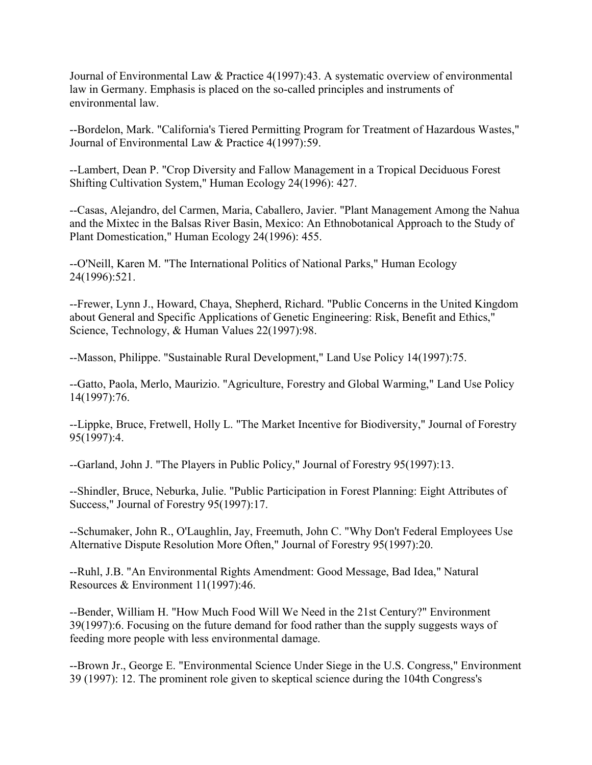Journal of Environmental Law & Practice 4(1997):43. A systematic overview of environmental law in Germany. Emphasis is placed on the so-called principles and instruments of environmental law.

--Bordelon, Mark. "California's Tiered Permitting Program for Treatment of Hazardous Wastes," Journal of Environmental Law & Practice 4(1997):59.

--Lambert, Dean P. "Crop Diversity and Fallow Management in a Tropical Deciduous Forest Shifting Cultivation System," Human Ecology 24(1996): 427.

--Casas, Alejandro, del Carmen, Maria, Caballero, Javier. "Plant Management Among the Nahua and the Mixtec in the Balsas River Basin, Mexico: An Ethnobotanical Approach to the Study of Plant Domestication," Human Ecology 24(1996): 455.

--O'Neill, Karen M. "The International Politics of National Parks," Human Ecology 24(1996):521.

--Frewer, Lynn J., Howard, Chaya, Shepherd, Richard. "Public Concerns in the United Kingdom about General and Specific Applications of Genetic Engineering: Risk, Benefit and Ethics," Science, Technology, & Human Values 22(1997):98.

--Masson, Philippe. "Sustainable Rural Development," Land Use Policy 14(1997):75.

--Gatto, Paola, Merlo, Maurizio. "Agriculture, Forestry and Global Warming," Land Use Policy 14(1997):76.

--Lippke, Bruce, Fretwell, Holly L. "The Market Incentive for Biodiversity," Journal of Forestry 95(1997):4.

--Garland, John J. "The Players in Public Policy," Journal of Forestry 95(1997):13.

--Shindler, Bruce, Neburka, Julie. "Public Participation in Forest Planning: Eight Attributes of Success," Journal of Forestry 95(1997):17.

--Schumaker, John R., O'Laughlin, Jay, Freemuth, John C. "Why Don't Federal Employees Use Alternative Dispute Resolution More Often," Journal of Forestry 95(1997):20.

--Ruhl, J.B. "An Environmental Rights Amendment: Good Message, Bad Idea," Natural Resources & Environment 11(1997):46.

--Bender, William H. "How Much Food Will We Need in the 21st Century?" Environment 39(1997):6. Focusing on the future demand for food rather than the supply suggests ways of feeding more people with less environmental damage.

--Brown Jr., George E. "Environmental Science Under Siege in the U.S. Congress," Environment 39 (1997): 12. The prominent role given to skeptical science during the 104th Congress's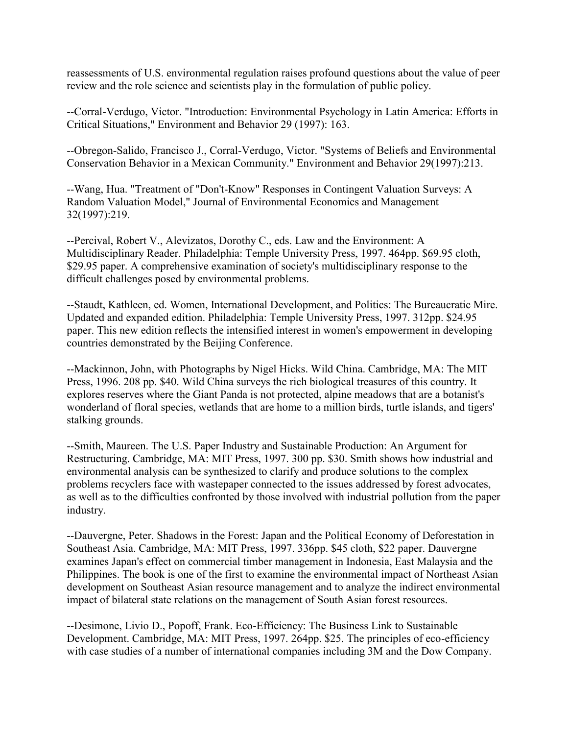reassessments of U.S. environmental regulation raises profound questions about the value of peer review and the role science and scientists play in the formulation of public policy.

--Corral-Verdugo, Victor. "Introduction: Environmental Psychology in Latin America: Efforts in Critical Situations," Environment and Behavior 29 (1997): 163.

--Obregon-Salido, Francisco J., Corral-Verdugo, Victor. "Systems of Beliefs and Environmental Conservation Behavior in a Mexican Community." Environment and Behavior 29(1997):213.

--Wang, Hua. "Treatment of "Don't-Know" Responses in Contingent Valuation Surveys: A Random Valuation Model," Journal of Environmental Economics and Management 32(1997):219.

--Percival, Robert V., Alevizatos, Dorothy C., eds. Law and the Environment: A Multidisciplinary Reader. Philadelphia: Temple University Press, 1997. 464pp. $69.95 cloth, $29.95 paper. A comprehensive examination of society's multidisciplinary response to the difficult challenges posed by environmental problems.

--Staudt, Kathleen, ed. Women, International Development, and Politics: The Bureaucratic Mire. Updated and expanded edition. Philadelphia: Temple University Press, 1997. 312pp. $24.95 paper. This new edition reflects the intensified interest in women's empowerment in developing countries demonstrated by the Beijing Conference.

--Mackinnon, John, with Photographs by Nigel Hicks. Wild China. Cambridge, MA: The MIT Press, 1996. 208 pp. $40. Wild China surveys the rich biological treasures of this country. It explores reserves where the Giant Panda is not protected, alpine meadows that are a botanist's wonderland of floral species, wetlands that are home to a million birds, turtle islands, and tigers' stalking grounds.

--Smith, Maureen. The U.S. Paper Industry and Sustainable Production: An Argument for Restructuring. Cambridge, MA: MIT Press, 1997. 300 pp. $30. Smith shows how industrial and environmental analysis can be synthesized to clarify and produce solutions to the complex problems recyclers face with wastepaper connected to the issues addressed by forest advocates, as well as to the difficulties confronted by those involved with industrial pollution from the paper industry.

--Dauvergne, Peter. Shadows in the Forest: Japan and the Political Economy of Deforestation in Southeast Asia. Cambridge, MA: MIT Press, 1997. 336pp. $45 cloth, $22 paper. Dauvergne examines Japan's effect on commercial timber management in Indonesia, East Malaysia and the Philippines. The book is one of the first to examine the environmental impact of Northeast Asian development on Southeast Asian resource management and to analyze the indirect environmental impact of bilateral state relations on the management of South Asian forest resources.

--Desimone, Livio D., Popoff, Frank. Eco-Efficiency: The Business Link to Sustainable Development. Cambridge, MA: MIT Press, 1997. 264pp. $25. The principles of eco-efficiency with case studies of a number of international companies including 3M and the Dow Company.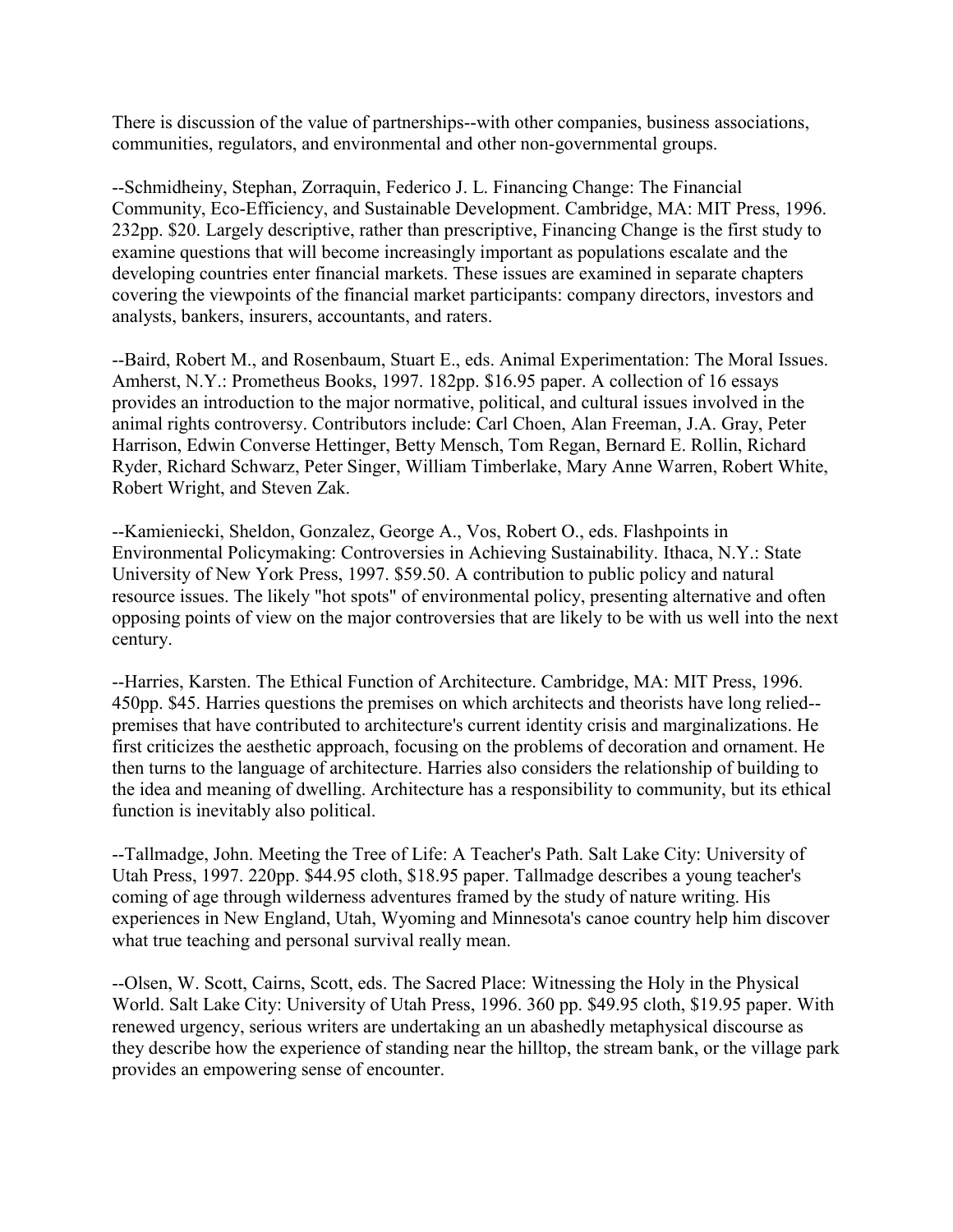There is discussion of the value of partnerships--with other companies, business associations, communities, regulators, and environmental and other non-governmental groups.

--Schmidheiny, Stephan, Zorraquin, Federico J. L. Financing Change: The Financial Community, Eco-Efficiency, and Sustainable Development. Cambridge, MA: MIT Press, 1996. 232pp. $20. Largely descriptive, rather than prescriptive, Financing Change is the first study to examine questions that will become increasingly important as populations escalate and the developing countries enter financial markets. These issues are examined in separate chapters covering the viewpoints of the financial market participants: company directors, investors and analysts, bankers, insurers, accountants, and raters.

--Baird, Robert M., and Rosenbaum, Stuart E., eds. Animal Experimentation: The Moral Issues. Amherst, N.Y.: Prometheus Books, 1997. 182pp. $16.95 paper. A collection of 16 essays provides an introduction to the major normative, political, and cultural issues involved in the animal rights controversy. Contributors include: Carl Choen, Alan Freeman, J.A. Gray, Peter Harrison, Edwin Converse Hettinger, Betty Mensch, Tom Regan, Bernard E. Rollin, Richard Ryder, Richard Schwarz, Peter Singer, William Timberlake, Mary Anne Warren, Robert White, Robert Wright, and Steven Zak.

--Kamieniecki, Sheldon, Gonzalez, George A., Vos, Robert O., eds. Flashpoints in Environmental Policymaking: Controversies in Achieving Sustainability. Ithaca, N.Y.: State University of New York Press, 1997. $59.50. A contribution to public policy and natural resource issues. The likely "hot spots" of environmental policy, presenting alternative and often opposing points of view on the major controversies that are likely to be with us well into the next century.

--Harries, Karsten. The Ethical Function of Architecture. Cambridge, MA: MIT Press, 1996. 450pp. $45. Harries questions the premises on which architects and theorists have long relied--premises that have contributed to architecture's current identity crisis and marginalizations. He first criticizes the aesthetic approach, focusing on the problems of decoration and ornament. He then turns to the language of architecture. Harries also considers the relationship of building to the idea and meaning of dwelling. Architecture has a responsibility to community, but its ethical function is inevitably also political.

--Tallmadge, John. Meeting the Tree of Life: A Teacher's Path. Salt Lake City: University of Utah Press, 1997. 220pp. $44.95 cloth, $18.95 paper. Tallmadge describes a young teacher's coming of age through wilderness adventures framed by the study of nature writing. His experiences in New England, Utah, Wyoming and Minnesota's canoe country help him discover what true teaching and personal survival really mean.

--Olsen, W. Scott, Cairns, Scott, eds. The Sacred Place: Witnessing the Holy in the Physical World. Salt Lake City: University of Utah Press, 1996. 360 pp. $49.95 cloth, $19.95 paper. With renewed urgency, serious writers are undertaking an un abashedly metaphysical discourse as they describe how the experience of standing near the hilltop, the stream bank, or the village park provides an empowering sense of encounter.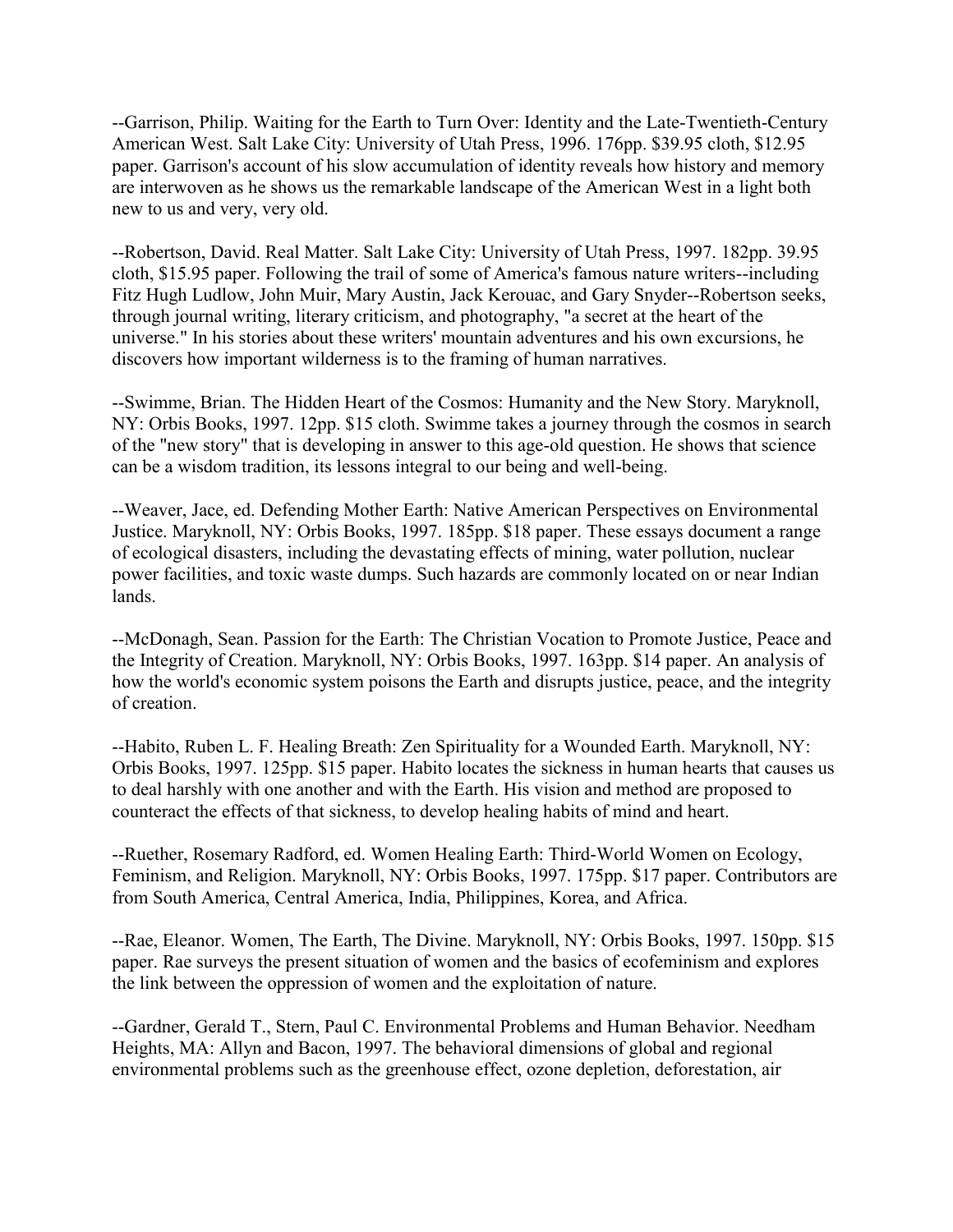--Garrison, Philip. Waiting for the Earth to Turn Over: Identity and the Late-Twentieth-Century American West. Salt Lake City: University of Utah Press, 1996. 176pp. $39.95 cloth, $12.95 paper. Garrison's account of his slow accumulation of identity reveals how history and memory are interwoven as he shows us the remarkable landscape of the American West in a light both new to us and very, very old.

--Robertson, David. Real Matter. Salt Lake City: University of Utah Press, 1997. 182pp. 39.95 cloth, $15.95 paper. Following the trail of some of America's famous nature writers--including Fitz Hugh Ludlow, John Muir, Mary Austin, Jack Kerouac, and Gary Snyder--Robertson seeks, through journal writing, literary criticism, and photography, "a secret at the heart of the universe." In his stories about these writers' mountain adventures and his own excursions, he discovers how important wilderness is to the framing of human narratives.

--Swimme, Brian. The Hidden Heart of the Cosmos: Humanity and the New Story. Maryknoll, NY: Orbis Books, 1997. 12pp. $15 cloth. Swimme takes a journey through the cosmos in search of the "new story" that is developing in answer to this age-old question. He shows that science can be a wisdom tradition, its lessons integral to our being and well-being.

--Weaver, Jace, ed. Defending Mother Earth: Native American Perspectives on Environmental Justice. Maryknoll, NY: Orbis Books, 1997. 185pp. $18 paper. These essays document a range of ecological disasters, including the devastating effects of mining, water pollution, nuclear power facilities, and toxic waste dumps. Such hazards are commonly located on or near Indian lands.

--McDonagh, Sean. Passion for the Earth: The Christian Vocation to Promote Justice, Peace and the Integrity of Creation. Maryknoll, NY: Orbis Books, 1997. 163pp. $14 paper. An analysis of how the world's economic system poisons the Earth and disrupts justice, peace, and the integrity of creation.

--Habito, Ruben L. F. Healing Breath: Zen Spirituality for a Wounded Earth. Maryknoll, NY: Orbis Books, 1997. 125pp. $15 paper. Habito locates the sickness in human hearts that causes us to deal harshly with one another and with the Earth. His vision and method are proposed to counteract the effects of that sickness, to develop healing habits of mind and heart.

--Ruether, Rosemary Radford, ed. Women Healing Earth: Third-World Women on Ecology, Feminism, and Religion. Maryknoll, NY: Orbis Books, 1997. 175pp. $17 paper. Contributors are from South America, Central America, India, Philippines, Korea, and Africa.

--Rae, Eleanor. Women, The Earth, The Divine. Maryknoll, NY: Orbis Books, 1997. 150pp. $15 paper. Rae surveys the present situation of women and the basics of ecofeminism and explores the link between the oppression of women and the exploitation of nature.

--Gardner, Gerald T., Stern, Paul C. Environmental Problems and Human Behavior. Needham Heights, MA: Allyn and Bacon, 1997. The behavioral dimensions of global and regional environmental problems such as the greenhouse effect, ozone depletion, deforestation, air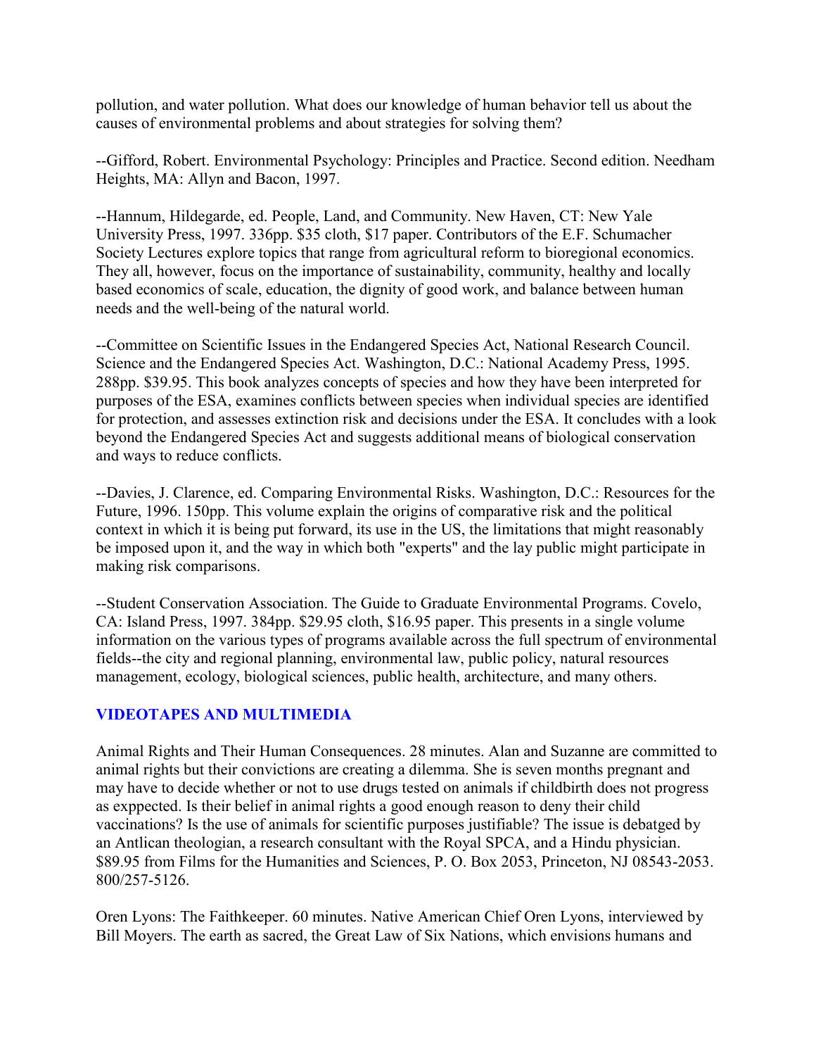pollution, and water pollution. What does our knowledge of human behavior tell us about the causes of environmental problems and about strategies for solving them?

--Gifford, Robert. Environmental Psychology: Principles and Practice. Second edition. Needham Heights, MA: Allyn and Bacon, 1997.

--Hannum, Hildegarde, ed. People, Land, and Community. New Haven, CT: New Yale University Press, 1997. 336pp. $35 cloth, $17 paper. Contributors of the E.F. Schumacher Society Lectures explore topics that range from agricultural reform to bioregional economics. They all, however, focus on the importance of sustainability, community, healthy and locally based economics of scale, education, the dignity of good work, and balance between human needs and the well-being of the natural world.

--Committee on Scientific Issues in the Endangered Species Act, National Research Council. Science and the Endangered Species Act. Washington, D.C.: National Academy Press, 1995. 288pp. $39.95. This book analyzes concepts of species and how they have been interpreted for purposes of the ESA, examines conflicts between species when individual species are identified for protection, and assesses extinction risk and decisions under the ESA. It concludes with a look beyond the Endangered Species Act and suggests additional means of biological conservation and ways to reduce conflicts.

--Davies, J. Clarence, ed. Comparing Environmental Risks. Washington, D.C.: Resources for the Future, 1996. 150pp. This volume explain the origins of comparative risk and the political context in which it is being put forward, its use in the US, the limitations that might reasonably be imposed upon it, and the way in which both "experts" and the lay public might participate in making risk comparisons.

--Student Conservation Association. The Guide to Graduate Environmental Programs. Covelo, CA: Island Press, 1997. 384pp. $29.95 cloth, $16.95 paper. This presents in a single volume information on the various types of programs available across the full spectrum of environmental fields--the city and regional planning, environmental law, public policy, natural resources management, ecology, biological sciences, public health, architecture, and many others.

### VIDEOTAPES AND MULTIMEDIA

Animal Rights and Their Human Consequences. 28 minutes. Alan and Suzanne are committed to animal rights but their convictions are creating a dilemma. She is seven months pregnant and may have to decide whether or not to use drugs tested on animals if childbirth does not progress as exppected. Is their belief in animal rights a good enough reason to deny their child vaccinations? Is the use of animals for scientific purposes justifiable? The issue is debatged by an Antlican theologian, a research consultant with the Royal SPCA, and a Hindu physician. $89.95 from Films for the Humanities and Sciences, P. O. Box 2053, Princeton, NJ 08543-2053. 800/257-5126.

Oren Lyons: The Faithkeeper. 60 minutes. Native American Chief Oren Lyons, interviewed by Bill Moyers. The earth as sacred, the Great Law of Six Nations, which envisions humans and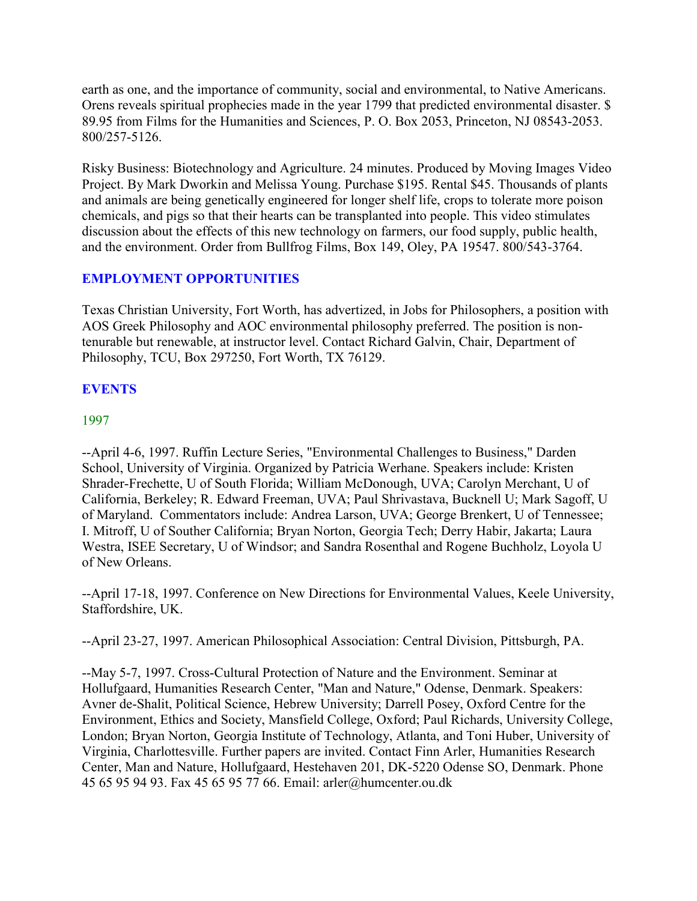earth as one, and the importance of community, social and environmental, to Native Americans. Orens reveals spiritual prophecies made in the year 1799 that predicted environmental disaster. $ 89.95 from Films for the Humanities and Sciences, P. O. Box 2053, Princeton, NJ 08543-2053. 800/257-5126.

Risky Business: Biotechnology and Agriculture. 24 minutes. Produced by Moving Images Video Project. By Mark Dworkin and Melissa Young. Purchase $195. Rental $45. Thousands of plants and animals are being genetically engineered for longer shelf life, crops to tolerate more poison chemicals, and pigs so that their hearts can be transplanted into people. This video stimulates discussion about the effects of this new technology on farmers, our food supply, public health, and the environment. Order from Bullfrog Films, Box 149, Oley, PA 19547. 800/543-3764.

## EMPLOYMENT OPPORTUNITIES

Texas Christian University, Fort Worth, has advertized, in Jobs for Philosophers, a position with AOS Greek Philosophy and AOC environmental philosophy preferred. The position is non-tenurable but renewable, at instructor level. Contact Richard Galvin, Chair, Department of Philosophy, TCU, Box 297250, Fort Worth, TX 76129.

## EVENTS

### 1997

--April 4-6, 1997. Ruffin Lecture Series, "Environmental Challenges to Business," Darden School, University of Virginia. Organized by Patricia Werhane. Speakers include: Kristen Shrader-Frechette, U of South Florida; William McDonough, UVA; Carolyn Merchant, U of California, Berkeley; R. Edward Freeman, UVA; Paul Shrivastava, Bucknell U; Mark Sagoff, U of Maryland. Commentators include: Andrea Larson, UVA; George Brenkert, U of Tennessee; I. Mitroff, U of Souther California; Bryan Norton, Georgia Tech; Derry Habir, Jakarta; Laura Westra, ISEE Secretary, U of Windsor; and Sandra Rosenthal and Rogene Buchholz, Loyola U of New Orleans.

--April 17-18, 1997. Conference on New Directions for Environmental Values, Keele University, Staffordshire, UK.

--April 23-27, 1997. American Philosophical Association: Central Division, Pittsburgh, PA.

--May 5-7, 1997. Cross-Cultural Protection of Nature and the Environment. Seminar at Hollufgaard, Humanities Research Center, "Man and Nature," Odense, Denmark. Speakers: Avner de-Shalit, Political Science, Hebrew University; Darrell Posey, Oxford Centre for the Environment, Ethics and Society, Mansfield College, Oxford; Paul Richards, University College, London; Bryan Norton, Georgia Institute of Technology, Atlanta, and Toni Huber, University of Virginia, Charlottesville. Further papers are invited. Contact Finn Arler, Humanities Research Center, Man and Nature, Hollufgaard, Hestehaven 201, DK-5220 Odense SO, Denmark. Phone 45 65 95 94 93. Fax 45 65 95 77 66. Email: arler@humcenter.ou.dk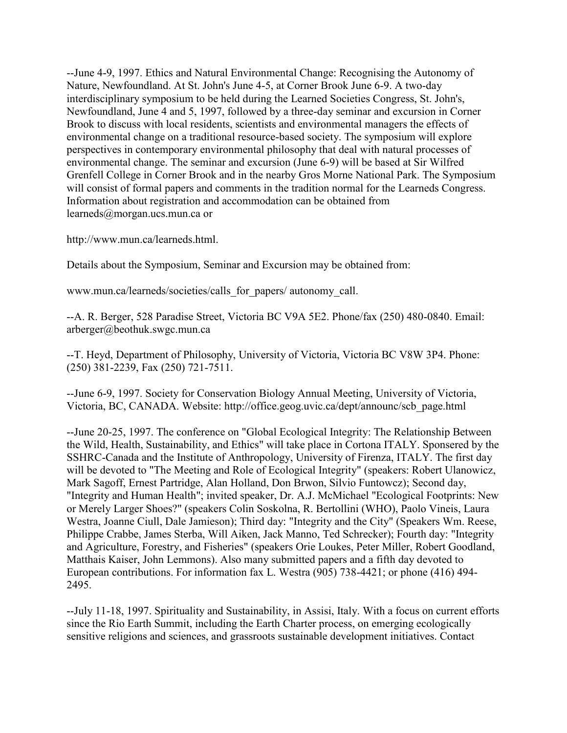--June 4-9, 1997. Ethics and Natural Environmental Change: Recognising the Autonomy of Nature, Newfoundland. At St. John's June 4-5, at Corner Brook June 6-9. A two-day interdisciplinary symposium to be held during the Learned Societies Congress, St. John's, Newfoundland, June 4 and 5, 1997, followed by a three-day seminar and excursion in Corner Brook to discuss with local residents, scientists and environmental managers the effects of environmental change on a traditional resource-based society. The symposium will explore perspectives in contemporary environmental philosophy that deal with natural processes of environmental change. The seminar and excursion (June 6-9) will be based at Sir Wilfred Grenfell College in Corner Brook and in the nearby Gros Morne National Park. The Symposium will consist of formal papers and comments in the tradition normal for the Learneds Congress. Information about registration and accommodation can be obtained from learneds@morgan.ucs.mun.ca or

http://www.mun.ca/learneds.html.

Details about the Symposium, Seminar and Excursion may be obtained from:

www.mun.ca/learneds/societies/calls_for_papers/ autonomy_call.

--A. R. Berger, 528 Paradise Street, Victoria BC V9A 5E2. Phone/fax (250) 480-0840. Email: arberger@beothuk.swgc.mun.ca

--T. Heyd, Department of Philosophy, University of Victoria, Victoria BC V8W 3P4. Phone: (250) 381-2239, Fax (250) 721-7511.

--June 6-9, 1997. Society for Conservation Biology Annual Meeting, University of Victoria, Victoria, BC, CANADA. Website: http://office.geog.uvic.ca/dept/announc/scb_page.html

--June 20-25, 1997. The conference on "Global Ecological Integrity: The Relationship Between the Wild, Health, Sustainability, and Ethics" will take place in Cortona ITALY. Sponsered by the SSHRC-Canada and the Institute of Anthropology, University of Firenza, ITALY. The first day will be devoted to "The Meeting and Role of Ecological Integrity" (speakers: Robert Ulanowicz, Mark Sagoff, Ernest Partridge, Alan Holland, Don Brwon, Silvio Funtowcz); Second day, "Integrity and Human Health"; invited speaker, Dr. A.J. McMichael "Ecological Footprints: New or Merely Larger Shoes?" (speakers Colin Soskolna, R. Bertollini (WHO), Paolo Vineis, Laura Westra, Joanne Ciull, Dale Jamieson); Third day: "Integrity and the City" (Speakers Wm. Reese, Philippe Crabbe, James Sterba, Will Aiken, Jack Manno, Ted Schrecker); Fourth day: "Integrity and Agriculture, Forestry, and Fisheries" (speakers Orie Loukes, Peter Miller, Robert Goodland, Matthais Kaiser, John Lemmons). Also many submitted papers and a fifth day devoted to European contributions. For information fax L. Westra (905) 738-4421; or phone (416) 494-2495.

--July 11-18, 1997. Spirituality and Sustainability, in Assisi, Italy. With a focus on current efforts since the Rio Earth Summit, including the Earth Charter process, on emerging ecologically sensitive religions and sciences, and grassroots sustainable development initiatives. Contact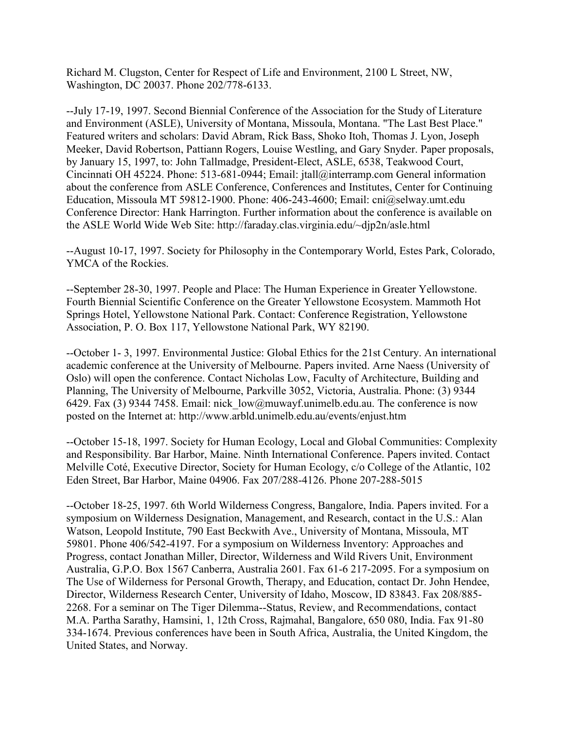Richard M. Clugston, Center for Respect of Life and Environment, 2100 L Street, NW, Washington, DC 20037. Phone 202/778-6133.

--July 17-19, 1997. Second Biennial Conference of the Association for the Study of Literature and Environment (ASLE), University of Montana, Missoula, Montana. "The Last Best Place." Featured writers and scholars: David Abram, Rick Bass, Shoko Itoh, Thomas J. Lyon, Joseph Meeker, David Robertson, Pattiann Rogers, Louise Westling, and Gary Snyder. Paper proposals, by January 15, 1997, to: John Tallmadge, President-Elect, ASLE, 6538, Teakwood Court, Cincinnati OH 45224. Phone: 513-681-0944; Email: jtall@interramp.com General information about the conference from ASLE Conference, Conferences and Institutes, Center for Continuing Education, Missoula MT 59812-1900. Phone: 406-243-4600; Email: cni@selway.umt.edu Conference Director: Hank Harrington. Further information about the conference is available on the ASLE World Wide Web Site: http://faraday.clas.virginia.edu/~djp2n/asle.html

--August 10-17, 1997. Society for Philosophy in the Contemporary World, Estes Park, Colorado, YMCA of the Rockies.

--September 28-30, 1997. People and Place: The Human Experience in Greater Yellowstone. Fourth Biennial Scientific Conference on the Greater Yellowstone Ecosystem. Mammoth Hot Springs Hotel, Yellowstone National Park. Contact: Conference Registration, Yellowstone Association, P. O. Box 117, Yellowstone National Park, WY 82190.

--October 1- 3, 1997. Environmental Justice: Global Ethics for the 21st Century. An international academic conference at the University of Melbourne. Papers invited. Arne Naess (University of Oslo) will open the conference. Contact Nicholas Low, Faculty of Architecture, Building and Planning, The University of Melbourne, Parkville 3052, Victoria, Australia. Phone: (3) 9344 6429. Fax (3) 9344 7458. Email: nick_low@muwayf.unimelb.edu.au. The conference is now posted on the Internet at: http://www.arbld.unimelb.edu.au/events/enjust.htm

--October 15-18, 1997. Society for Human Ecology, Local and Global Communities: Complexity and Responsibility. Bar Harbor, Maine. Ninth International Conference. Papers invited. Contact Melville Coté, Executive Director, Society for Human Ecology, c/o College of the Atlantic, 102 Eden Street, Bar Harbor, Maine 04906. Fax 207/288-4126. Phone 207-288-5015

--October 18-25, 1997. 6th World Wilderness Congress, Bangalore, India. Papers invited. For a symposium on Wilderness Designation, Management, and Research, contact in the U.S.: Alan Watson, Leopold Institute, 790 East Beckwith Ave., University of Montana, Missoula, MT 59801. Phone 406/542-4197. For a symposium on Wilderness Inventory: Approaches and Progress, contact Jonathan Miller, Director, Wilderness and Wild Rivers Unit, Environment Australia, G.P.O. Box 1567 Canberra, Australia 2601. Fax 61-6 217-2095. For a symposium on The Use of Wilderness for Personal Growth, Therapy, and Education, contact Dr. John Hendee, Director, Wilderness Research Center, University of Idaho, Moscow, ID 83843. Fax 208/885-2268. For a seminar on The Tiger Dilemma--Status, Review, and Recommendations, contact M.A. Partha Sarathy, Hamsini, 1, 12th Cross, Rajmahal, Bangalore, 650 080, India. Fax 91-80 334-1674. Previous conferences have been in South Africa, Australia, the United Kingdom, the United States, and Norway.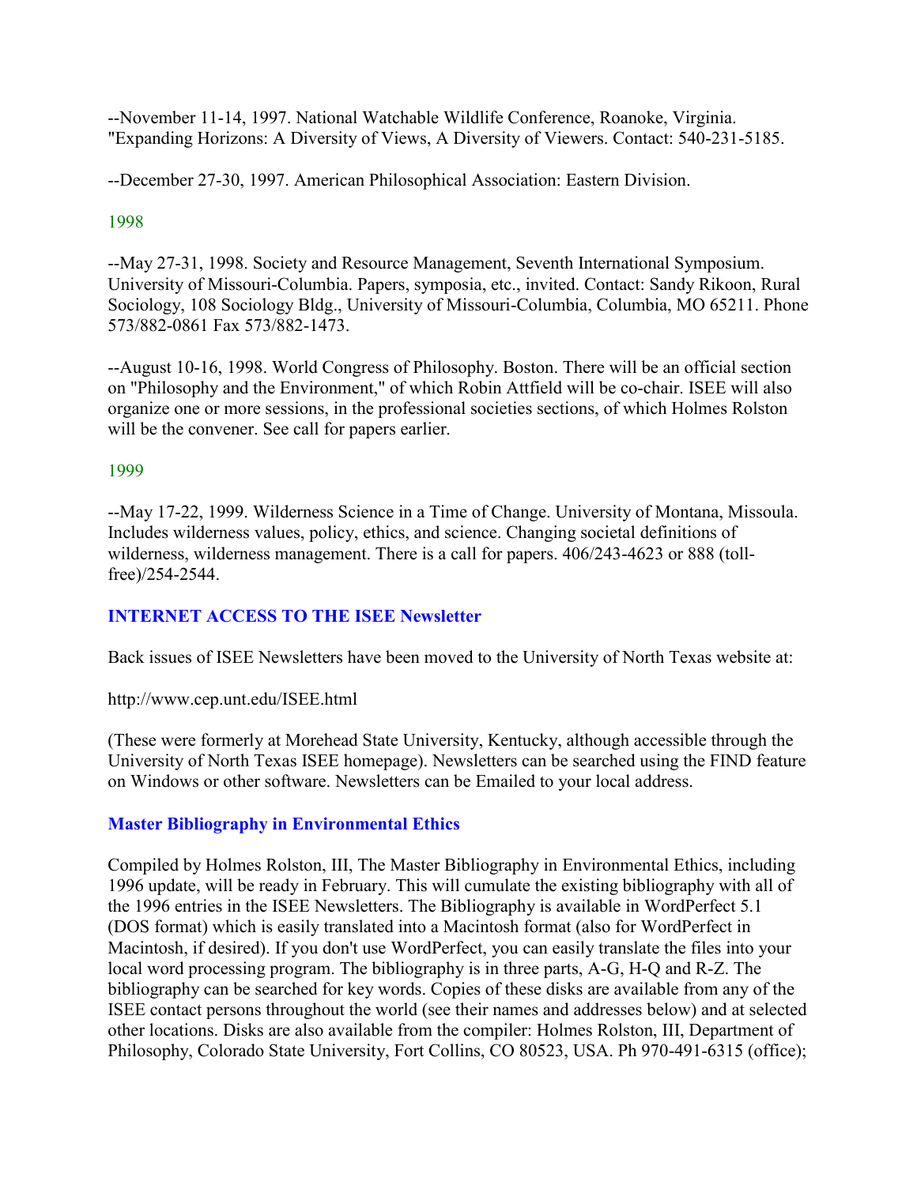--November 11-14, 1997. National Watchable Wildlife Conference, Roanoke, Virginia. "Expanding Horizons: A Diversity of Views, A Diversity of Viewers. Contact: 540-231-5185.

--December 27-30, 1997. American Philosophical Association: Eastern Division.

### 1998

--May 27-31, 1998. Society and Resource Management, Seventh International Symposium. University of Missouri-Columbia. Papers, symposia, etc., invited. Contact: Sandy Rikoon, Rural Sociology, 108 Sociology Bldg., University of Missouri-Columbia, Columbia, MO 65211. Phone 573/882-0861 Fax 573/882-1473.

--August 10-16, 1998. World Congress of Philosophy. Boston. There will be an official section on "Philosophy and the Environment," of which Robin Attfield will be co-chair. ISEE will also organize one or more sessions, in the professional societies sections, of which Holmes Rolston will be the convener. See call for papers earlier.

### 1999

--May 17-22, 1999. Wilderness Science in a Time of Change. University of Montana, Missoula. Includes wilderness values, policy, ethics, and science. Changing societal definitions of wilderness, wilderness management. There is a call for papers. 406/243-4623 or 888 (toll-free)/254-2544.

## INTERNET ACCESS TO THE ISEE Newsletter

Back issues of ISEE Newsletters have been moved to the University of North Texas website at:

http://www.cep.unt.edu/ISEE.html

(These were formerly at Morehead State University, Kentucky, although accessible through the University of North Texas ISEE homepage). Newsletters can be searched using the FIND feature on Windows or other software. Newsletters can be Emailed to your local address.

## Master Bibliography in Environmental Ethics

Compiled by Holmes Rolston, III, The Master Bibliography in Environmental Ethics, including 1996 update, will be ready in February. This will cumulate the existing bibliography with all of the 1996 entries in the ISEE Newsletters. The Bibliography is available in WordPerfect 5.1 (DOS format) which is easily translated into a Macintosh format (also for WordPerfect in Macintosh, if desired). If you don't use WordPerfect, you can easily translate the files into your local word processing program. The bibliography is in three parts, A-G, H-Q and R-Z. The bibliography can be searched for key words. Copies of these disks are available from any of the ISEE contact persons throughout the world (see their names and addresses below) and at selected other locations. Disks are also available from the compiler: Holmes Rolston, III, Department of Philosophy, Colorado State University, Fort Collins, CO 80523, USA. Ph 970-491-6315 (office);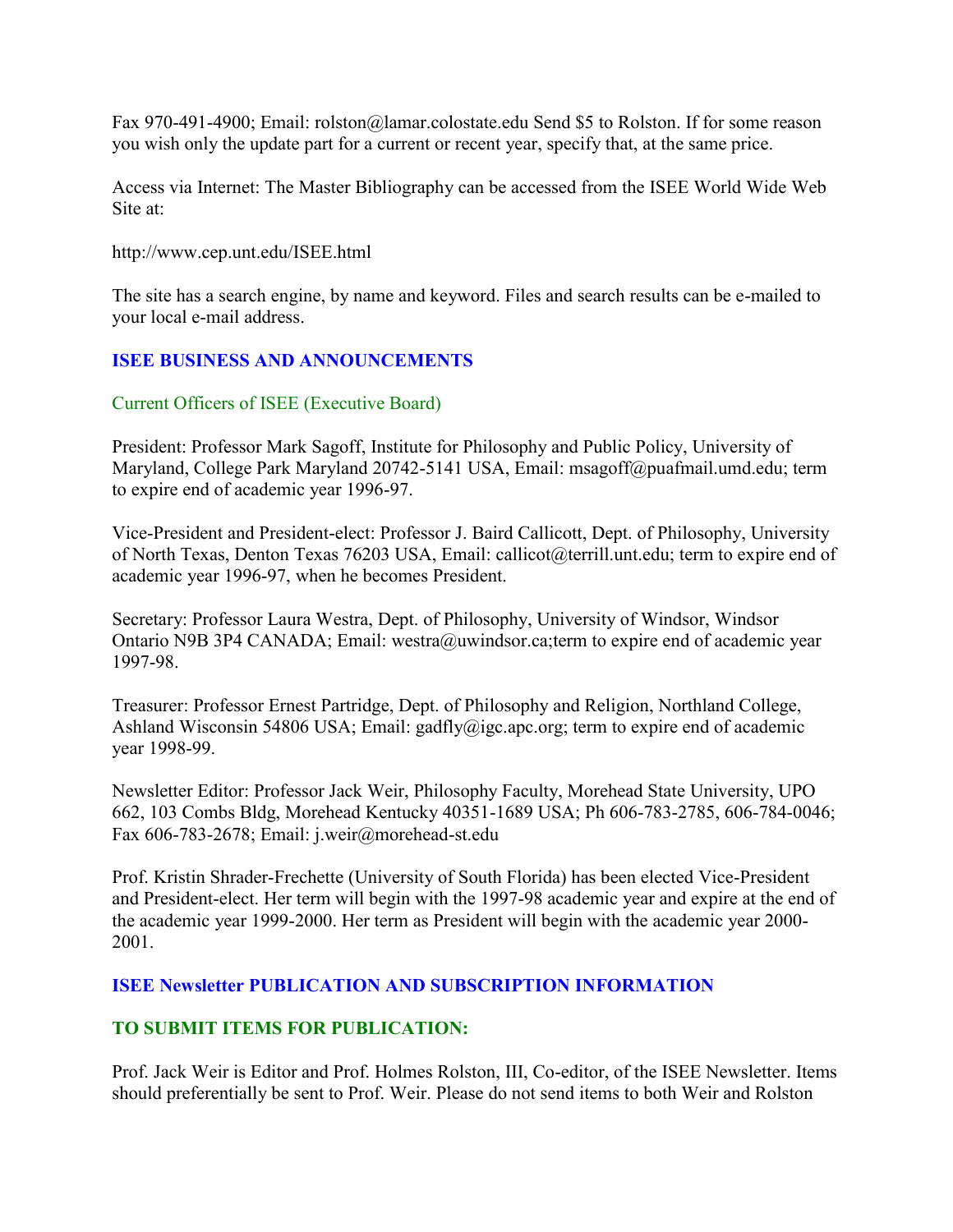Fax 970-491-4900; Email: rolston@lamar.colostate.edu Send $5 to Rolston. If for some reason you wish only the update part for a current or recent year, specify that, at the same price.

Access via Internet: The Master Bibliography can be accessed from the ISEE World Wide Web Site at:

http://www.cep.unt.edu/ISEE.html

The site has a search engine, by name and keyword. Files and search results can be e-mailed to your local e-mail address.

## ISEE BUSINESS AND ANNOUNCEMENTS

### Current Officers of ISEE (Executive Board)

President: Professor Mark Sagoff, Institute for Philosophy and Public Policy, University of Maryland, College Park Maryland 20742-5141 USA, Email: msagoff@puafmail.umd.edu; term to expire end of academic year 1996-97.

Vice-President and President-elect: Professor J. Baird Callicott, Dept. of Philosophy, University of North Texas, Denton Texas 76203 USA, Email: callicot@terrill.unt.edu; term to expire end of academic year 1996-97, when he becomes President.

Secretary: Professor Laura Westra, Dept. of Philosophy, University of Windsor, Windsor Ontario N9B 3P4 CANADA; Email: westra@uwindsor.ca;term to expire end of academic year 1997-98.

Treasurer: Professor Ernest Partridge, Dept. of Philosophy and Religion, Northland College, Ashland Wisconsin 54806 USA; Email: gadfly@igc.apc.org; term to expire end of academic year 1998-99.

Newsletter Editor: Professor Jack Weir, Philosophy Faculty, Morehead State University, UPO 662, 103 Combs Bldg, Morehead Kentucky 40351-1689 USA; Ph 606-783-2785, 606-784-0046; Fax 606-783-2678; Email: j.weir@morehead-st.edu

Prof. Kristin Shrader-Frechette (University of South Florida) has been elected Vice-President and President-elect. Her term will begin with the 1997-98 academic year and expire at the end of the academic year 1999-2000. Her term as President will begin with the academic year 2000-2001.

## ISEE Newsletter PUBLICATION AND SUBSCRIPTION INFORMATION

### TO SUBMIT ITEMS FOR PUBLICATION:

Prof. Jack Weir is Editor and Prof. Holmes Rolston, III, Co-editor, of the ISEE Newsletter. Items should preferentially be sent to Prof. Weir. Please do not send items to both Weir and Rolston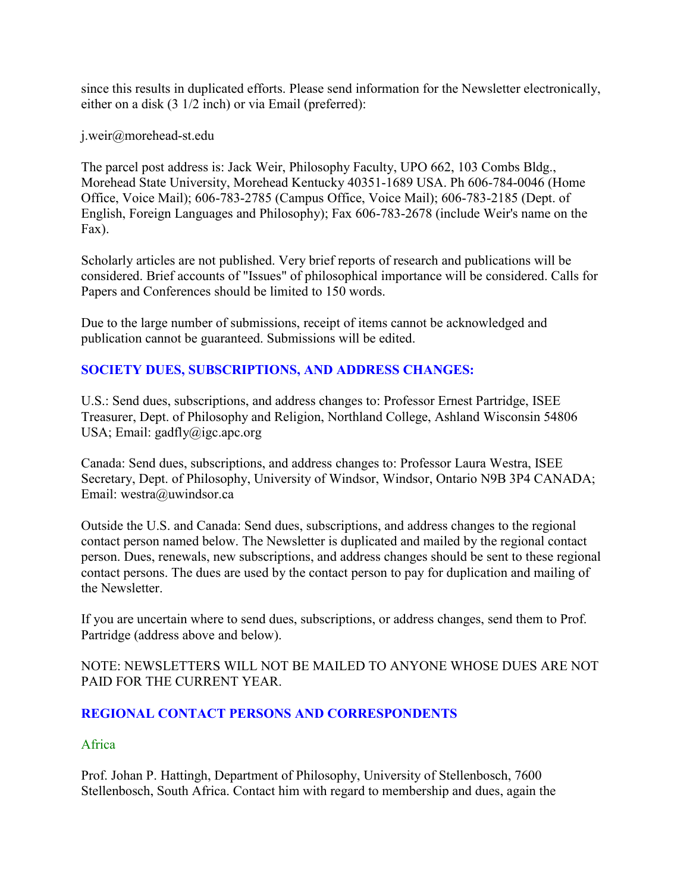since this results in duplicated efforts. Please send information for the Newsletter electronically, either on a disk (3 1/2 inch) or via Email (preferred):

j.weir@morehead-st.edu

The parcel post address is: Jack Weir, Philosophy Faculty, UPO 662, 103 Combs Bldg., Morehead State University, Morehead Kentucky 40351-1689 USA. Ph 606-784-0046 (Home Office, Voice Mail); 606-783-2785 (Campus Office, Voice Mail); 606-783-2185 (Dept. of English, Foreign Languages and Philosophy); Fax 606-783-2678 (include Weir's name on the Fax).

Scholarly articles are not published. Very brief reports of research and publications will be considered. Brief accounts of "Issues" of philosophical importance will be considered. Calls for Papers and Conferences should be limited to 150 words.

Due to the large number of submissions, receipt of items cannot be acknowledged and publication cannot be guaranteed. Submissions will be edited.

## SOCIETY DUES, SUBSCRIPTIONS, AND ADDRESS CHANGES:

U.S.: Send dues, subscriptions, and address changes to: Professor Ernest Partridge, ISEE Treasurer, Dept. of Philosophy and Religion, Northland College, Ashland Wisconsin 54806 USA; Email: gadfly@igc.apc.org

Canada: Send dues, subscriptions, and address changes to: Professor Laura Westra, ISEE Secretary, Dept. of Philosophy, University of Windsor, Windsor, Ontario N9B 3P4 CANADA; Email: westra@uwindsor.ca

Outside the U.S. and Canada: Send dues, subscriptions, and address changes to the regional contact person named below. The Newsletter is duplicated and mailed by the regional contact person. Dues, renewals, new subscriptions, and address changes should be sent to these regional contact persons. The dues are used by the contact person to pay for duplication and mailing of the Newsletter.

If you are uncertain where to send dues, subscriptions, or address changes, send them to Prof. Partridge (address above and below).

NOTE: NEWSLETTERS WILL NOT BE MAILED TO ANYONE WHOSE DUES ARE NOT PAID FOR THE CURRENT YEAR.

## REGIONAL CONTACT PERSONS AND CORRESPONDENTS

### Africa

Prof. Johan P. Hattingh, Department of Philosophy, University of Stellenbosch, 7600 Stellenbosch, South Africa. Contact him with regard to membership and dues, again the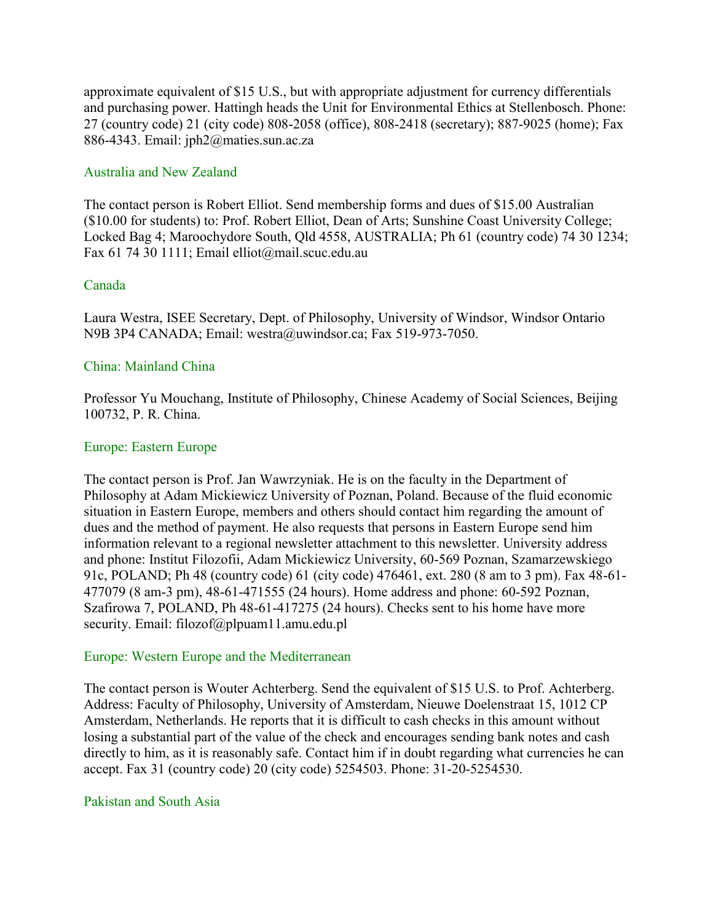approximate equivalent of $15 U.S., but with appropriate adjustment for currency differentials and purchasing power. Hattingh heads the Unit for Environmental Ethics at Stellenbosch. Phone: 27 (country code) 21 (city code) 808-2058 (office), 808-2418 (secretary); 887-9025 (home); Fax 886-4343. Email: jph2@maties.sun.ac.za

### Australia and New Zealand

The contact person is Robert Elliot. Send membership forms and dues of $15.00 Australian ($10.00 for students) to: Prof. Robert Elliot, Dean of Arts; Sunshine Coast University College; Locked Bag 4; Maroochydore South, Qld 4558, AUSTRALIA; Ph 61 (country code) 74 30 1234; Fax 61 74 30 1111; Email elliot@mail.scuc.edu.au

### Canada

Laura Westra, ISEE Secretary, Dept. of Philosophy, University of Windsor, Windsor Ontario N9B 3P4 CANADA; Email: westra@uwindsor.ca; Fax 519-973-7050.

### China: Mainland China

Professor Yu Mouchang, Institute of Philosophy, Chinese Academy of Social Sciences, Beijing 100732, P. R. China.

### Europe: Eastern Europe

The contact person is Prof. Jan Wawrzyniak. He is on the faculty in the Department of Philosophy at Adam Mickiewicz University of Poznan, Poland. Because of the fluid economic situation in Eastern Europe, members and others should contact him regarding the amount of dues and the method of payment. He also requests that persons in Eastern Europe send him information relevant to a regional newsletter attachment to this newsletter. University address and phone: Institut Filozofii, Adam Mickiewicz University, 60-569 Poznan, Szamarzewskiego 91c, POLAND; Ph 48 (country code) 61 (city code) 476461, ext. 280 (8 am to 3 pm). Fax 48-61-477079 (8 am-3 pm), 48-61-471555 (24 hours). Home address and phone: 60-592 Poznan, Szafirowa 7, POLAND, Ph 48-61-417275 (24 hours). Checks sent to his home have more security. Email: filozof@plpuam11.amu.edu.pl

### Europe: Western Europe and the Mediterranean

The contact person is Wouter Achterberg. Send the equivalent of $15 U.S. to Prof. Achterberg. Address: Faculty of Philosophy, University of Amsterdam, Nieuwe Doelenstraat 15, 1012 CP Amsterdam, Netherlands. He reports that it is difficult to cash checks in this amount without losing a substantial part of the value of the check and encourages sending bank notes and cash directly to him, as it is reasonably safe. Contact him if in doubt regarding what currencies he can accept. Fax 31 (country code) 20 (city code) 5254503. Phone: 31-20-5254530.

### Pakistan and South Asia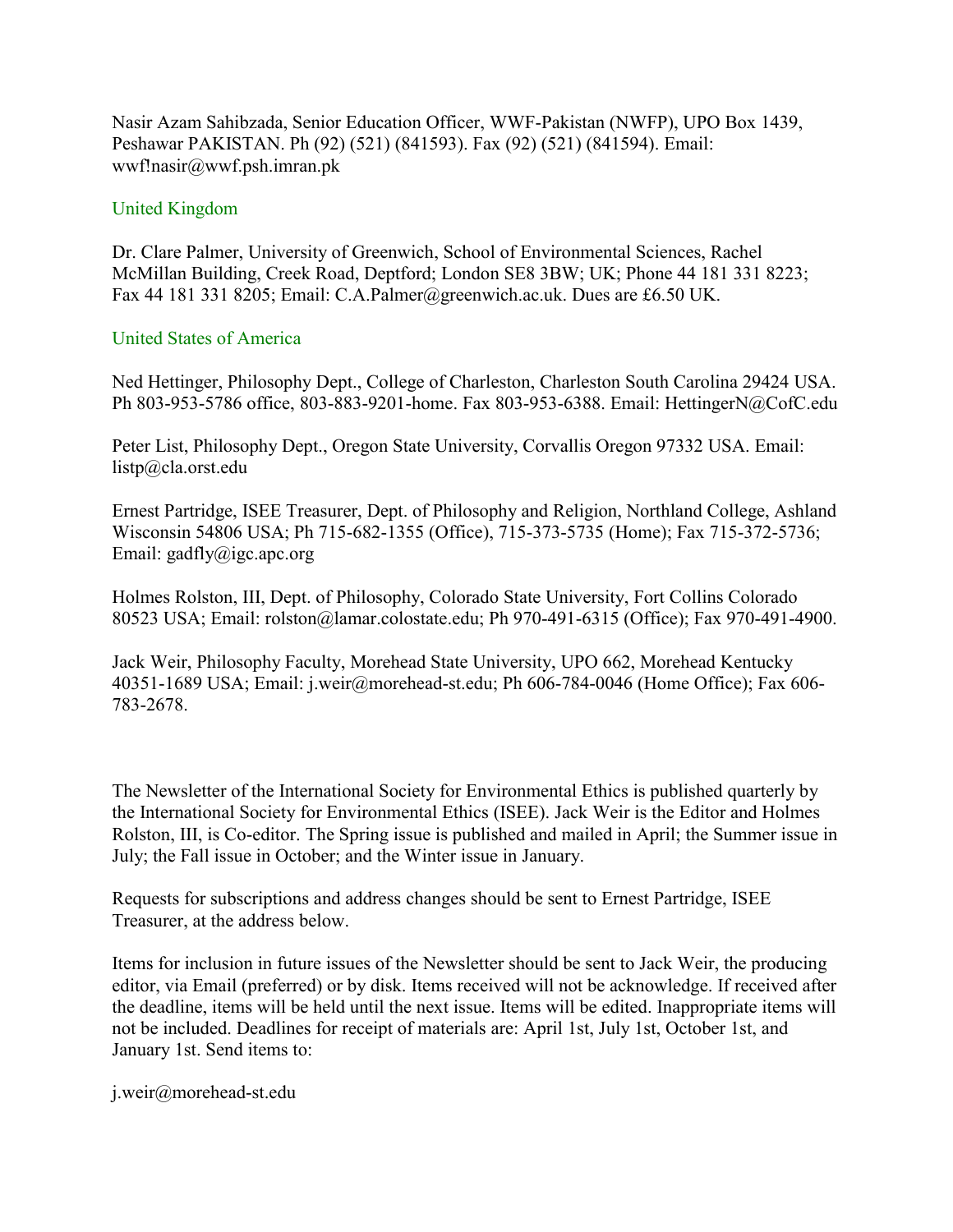Nasir Azam Sahibzada, Senior Education Officer, WWF-Pakistan (NWFP), UPO Box 1439, Peshawar PAKISTAN. Ph (92) (521) (841593). Fax (92) (521) (841594). Email: wwf!nasir@wwf.psh.imran.pk

## United Kingdom

Dr. Clare Palmer, University of Greenwich, School of Environmental Sciences, Rachel McMillan Building, Creek Road, Deptford; London SE8 3BW; UK; Phone 44 181 331 8223; Fax 44 181 331 8205; Email: C.A.Palmer@greenwich.ac.uk. Dues are £6.50 UK.

## United States of America

Ned Hettinger, Philosophy Dept., College of Charleston, Charleston South Carolina 29424 USA. Ph 803-953-5786 office, 803-883-9201-home. Fax 803-953-6388. Email: HettingerN@CofC.edu

Peter List, Philosophy Dept., Oregon State University, Corvallis Oregon 97332 USA. Email: listp@cla.orst.edu

Ernest Partridge, ISEE Treasurer, Dept. of Philosophy and Religion, Northland College, Ashland Wisconsin 54806 USA; Ph 715-682-1355 (Office), 715-373-5735 (Home); Fax 715-372-5736; Email: gadfly@igc.apc.org

Holmes Rolston, III, Dept. of Philosophy, Colorado State University, Fort Collins Colorado 80523 USA; Email: rolston@lamar.colostate.edu; Ph 970-491-6315 (Office); Fax 970-491-4900.

Jack Weir, Philosophy Faculty, Morehead State University, UPO 662, Morehead Kentucky 40351-1689 USA; Email: j.weir@morehead-st.edu; Ph 606-784-0046 (Home Office); Fax 606-783-2678.

The Newsletter of the International Society for Environmental Ethics is published quarterly by the International Society for Environmental Ethics (ISEE). Jack Weir is the Editor and Holmes Rolston, III, is Co-editor. The Spring issue is published and mailed in April; the Summer issue in July; the Fall issue in October; and the Winter issue in January.

Requests for subscriptions and address changes should be sent to Ernest Partridge, ISEE Treasurer, at the address below.

Items for inclusion in future issues of the Newsletter should be sent to Jack Weir, the producing editor, via Email (preferred) or by disk. Items received will not be acknowledge. If received after the deadline, items will be held until the next issue. Items will be edited. Inappropriate items will not be included. Deadlines for receipt of materials are: April 1st, July 1st, October 1st, and January 1st. Send items to:

j.weir@morehead-st.edu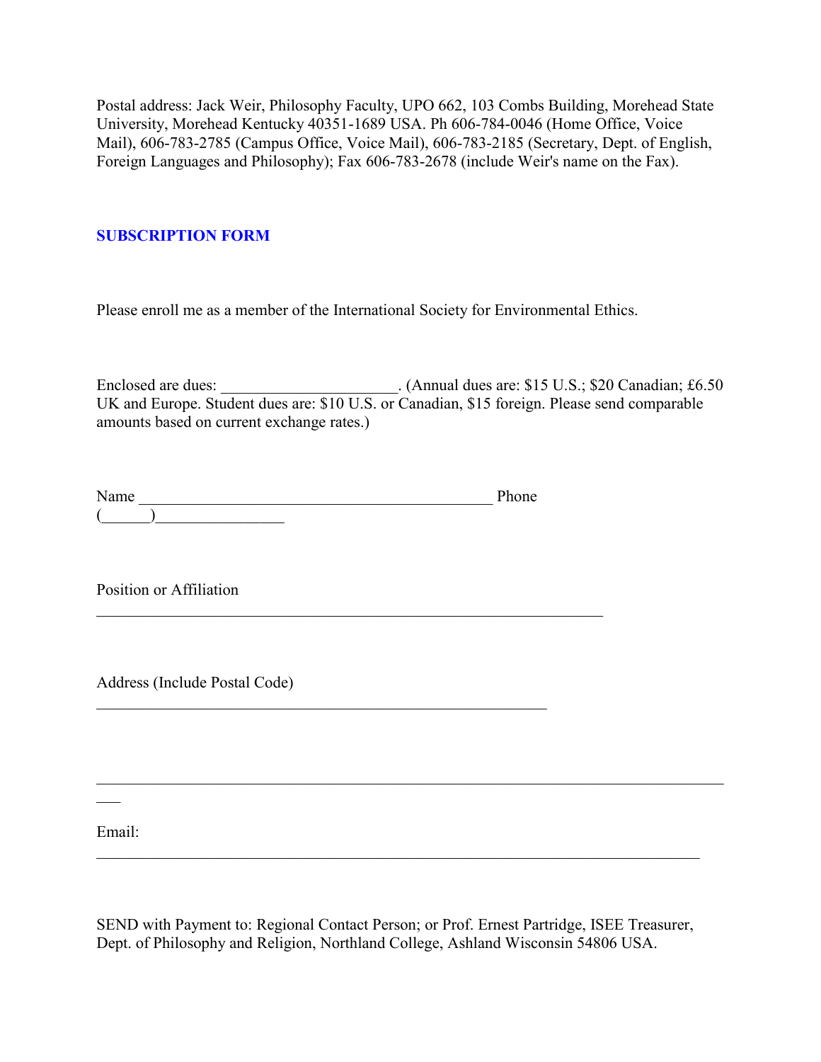Postal address: Jack Weir, Philosophy Faculty, UPO 662, 103 Combs Building, Morehead State University, Morehead Kentucky 40351-1689 USA. Ph 606-784-0046 (Home Office, Voice Mail), 606-783-2785 (Campus Office, Voice Mail), 606-783-2185 (Secretary, Dept. of English, Foreign Languages and Philosophy); Fax 606-783-2678 (include Weir's name on the Fax).

## SUBSCRIPTION FORM

Please enroll me as a member of the International Society for Environmental Ethics.

Enclosed are dues: ______________________. (Annual dues are: $15 U.S.; $20 Canadian; £6.50 UK and Europe. Student dues are: $10 U.S. or Canadian, $15 foreign. Please send comparable amounts based on current exchange rates.)

Name ____________________________________________ Phone (______)________________

Position or Affiliation _________________________________________________________________

Address (Include Postal Code) _________________________________________________________

_____________________________________________________________________________

Email: ______________________________________________________________________

SEND with Payment to: Regional Contact Person; or Prof. Ernest Partridge, ISEE Treasurer, Dept. of Philosophy and Religion, Northland College, Ashland Wisconsin 54806 USA.